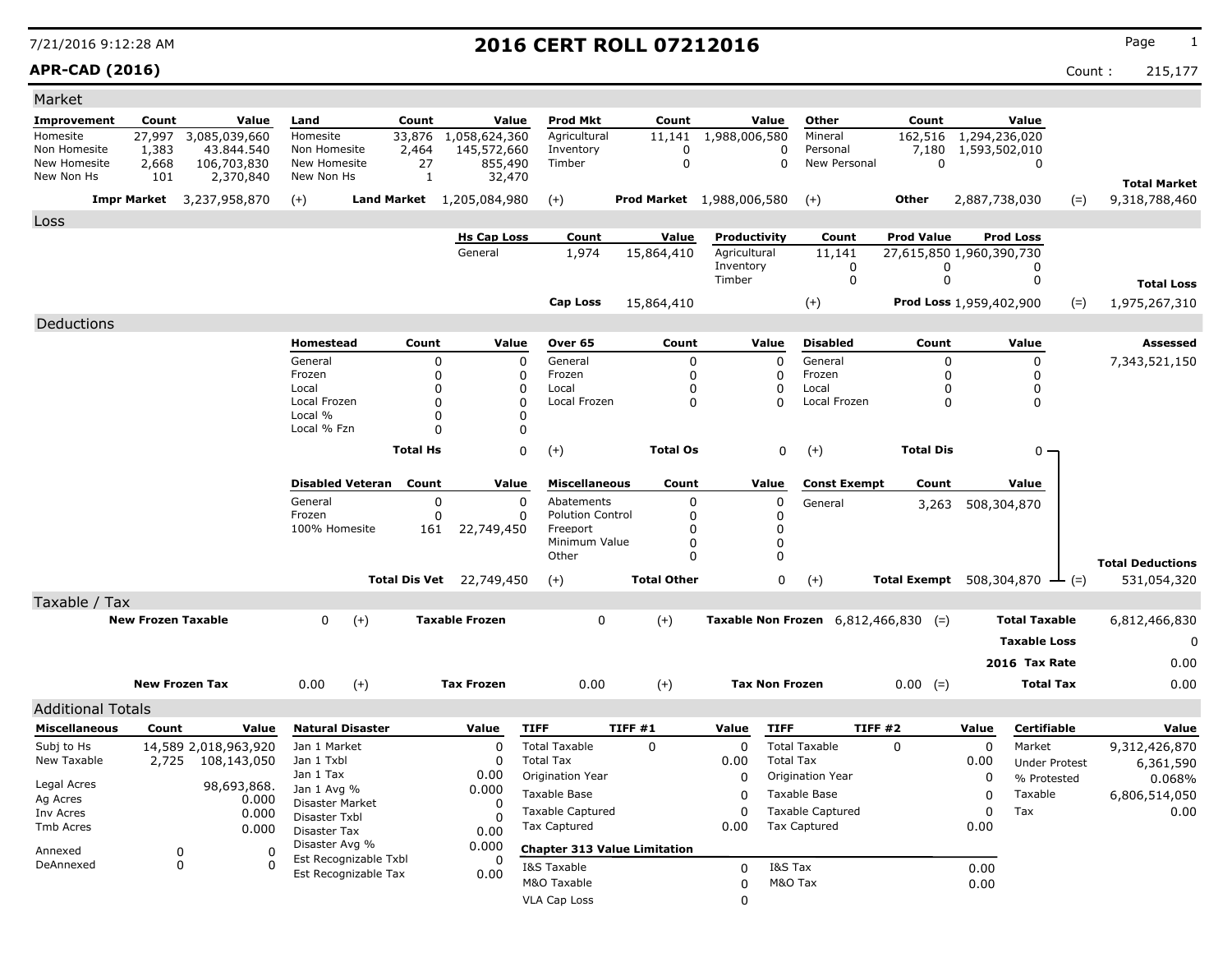7/21/2016 9:12:28 AM

# 2016 CERT ROLL 07212016

**APR-CAD (2016)**

Count : 215,177

## Market

| Improvement | Count | Value | Land | Count | Value | Prod Mkt | Count | Value | Other | Count | Value | | |
|---|---|---|---|---|---|---|---|---|---|---|---|---|---|
| Homesite | 27,997 | 3,085,039,660 | Homesite | 33,876 | 1,058,624,360 | Agricultural | 11,141 | 1,988,006,580 | Mineral | 162,516 | 1,294,236,020 | | |
| Non Homesite | 1,383 | 43.844.540 | Non Homesite | 2,464 | 145,572,660 | Inventory | 0 | 0 | Personal | 7,180 | 1,593,502,010 | | |
| New Homesite | 2,668 | 106,703,830 | New Homesite | 27 | 855,490 | Timber | 0 | 0 | New Personal | 0 | 0 | | |
| New Non Hs | 101 | 2,370,840 | New Non Hs | 1 | 32,470 | | | | | | | | **Total Market** |
| **Impr Market** | | 3,237,958,870 | (+) **Land Market** | | 1,205,084,980 | (+) **Prod Market** | | 1,988,006,580 | (+) **Other** | | 2,887,738,030 | (=) | 9,318,788,460 |

## Loss

| Hs Cap Loss | Count | Value | Productivity | Count | Prod Value | Prod Loss | | |
|---|---|---|---|---|---|---|---|---|
| General | 1,974 | 15,864,410 | Agricultural | 11,141 | 27,615,850 | 1,960,390,730 | | |
| | | | Inventory | 0 | 0 | 0 | | |
| | | | Timber | 0 | 0 | 0 | | **Total Loss** |
| **Cap Loss** | | 15,864,410 | (+) | | **Prod Loss** | 1,959,402,900 | (=) | 1,975,267,310 |

## Deductions

| Homestead | Count | Value | Over 65 | Count | Value | Disabled | Count | Value | Assessed |
|---|---|---|---|---|---|---|---|---|---|
| General | 0 | 0 | General | 0 | 0 | General | 0 | 0 | 7,343,521,150 |
| Frozen | 0 | 0 | Frozen | 0 | 0 | Frozen | 0 | 0 | |
| Local | 0 | 0 | Local | 0 | 0 | Local | 0 | 0 | |
| Local Frozen | 0 | 0 | Local Frozen | 0 | 0 | Local Frozen | 0 | 0 | |
| Local % | 0 | 0 | | | | | | | |
| Local % Fzn | 0 | 0 | | | | | | | |
| **Total Hs** | | 0 | (+) **Total Os** | | 0 | (+) **Total Dis** | | 0 | |

| Disabled Veteran | Count | Value | Miscellaneous | Count | Value | Const Exempt | Count | Value | | |
|---|---|---|---|---|---|---|---|---|---|---|
| General | 0 | 0 | Abatements | 0 | 0 | General | 3,263 | 508,304,870 | | |
| Frozen | 0 | 0 | Polution Control | 0 | 0 | | | | | |
| 100% Homesite | 161 | 22,749,450 | Freeport | 0 | 0 | | | | | |
| | | | Minimum Value | 0 | 0 | | | | | |
| | | | Other | 0 | 0 | | | | | **Total Deductions** |
| **Total Dis Vet** | | 22,749,450 | (+) **Total Other** | | 0 | (+) **Total Exempt** | | 508,304,870 | (=) | 531,054,320 |

## Taxable / Tax

| | | | | | | | | |
|---|---|---|---|---|---|---|---|---|
| **New Frozen Taxable** | 0 | (+) | **Taxable Frozen** | 0 | (+) | **Taxable Non Frozen** 6,812,466,830 (=) | **Total Taxable** | 6,812,466,830 |
| | | | | | | | **Taxable Loss** | 0 |
| | | | | | | | **2016 Tax Rate** | 0.00 |
| **New Frozen Tax** | 0.00 | (+) | **Tax Frozen** | 0.00 | (+) | **Tax Non Frozen** 0.00 (=) | **Total Tax** | 0.00 |

## Additional Totals

| Miscellaneous | Count | Value |
|---|---|---|
| Subj to Hs | 14,589 | 2,018,963,920 |
| New Taxable | 2,725 | 108,143,050 |
| Legal Acres | | 98,693,868. |
| Ag Acres | | 0.000 |
| Inv Acres | | 0.000 |
| Tmb Acres | | 0.000 |
| Annexed | 0 | 0 |
| DeAnnexed | 0 | 0 |

| Natural Disaster | Value |
|---|---|
| Jan 1 Market | 0 |
| Jan 1 Txbl | 0 |
| Jan 1 Tax | 0.00 |
| Jan 1 Avg % | 0.000 |
| Disaster Market | 0 |
| Disaster Txbl | 0 |
| Disaster Tax | 0.00 |
| Disaster Avg % | 0.000 |
| Est Recognizable Txbl | 0 |
| Est Recognizable Tax | 0.00 |

| TIFF | TIFF #1 | Value | TIFF | TIFF #2 | Value |
|---|---|---|---|---|---|
| Total Taxable | 0 | 0 | Total Taxable | 0 | 0 |
| Total Tax | | 0.00 | Total Tax | | 0.00 |
| Origination Year | | 0 | Origination Year | | 0 |
| Taxable Base | | 0 | Taxable Base | | 0 |
| Taxable Captured | | 0 | Taxable Captured | | 0 |
| Tax Captured | | 0.00 | Tax Captured | | 0.00 |

**Chapter 313 Value Limitation**

| | | | |
|---|---|---|---|
| I&S Taxable | 0 | I&S Tax | 0.00 |
| M&O Taxable | 0 | M&O Tax | 0.00 |
| VLA Cap Loss | 0 | | |

| Certifiable | Value |
|---|---|
| Market | 9,312,426,870 |
| Under Protest | 6,361,590 |
| % Protested | 0.068% |
| Taxable | 6,806,514,050 |
| Tax | 0.00 |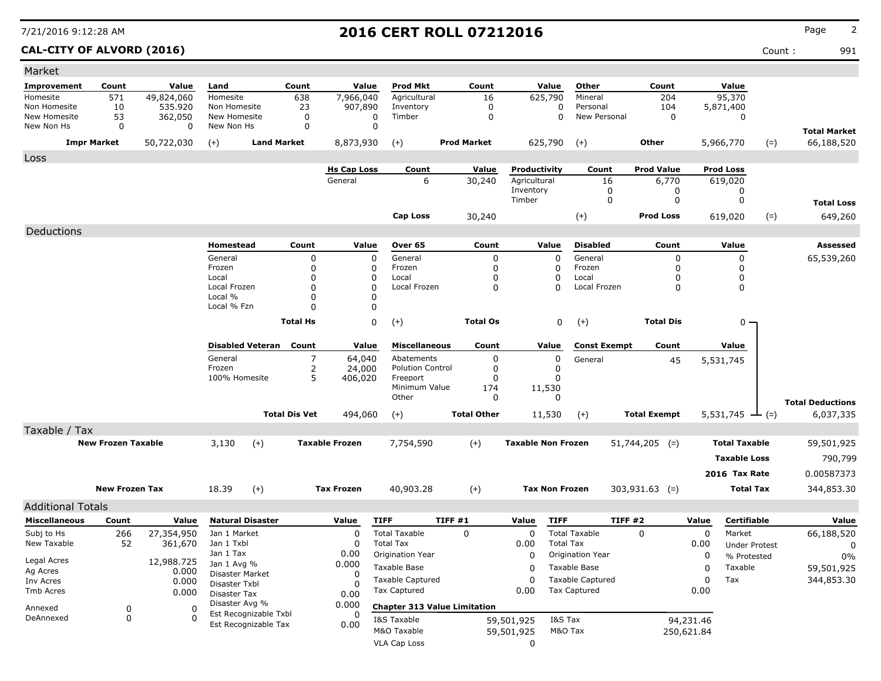# 2016 CERT ROLL 07212016

**CAL-CITY OF ALVORD (2016)**

Count : 991

## Market

| Improvement | Count | Value | Land | Count | Value | Prod Mkt | Count | Value | Other | Count | Value | | |
|---|---|---|---|---|---|---|---|---|---|---|---|---|---|
| Homesite | 571 | 49,824,060 | Homesite | 638 | 7,966,040 | Agricultural | 16 | 625,790 | Mineral | 204 | 95,370 | | |
| Non Homesite | 10 | 535.920 | Non Homesite | 23 | 907,890 | Inventory | 0 | 0 | Personal | 104 | 5,871,400 | | |
| New Homesite | 53 | 362,050 | New Homesite | 0 | 0 | Timber | 0 | 0 | New Personal | 0 | 0 | | |
| New Non Hs | 0 | 0 | New Non Hs | 0 | 0 | | | | | | | | **Total Market** |
| **Impr Market** | | 50,722,030 | (+) **Land Market** | | 8,873,930 | (+) **Prod Market** | | 625,790 | (+) **Other** | | 5,966,770 | (=) | 66,188,520 |

## Loss

| Hs Cap Loss | Count | Value | Productivity | Count | Prod Value | Prod Loss | | |
|---|---|---|---|---|---|---|---|---|
| General | 6 | 30,240 | Agricultural | 16 | 6,770 | 619,020 | | |
| | | | Inventory | 0 | 0 | 0 | | |
| | | | Timber | 0 | 0 | 0 | | **Total Loss** |
| **Cap Loss** | | 30,240 | (+) **Prod Loss** | | | 619,020 | (=) | 649,260 |

## Deductions

| Homestead | Count | Value | Over 65 | Count | Value | Disabled | Count | Value | Assessed |
|---|---|---|---|---|---|---|---|---|---|
| General | 0 | 0 | General | 0 | 0 | General | 0 | 0 | 65,539,260 |
| Frozen | 0 | 0 | Frozen | 0 | 0 | Frozen | 0 | 0 | |
| Local | 0 | 0 | Local | 0 | 0 | Local | 0 | 0 | |
| Local Frozen | 0 | 0 | Local Frozen | 0 | 0 | Local Frozen | 0 | 0 | |
| Local % | 0 | 0 | | | | | | | |
| Local % Fzn | 0 | 0 | | | | | | | |
| **Total Hs** | | 0 | (+) **Total Os** | | 0 | (+) **Total Dis** | | 0 | |

| Disabled Veteran | Count | Value | Miscellaneous | Count | Value | Const Exempt | Count | Value | | |
|---|---|---|---|---|---|---|---|---|---|---|
| General | 7 | 64,040 | Abatements | 0 | 0 | General | 45 | 5,531,745 | | |
| Frozen | 2 | 24,000 | Polution Control | 0 | 0 | | | | | |
| 100% Homesite | 5 | 406,020 | Freeport | 0 | 0 | | | | | |
| | | | Minimum Value | 174 | 11,530 | | | | | |
| | | | Other | 0 | 0 | | | | | **Total Deductions** |
| **Total Dis Vet** | | 494,060 | (+) **Total Other** | | 11,530 | (+) **Total Exempt** | | 5,531,745 | (=) | 6,037,335 |

## Taxable / Tax

| | | | | | | | | | |
|---|---|---|---|---|---|---|---|---|---|
| **New Frozen Taxable** | 3,130 | (+) | **Taxable Frozen** | 7,754,590 | (+) | **Taxable Non Frozen** | 51,744,205 (=) | **Total Taxable** | 59,501,925 |
| | | | | | | | | **Taxable Loss** | 790,799 |
| | | | | | | | | **2016 Tax Rate** | 0.00587373 |
| **New Frozen Tax** | 18.39 | (+) | **Tax Frozen** | 40,903.28 | (+) | **Tax Non Frozen** | 303,931.63 (=) | **Total Tax** | 344,853.30 |

## Additional Totals

| Miscellaneous | Count | Value |
|---|---|---|
| Subj to Hs | 266 | 27,354,950 |
| New Taxable | 52 | 361,670 |
| Legal Acres | | 12,988.725 |
| Ag Acres | | 0.000 |
| Inv Acres | | 0.000 |
| Tmb Acres | | 0.000 |
| Annexed | 0 | 0 |
| DeAnnexed | 0 | 0 |

| Natural Disaster | Value |
|---|---|
| Jan 1 Market | 0 |
| Jan 1 Txbl | 0 |
| Jan 1 Tax | 0.00 |
| Jan 1 Avg % | 0.000 |
| Disaster Market | 0 |
| Disaster Txbl | 0 |
| Disaster Tax | 0.00 |
| Disaster Avg % | 0.000 |
| Est Recognizable Txbl | 0 |
| Est Recognizable Tax | 0.00 |

| TIFF | TIFF #1 | Value | TIFF | TIFF #2 | Value |
|---|---|---|---|---|---|
| Total Taxable | 0 | 0 | Total Taxable | 0 | 0 |
| Total Tax | | 0.00 | Total Tax | | 0.00 |
| Origination Year | | 0 | Origination Year | | 0 |
| Taxable Base | | 0 | Taxable Base | | 0 |
| Taxable Captured | | 0 | Taxable Captured | | 0 |
| Tax Captured | | 0.00 | Tax Captured | | 0.00 |

**Chapter 313 Value Limitation**

| | | | |
|---|---|---|---|
| I&S Taxable | 59,501,925 | I&S Tax | 94,231.46 |
| M&O Taxable | 59,501,925 | M&O Tax | 250,621.84 |
| VLA Cap Loss | 0 | | |

| Certifiable | Value |
|---|---|
| Market | 66,188,520 |
| Under Protest | 0 |
| % Protested | 0% |
| Taxable | 59,501,925 |
| Tax | 344,853.30 |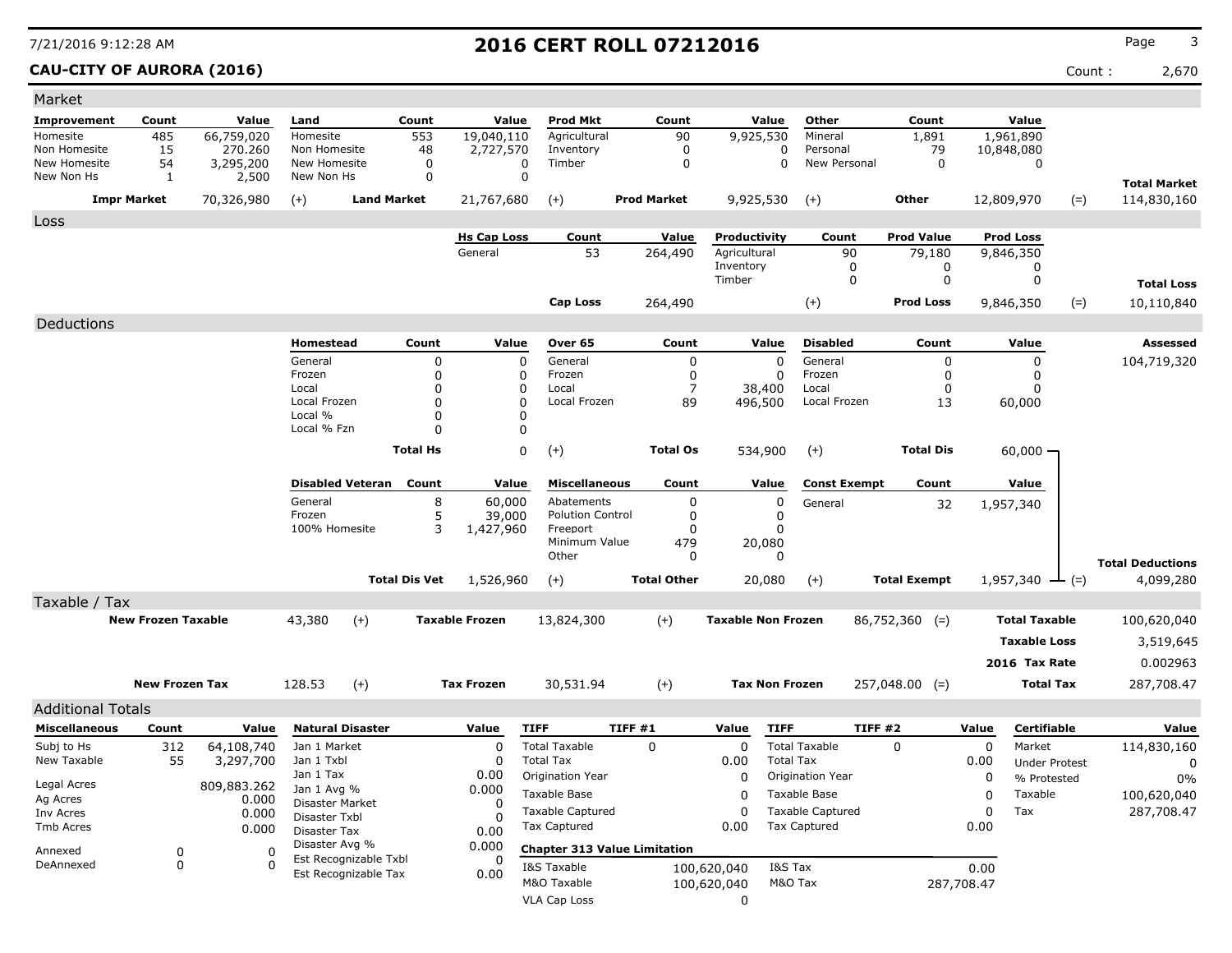7/21/2016 9:12:28 AM

# 2016 CERT ROLL 07212016

**CAU-CITY OF AURORA (2016)**

Count : 2,670

## Market

| Improvement | Count | Value | Land | Count | Value | Prod Mkt | Count | Value | Other | Count | Value | | |
|---|---|---|---|---|---|---|---|---|---|---|---|---|---|
| Homesite | 485 | 66,759,020 | Homesite | 553 | 19,040,110 | Agricultural | 90 | 9,925,530 | Mineral | 1,891 | 1,961,890 | | |
| Non Homesite | 15 | 270.260 | Non Homesite | 48 | 2,727,570 | Inventory | 0 | 0 | Personal | 79 | 10,848,080 | | |
| New Homesite | 54 | 3,295,200 | New Homesite | 0 | 0 | Timber | 0 | 0 | New Personal | 0 | 0 | | |
| New Non Hs | 1 | 2,500 | New Non Hs | 0 | 0 | | | | | | | | **Total Market** |
| **Impr Market** | | 70,326,980 | (+) **Land Market** | | 21,767,680 | (+) **Prod Market** | | 9,925,530 | (+) **Other** | | 12,809,970 | (=) | 114,830,160 |

## Loss

| Hs Cap Loss | Count | Value | Productivity | Count | Prod Value | Prod Loss | | |
|---|---|---|---|---|---|---|---|---|
| General | 53 | 264,490 | Agricultural | 90 | 79,180 | 9,846,350 | | |
| | | | Inventory | 0 | 0 | 0 | | |
| | | | Timber | 0 | 0 | 0 | | **Total Loss** |
| **Cap Loss** | | 264,490 | (+) | | **Prod Loss** | 9,846,350 | (=) | 10,110,840 |

## Deductions

| Homestead | Count | Value | Over 65 | Count | Value | Disabled | Count | Value | Assessed |
|---|---|---|---|---|---|---|---|---|---|
| General | 0 | 0 | General | 0 | 0 | General | 0 | 0 | 104,719,320 |
| Frozen | 0 | 0 | Frozen | 0 | 0 | Frozen | 0 | 0 | |
| Local | 0 | 0 | Local | 7 | 38,400 | Local | 0 | 0 | |
| Local Frozen | 0 | 0 | Local Frozen | 89 | 496,500 | Local Frozen | 13 | 60,000 | |
| Local % | 0 | 0 | | | | | | | |
| Local % Fzn | 0 | 0 | | | | | | | |
| **Total Hs** | | 0 | (+) **Total Os** | | 534,900 | (+) **Total Dis** | | 60,000 | |

| Disabled Veteran | Count | Value | Miscellaneous | Count | Value | Const Exempt | Count | Value | | Total Deductions |
|---|---|---|---|---|---|---|---|---|---|---|
| General | 8 | 60,000 | Abatements | 0 | 0 | General | 32 | 1,957,340 | | |
| Frozen | 5 | 39,000 | Polution Control | 0 | 0 | | | | | |
| 100% Homesite | 3 | 1,427,960 | Freeport | 0 | 0 | | | | | |
| | | | Minimum Value | 479 | 20,080 | | | | | |
| | | | Other | 0 | 0 | | | | | |
| **Total Dis Vet** | | 1,526,960 | (+) **Total Other** | | 20,080 | (+) **Total Exempt** | | 1,957,340 | (=) | 4,099,280 |

## Taxable / Tax

| New Frozen Taxable | | Taxable Frozen | | Taxable Non Frozen | | | |
|---|---|---|---|---|---|---|---|
| 43,380 | (+) | 13,824,300 | (+) | 86,752,360 | (=) | **Total Taxable** | 100,620,040 |
| | | | | | | **Taxable Loss** | 3,519,645 |
| | | | | | | **2016 Tax Rate** | 0.002963 |
| **New Frozen Tax** | | **Tax Frozen** | | **Tax Non Frozen** | | | |
| 128.53 | (+) | 30,531.94 | (+) | 257,048.00 | (=) | **Total Tax** | 287,708.47 |

## Additional Totals

| Miscellaneous | Count | Value |
|---|---|---|
| Subj to Hs | 312 | 64,108,740 |
| New Taxable | 55 | 3,297,700 |
| Legal Acres | | 809,883.262 |
| Ag Acres | | 0.000 |
| Inv Acres | | 0.000 |
| Tmb Acres | | 0.000 |
| Annexed | 0 | 0 |
| DeAnnexed | 0 | 0 |

| Natural Disaster | Value |
|---|---|
| Jan 1 Market | 0 |
| Jan 1 Txbl | 0 |
| Jan 1 Tax | 0.00 |
| Jan 1 Avg % | 0.000 |
| Disaster Market | 0 |
| Disaster Txbl | 0 |
| Disaster Tax | 0.00 |
| Disaster Avg % | 0.000 |
| Est Recognizable Txbl | 0 |
| Est Recognizable Tax | 0.00 |

| TIFF | TIFF #1 | Value |
|---|---|---|
| Total Taxable | 0 | 0 |
| Total Tax | | 0.00 |
| Origination Year | | 0 |
| Taxable Base | | 0 |
| Taxable Captured | | 0 |
| Tax Captured | | 0.00 |

| TIFF | TIFF #2 | Value |
|---|---|---|
| Total Taxable | 0 | 0 |
| Total Tax | | 0.00 |
| Origination Year | | 0 |
| Taxable Base | | 0 |
| Taxable Captured | | 0 |
| Tax Captured | | 0.00 |

**Chapter 313 Value Limitation**

| | | | |
|---|---|---|---|
| I&S Taxable | 100,620,040 | I&S Tax | 0.00 |
| M&O Taxable | 100,620,040 | M&O Tax | 287,708.47 |
| VLA Cap Loss | 0 | | |

| Certifiable | Value |
|---|---|
| Market | 114,830,160 |
| Under Protest | 0 |
| % Protested | 0% |
| Taxable | 100,620,040 |
| Tax | 287,708.47 |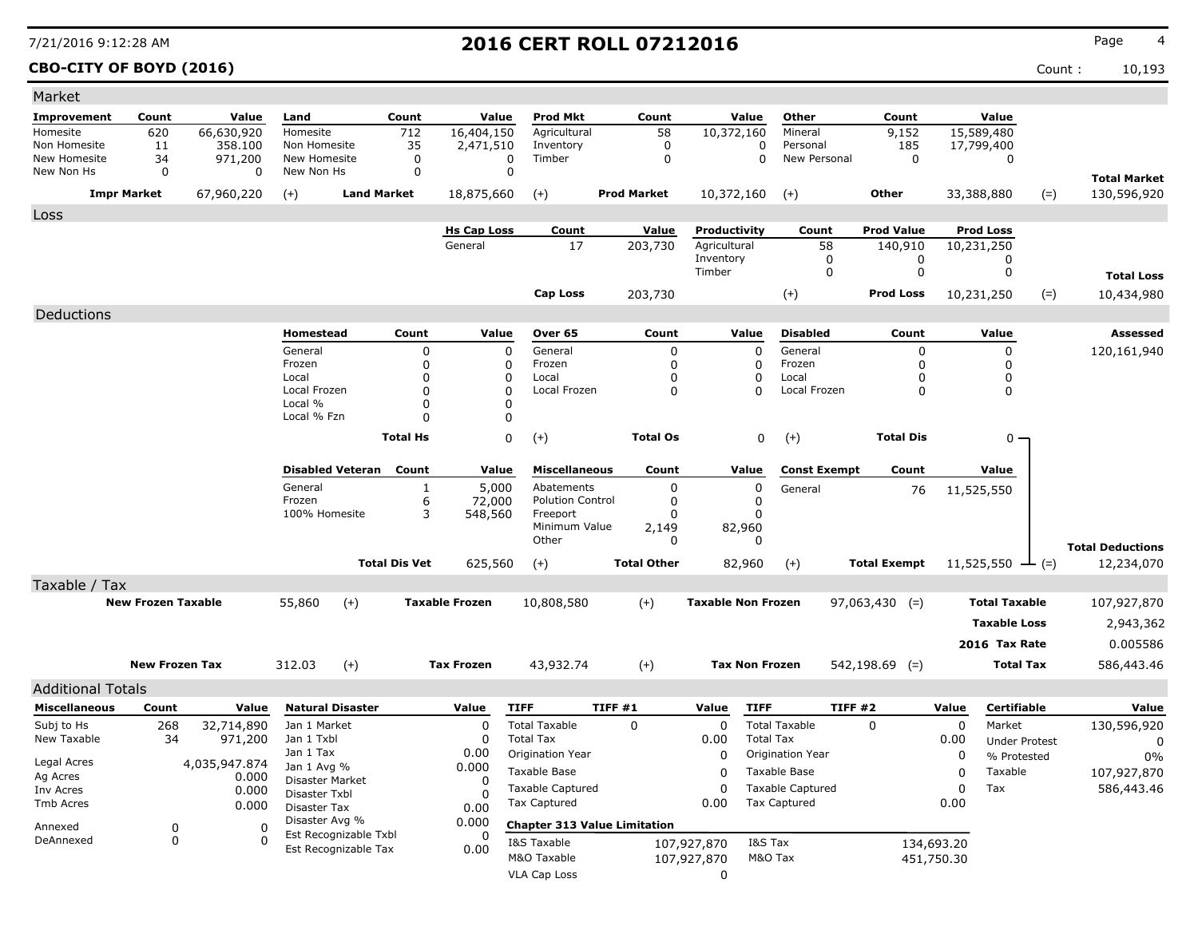# 2016 CERT ROLL 07212016

7/21/2016 9:12:28 AM

**CBO-CITY OF BOYD (2016)** Count : 10,193

## Market

| Improvement | Count | Value | Land | Count | Value | Prod Mkt | Count | Value | Other | Count | Value | | |
|---|---|---|---|---|---|---|---|---|---|---|---|---|---|
| Homesite | 620 | 66,630,920 | Homesite | 712 | 16,404,150 | Agricultural | 58 | 10,372,160 | Mineral | 9,152 | 15,589,480 | | |
| Non Homesite | 11 | 358.100 | Non Homesite | 35 | 2,471,510 | Inventory | 0 | 0 | Personal | 185 | 17,799,400 | | |
| New Homesite | 34 | 971,200 | New Homesite | 0 | 0 | Timber | 0 | 0 | New Personal | 0 | 0 | | |
| New Non Hs | 0 | 0 | New Non Hs | 0 | 0 | | | | | | | | **Total Market** |
| **Impr Market** | | 67,960,220 | (+) **Land Market** | | 18,875,660 | (+) **Prod Market** | | 10,372,160 | (+) **Other** | | 33,388,880 | (=) | 130,596,920 |

## Loss

| Hs Cap Loss | Count | Value | Productivity | Count | Prod Value | Prod Loss | | |
|---|---|---|---|---|---|---|---|---|
| General | 17 | 203,730 | Agricultural | 58 | 140,910 | 10,231,250 | | |
| | | | Inventory | 0 | 0 | 0 | | |
| | | | Timber | 0 | 0 | 0 | | **Total Loss** |
| **Cap Loss** | | 203,730 | (+) | | **Prod Loss** | 10,231,250 | (=) | 10,434,980 |

## Deductions

| Homestead | Count | Value | Over 65 | Count | Value | Disabled | Count | Value | Assessed |
|---|---|---|---|---|---|---|---|---|---|
| General | 0 | 0 | General | 0 | 0 | General | 0 | 0 | 120,161,940 |
| Frozen | 0 | 0 | Frozen | 0 | 0 | Frozen | 0 | 0 | |
| Local | 0 | 0 | Local | 0 | 0 | Local | 0 | 0 | |
| Local Frozen | 0 | 0 | Local Frozen | 0 | 0 | Local Frozen | 0 | 0 | |
| Local % | 0 | 0 | | | | | | | |
| Local % Fzn | 0 | 0 | | | | | | | |
| **Total Hs** | | 0 | (+) **Total Os** | | 0 | (+) **Total Dis** | | 0 | |

| Disabled Veteran | Count | Value | Miscellaneous | Count | Value | Const Exempt | Count | Value | | |
|---|---|---|---|---|---|---|---|---|---|---|
| General | 1 | 5,000 | Abatements | 0 | 0 | General | 76 | 11,525,550 | | |
| Frozen | 6 | 72,000 | Polution Control | 0 | 0 | | | | | |
| 100% Homesite | 3 | 548,560 | Freeport | 0 | 0 | | | | | |
| | | | Minimum Value | 2,149 | 82,960 | | | | | |
| | | | Other | 0 | 0 | | | | | **Total Deductions** |
| **Total Dis Vet** | | 625,560 | (+) **Total Other** | | 82,960 | (+) **Total Exempt** | | 11,525,550 | (=) | 12,234,070 |

## Taxable / Tax

| | | | | | | | | |
|---|---|---|---|---|---|---|---|---|
| **New Frozen Taxable** | 55,860 | (+) | **Taxable Frozen** | 10,808,580 | (+) | **Taxable Non Frozen** | 97,063,430 (=) | **Total Taxable** 107,927,870 |
| | | | | | | | | **Taxable Loss** 2,943,362 |
| | | | | | | | | **2016 Tax Rate** 0.005586 |
| **New Frozen Tax** | 312.03 | (+) | **Tax Frozen** | 43,932.74 | (+) | **Tax Non Frozen** | 542,198.69 (=) | **Total Tax** 586,443.46 |

## Additional Totals

| Miscellaneous | Count | Value |
|---|---|---|
| Subj to Hs | 268 | 32,714,890 |
| New Taxable | 34 | 971,200 |
| Legal Acres | | 4,035,947.874 |
| Ag Acres | | 0.000 |
| Inv Acres | | 0.000 |
| Tmb Acres | | 0.000 |
| Annexed | 0 | 0 |
| DeAnnexed | 0 | 0 |

| Natural Disaster | Value |
|---|---|
| Jan 1 Market | 0 |
| Jan 1 Txbl | 0 |
| Jan 1 Tax | 0.00 |
| Jan 1 Avg % | 0.000 |
| Disaster Market | 0 |
| Disaster Txbl | 0 |
| Disaster Tax | 0.00 |
| Disaster Avg % | 0.000 |
| Est Recognizable Txbl | 0 |
| Est Recognizable Tax | 0.00 |

| TIFF | TIFF #1 | Value | TIFF | TIFF #2 | Value |
|---|---|---|---|---|---|
| Total Taxable | 0 | 0 | Total Taxable | 0 | 0 |
| Total Tax | | 0.00 | Total Tax | | 0.00 |
| Origination Year | | 0 | Origination Year | | 0 |
| Taxable Base | | 0 | Taxable Base | | 0 |
| Taxable Captured | | 0 | Taxable Captured | | 0 |
| Tax Captured | | 0.00 | Tax Captured | | 0.00 |

**Chapter 313 Value Limitation**

| | | | |
|---|---|---|---|
| I&S Taxable | 107,927,870 | I&S Tax | 134,693.20 |
| M&O Taxable | 107,927,870 | M&O Tax | 451,750.30 |
| VLA Cap Loss | 0 | | |

| Certifiable | Value |
|---|---|
| Market | 130,596,920 |
| Under Protest | 0 |
| % Protested | 0% |
| Taxable | 107,927,870 |
| Tax | 586,443.46 |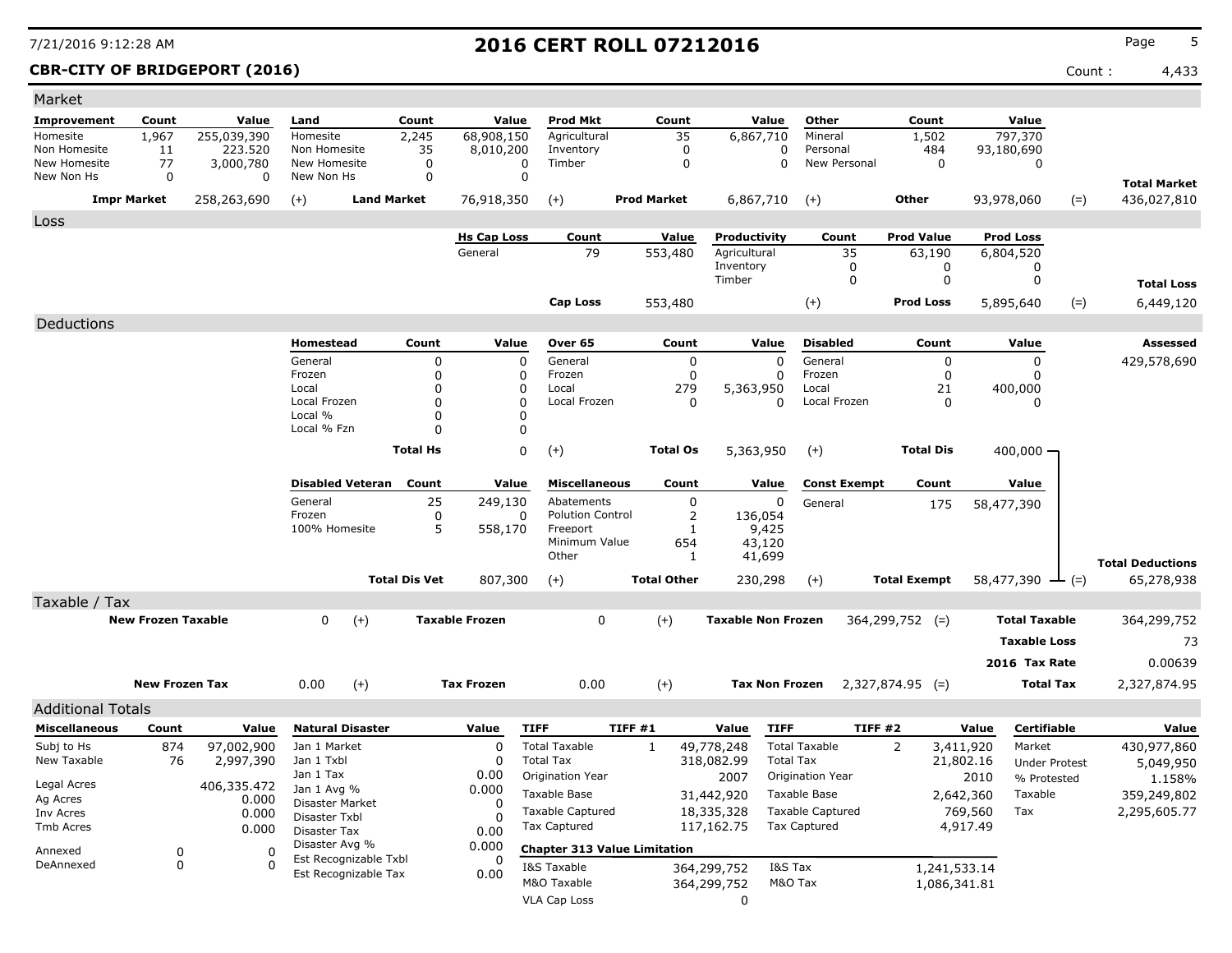# 2016 CERT ROLL 07212016

**CBR-CITY OF BRIDGEPORT (2016)** Count : 4,433

## Market

| Improvement | Count | Value | Land | Count | Value | Prod Mkt | Count | Value | Other | Count | Value | | |
|---|---|---|---|---|---|---|---|---|---|---|---|---|---|
| Homesite | 1,967 | 255,039,390 | Homesite | 2,245 | 68,908,150 | Agricultural | 35 | 6,867,710 | Mineral | 1,502 | 797,370 | | |
| Non Homesite | 11 | 223.520 | Non Homesite | 35 | 8,010,200 | Inventory | 0 | 0 | Personal | 484 | 93,180,690 | | |
| New Homesite | 77 | 3,000,780 | New Homesite | 0 | 0 | Timber | 0 | 0 | New Personal | 0 | 0 | | |
| New Non Hs | 0 | 0 | New Non Hs | 0 | 0 | | | | | | | | **Total Market** |
| **Impr Market** | | 258,263,690 | (+) **Land Market** | | 76,918,350 | (+) **Prod Market** | | 6,867,710 | (+) **Other** | | 93,978,060 | (=) | 436,027,810 |

## Loss

| Hs Cap Loss | Count | Value | Productivity | Count | Prod Value | Prod Loss | | |
|---|---|---|---|---|---|---|---|---|
| General | 79 | 553,480 | Agricultural | 35 | 63,190 | 6,804,520 | | |
| | | | Inventory | 0 | 0 | 0 | | |
| | | | Timber | 0 | 0 | 0 | | **Total Loss** |
| **Cap Loss** | | 553,480 | (+) | | **Prod Loss** | 5,895,640 | (=) | 6,449,120 |

## Deductions

| Homestead | Count | Value | Over 65 | Count | Value | Disabled | Count | Value | Assessed |
|---|---|---|---|---|---|---|---|---|---|
| General | 0 | 0 | General | 0 | 0 | General | 0 | 0 | 429,578,690 |
| Frozen | 0 | 0 | Frozen | 0 | 0 | Frozen | 0 | 0 | |
| Local | 0 | 0 | Local | 279 | 5,363,950 | Local | 21 | 400,000 | |
| Local Frozen | 0 | 0 | Local Frozen | 0 | 0 | Local Frozen | 0 | 0 | |
| Local % | 0 | 0 | | | | | | | |
| Local % Fzn | 0 | 0 | | | | | | | |
| **Total Hs** | | 0 | (+) **Total Os** | | 5,363,950 | (+) **Total Dis** | | 400,000 | |

| Disabled Veteran | Count | Value | Miscellaneous | Count | Value | Const Exempt | Count | Value | | |
|---|---|---|---|---|---|---|---|---|---|---|
| General | 25 | 249,130 | Abatements | 0 | 0 | General | 175 | 58,477,390 | | |
| Frozen | 0 | 0 | Polution Control | 2 | 136,054 | | | | | |
| 100% Homesite | 5 | 558,170 | Freeport | 1 | 9,425 | | | | | |
| | | | Minimum Value | 654 | 43,120 | | | | | |
| | | | Other | 1 | 41,699 | | | | | **Total Deductions** |
| **Total Dis Vet** | | 807,300 | (+) **Total Other** | | 230,298 | (+) **Total Exempt** | | 58,477,390 | (=) | 65,278,938 |

## Taxable / Tax

| New Frozen Taxable | | Taxable Frozen | | Taxable Non Frozen | | | |
|---|---|---|---|---|---|---|---|
| 0 | (+) | 0 | (+) | 364,299,752 | (=) | **Total Taxable** | 364,299,752 |
| | | | | | | **Taxable Loss** | 73 |
| | | | | | | **2016 Tax Rate** | 0.00639 |

| New Frozen Tax | | Tax Frozen | | Tax Non Frozen | | | |
|---|---|---|---|---|---|---|---|
| 0.00 | (+) | 0.00 | (+) | 2,327,874.95 | (=) | **Total Tax** | 2,327,874.95 |

## Additional Totals

| Miscellaneous | Count | Value |
|---|---|---|
| Subj to Hs | 874 | 97,002,900 |
| New Taxable | 76 | 2,997,390 |
| Legal Acres | | 406,335.472 |
| Ag Acres | | 0.000 |
| Inv Acres | | 0.000 |
| Tmb Acres | | 0.000 |
| Annexed | 0 | 0 |
| DeAnnexed | 0 | 0 |

| Natural Disaster | Value |
|---|---|
| Jan 1 Market | 0 |
| Jan 1 Txbl | 0 |
| Jan 1 Tax | 0.00 |
| Jan 1 Avg % | 0.000 |
| Disaster Market | 0 |
| Disaster Txbl | 0 |
| Disaster Tax | 0.00 |
| Disaster Avg % | 0.000 |
| Est Recognizable Txbl | 0 |
| Est Recognizable Tax | 0.00 |

| TIFF | TIFF #1 | Value | TIFF | TIFF #2 | Value |
|---|---|---|---|---|---|
| Total Taxable | 1 | 49,778,248 | Total Taxable | 2 | 3,411,920 |
| Total Tax | | 318,082.99 | Total Tax | | 21,802.16 |
| Origination Year | | 2007 | Origination Year | | 2010 |
| Taxable Base | | 31,442,920 | Taxable Base | | 2,642,360 |
| Taxable Captured | | 18,335,328 | Taxable Captured | | 769,560 |
| Tax Captured | | 117,162.75 | Tax Captured | | 4,917.49 |

**Chapter 313 Value Limitation**

| | | | |
|---|---|---|---|
| I&S Taxable | 364,299,752 | I&S Tax | 1,241,533.14 |
| M&O Taxable | 364,299,752 | M&O Tax | 1,086,341.81 |
| VLA Cap Loss | 0 | | |

| Certifiable | Value |
|---|---|
| Market | 430,977,860 |
| Under Protest | 5,049,950 |
| % Protested | 1.158% |
| Taxable | 359,249,802 |
| Tax | 2,295,605.77 |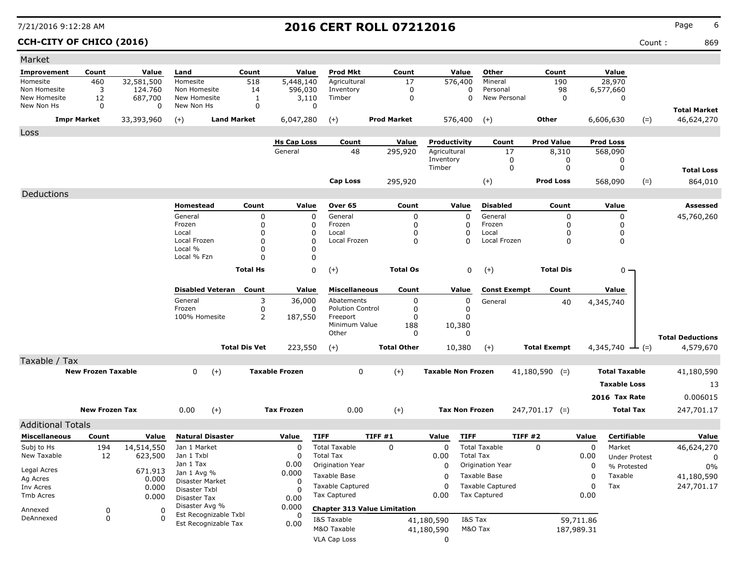7/21/2016 9:12:28 AM

# 2016 CERT ROLL 07212016

**CCH-CITY OF CHICO (2016)**

Count : 869

## Market

| Improvement | Count | Value | Land | Count | Value | Prod Mkt | Count | Value | Other | Count | Value | | |
|---|---|---|---|---|---|---|---|---|---|---|---|---|---|
| Homesite | 460 | 32,581,500 | Homesite | 518 | 5,448,140 | Agricultural | 17 | 576,400 | Mineral | 190 | 28,970 | | |
| Non Homesite | 3 | 124.760 | Non Homesite | 14 | 596,030 | Inventory | 0 | 0 | Personal | 98 | 6,577,660 | | |
| New Homesite | 12 | 687,700 | New Homesite | 1 | 3,110 | Timber | 0 | 0 | New Personal | 0 | 0 | | |
| New Non Hs | 0 | 0 | New Non Hs | 0 | 0 | | | | | | | | **Total Market** |
| **Impr Market** | | 33,393,960 | (+) **Land Market** | | 6,047,280 | (+) **Prod Market** | | 576,400 | (+) **Other** | | 6,606,630 | (=) | 46,624,270 |

## Loss

| Hs Cap Loss | Count | Value | Productivity | Count | Prod Value | Prod Loss | | |
|---|---|---|---|---|---|---|---|---|
| General | 48 | 295,920 | Agricultural | 17 | 8,310 | 568,090 | | |
| | | | Inventory | 0 | 0 | 0 | | |
| | | | Timber | 0 | 0 | 0 | | **Total Loss** |
| **Cap Loss** | | 295,920 | (+) | | **Prod Loss** | 568,090 | (=) | 864,010 |

## Deductions

| Homestead | Count | Value | Over 65 | Count | Value | Disabled | Count | Value | Assessed |
|---|---|---|---|---|---|---|---|---|---|
| General | 0 | 0 | General | 0 | 0 | General | 0 | 0 | 45,760,260 |
| Frozen | 0 | 0 | Frozen | 0 | 0 | Frozen | 0 | 0 | |
| Local | 0 | 0 | Local | 0 | 0 | Local | 0 | 0 | |
| Local Frozen | 0 | 0 | Local Frozen | 0 | 0 | Local Frozen | 0 | 0 | |
| Local % | 0 | 0 | | | | | | | |
| Local % Fzn | 0 | 0 | | | | | | | |
| **Total Hs** | | 0 | (+) **Total Os** | | 0 | (+) **Total Dis** | | 0 | |

| Disabled Veteran | Count | Value | Miscellaneous | Count | Value | Const Exempt | Count | Value | | |
|---|---|---|---|---|---|---|---|---|---|---|
| General | 3 | 36,000 | Abatements | 0 | 0 | General | 40 | 4,345,740 | | |
| Frozen | 0 | 0 | Polution Control | 0 | 0 | | | | | |
| 100% Homesite | 2 | 187,550 | Freeport | 0 | 0 | | | | | |
| | | | Minimum Value | 188 | 10,380 | | | | | |
| | | | Other | 0 | 0 | | | | | **Total Deductions** |
| **Total Dis Vet** | | 223,550 | (+) **Total Other** | | 10,380 | (+) **Total Exempt** | | 4,345,740 | (=) | 4,579,670 |

## Taxable / Tax

| | | | | | | | |
|---|---|---|---|---|---|---|---|
| **New Frozen Taxable** | 0 | (+) **Taxable Frozen** | 0 | (+) **Taxable Non Frozen** | 41,180,590 | (=) **Total Taxable** | 41,180,590 |
| | | | | | | **Taxable Loss** | 13 |
| | | | | | | **2016 Tax Rate** | 0.006015 |
| **New Frozen Tax** | 0.00 | (+) **Tax Frozen** | 0.00 | (+) **Tax Non Frozen** | 247,701.17 | (=) **Total Tax** | 247,701.17 |

## Additional Totals

| Miscellaneous | Count | Value |
|---|---|---|
| Subj to Hs | 194 | 14,514,550 |
| New Taxable | 12 | 623,500 |
| Legal Acres | | 671.913 |
| Ag Acres | | 0.000 |
| Inv Acres | | 0.000 |
| Tmb Acres | | 0.000 |
| Annexed | 0 | 0 |
| DeAnnexed | 0 | 0 |

| Natural Disaster | Value |
|---|---|
| Jan 1 Market | 0 |
| Jan 1 Txbl | 0 |
| Jan 1 Tax | 0.00 |
| Jan 1 Avg % | 0.000 |
| Disaster Market | 0 |
| Disaster Txbl | 0 |
| Disaster Tax | 0.00 |
| Disaster Avg % | 0.000 |
| Est Recognizable Txbl | 0 |
| Est Recognizable Tax | 0.00 |

| TIFF | TIFF #1 | Value | TIFF | TIFF #2 | Value |
|---|---|---|---|---|---|
| Total Taxable | 0 | 0 | Total Taxable | 0 | 0 |
| Total Tax | | 0.00 | Total Tax | | 0.00 |
| Origination Year | | 0 | Origination Year | | 0 |
| Taxable Base | | 0 | Taxable Base | | 0 |
| Taxable Captured | | 0 | Taxable Captured | | 0 |
| Tax Captured | | 0.00 | Tax Captured | | 0.00 |

**Chapter 313 Value Limitation**

| | | | |
|---|---|---|---|
| I&S Taxable | 41,180,590 | I&S Tax | 59,711.86 |
| M&O Taxable | 41,180,590 | M&O Tax | 187,989.31 |
| VLA Cap Loss | 0 | | |

| Certifiable | Value |
|---|---|
| Market | 46,624,270 |
| Under Protest | 0 |
| % Protested | 0% |
| Taxable | 41,180,590 |
| Tax | 247,701.17 |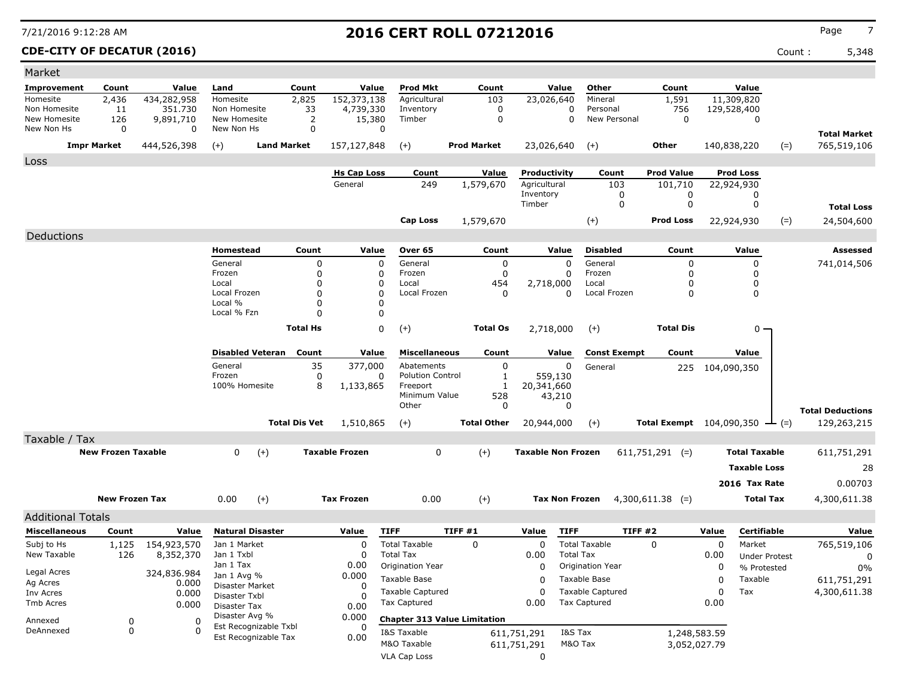# 2016 CERT ROLL 07212016

7/21/2016 9:12:28 AM

**CDE-CITY OF DECATUR (2016)** Count : 5,348

## Market

| Improvement | Count | Value | Land | Count | Value | Prod Mkt | Count | Value | Other | Count | Value | | |
|---|---|---|---|---|---|---|---|---|---|---|---|---|---|
| Homesite | 2,436 | 434,282,958 | Homesite | 2,825 | 152,373,138 | Agricultural | 103 | 23,026,640 | Mineral | 1,591 | 11,309,820 | | |
| Non Homesite | 11 | 351.730 | Non Homesite | 33 | 4,739,330 | Inventory | 0 | 0 | Personal | 756 | 129,528,400 | | |
| New Homesite | 126 | 9,891,710 | New Homesite | 2 | 15,380 | Timber | 0 | 0 | New Personal | 0 | 0 | | |
| New Non Hs | 0 | 0 | New Non Hs | 0 | 0 | | | | | | | | **Total Market** |
| **Impr Market** | | 444,526,398 | (+) | **Land Market** | 157,127,848 | (+) | **Prod Market** | 23,026,640 | (+) | **Other** | 140,838,220 | (=) | 765,519,106 |

## Loss

| Hs Cap Loss | Count | Value | Productivity | Count | Prod Value | Prod Loss | | |
|---|---|---|---|---|---|---|---|---|
| General | 249 | 1,579,670 | Agricultural | 103 | 101,710 | 22,924,930 | | |
| | | | Inventory | 0 | 0 | 0 | | |
| | | | Timber | 0 | 0 | 0 | | **Total Loss** |
| **Cap Loss** | | 1,579,670 | (+) | | **Prod Loss** | 22,924,930 | (=) | 24,504,600 |

## Deductions

| Homestead | Count | Value | Over 65 | Count | Value | Disabled | Count | Value | Assessed |
|---|---|---|---|---|---|---|---|---|---|
| General | 0 | 0 | General | 0 | 0 | General | 0 | 0 | 741,014,506 |
| Frozen | 0 | 0 | Frozen | 0 | 0 | Frozen | 0 | 0 | |
| Local | 0 | 0 | Local | 454 | 2,718,000 | Local | 0 | 0 | |
| Local Frozen | 0 | 0 | Local Frozen | 0 | 0 | Local Frozen | 0 | 0 | |
| Local % | 0 | 0 | | | | | | | |
| Local % Fzn | 0 | 0 | | | | | | | |
| **Total Hs** | | 0 | (+) **Total Os** | | 2,718,000 | (+) **Total Dis** | | 0 | |

| Disabled Veteran | Count | Value | Miscellaneous | Count | Value | Const Exempt | Count | Value | |
|---|---|---|---|---|---|---|---|---|---|
| General | 35 | 377,000 | Abatements | 0 | 0 | General | 225 | 104,090,350 | |
| Frozen | 0 | 0 | Polution Control | 1 | 559,130 | | | | |
| 100% Homesite | 8 | 1,133,865 | Freeport | 1 | 20,341,660 | | | | |
| | | | Minimum Value | 528 | 43,210 | | | | |
| | | | Other | 0 | 0 | | | | **Total Deductions** |
| **Total Dis Vet** | | 1,510,865 | (+) **Total Other** | | 20,944,000 | (+) **Total Exempt** | | 104,090,350 (=) | 129,263,215 |

## Taxable / Tax

| | | | | | | | |
|---|---|---|---|---|---|---|---|
| **New Frozen Taxable** | 0 | (+) **Taxable Frozen** | 0 | (+) **Taxable Non Frozen** | 611,751,291 (=) | **Total Taxable** | 611,751,291 |
| | | | | | | **Taxable Loss** | 28 |
| | | | | | | **2016 Tax Rate** | 0.00703 |
| **New Frozen Tax** | 0.00 | (+) **Tax Frozen** | 0.00 | (+) **Tax Non Frozen** | 4,300,611.38 (=) | **Total Tax** | 4,300,611.38 |

## Additional Totals

| Miscellaneous | Count | Value |
|---|---|---|
| Subj to Hs | 1,125 | 154,923,570 |
| New Taxable | 126 | 8,352,370 |
| Legal Acres | | 324,836.984 |
| Ag Acres | | 0.000 |
| Inv Acres | | 0.000 |
| Tmb Acres | | 0.000 |
| Annexed | 0 | 0 |
| DeAnnexed | 0 | 0 |

| Natural Disaster | Value |
|---|---|
| Jan 1 Market | 0 |
| Jan 1 Txbl | 0 |
| Jan 1 Tax | 0.00 |
| Jan 1 Avg % | 0.000 |
| Disaster Market | 0 |
| Disaster Txbl | 0 |
| Disaster Tax | 0.00 |
| Disaster Avg % | 0.000 |
| Est Recognizable Txbl | 0 |
| Est Recognizable Tax | 0.00 |

| TIFF | TIFF #1 | Value | TIFF | TIFF #2 | Value |
|---|---|---|---|---|---|
| Total Taxable | 0 | 0 | Total Taxable | 0 | 0 |
| Total Tax | | 0.00 | Total Tax | | 0.00 |
| Origination Year | | 0 | Origination Year | | 0 |
| Taxable Base | | 0 | Taxable Base | | 0 |
| Taxable Captured | | 0 | Taxable Captured | | 0 |
| Tax Captured | | 0.00 | Tax Captured | | 0.00 |

**Chapter 313 Value Limitation**

| | | | |
|---|---|---|---|
| I&S Taxable | 611,751,291 | I&S Tax | 1,248,583.59 |
| M&O Taxable | 611,751,291 | M&O Tax | 3,052,027.79 |
| VLA Cap Loss | 0 | | |

| Certifiable | Value |
|---|---|
| Market | 765,519,106 |
| Under Protest | 0 |
| % Protested | 0% |
| Taxable | 611,751,291 |
| Tax | 4,300,611.38 |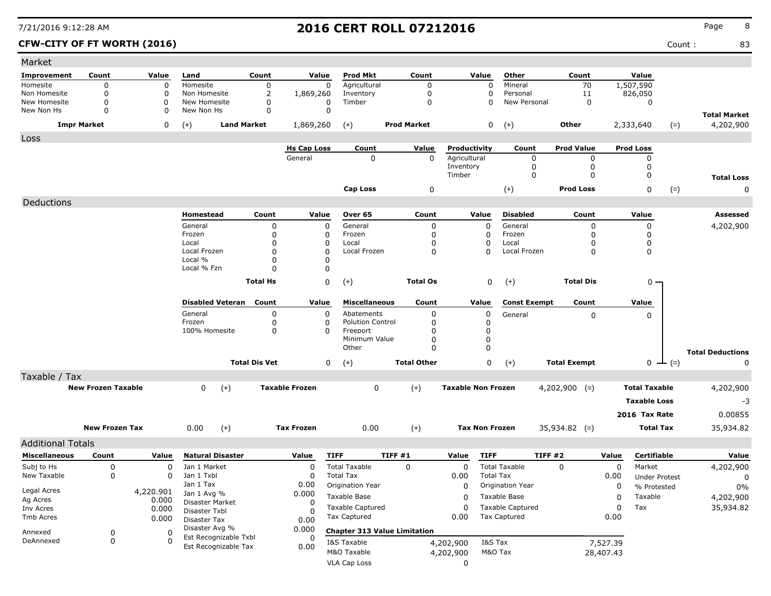# 2016 CERT ROLL 07212016

7/21/2016 9:12:28 AM

**CFW-CITY OF FT WORTH (2016)** — Count : 83

## Market

| Improvement | Count | Value | Land | Count | Value | Prod Mkt | Count | Value | Other | Count | Value | | |
|---|---|---|---|---|---|---|---|---|---|---|---|---|---|
| Homesite | 0 | 0 | Homesite | 0 | 0 | Agricultural | 0 | 0 | Mineral | 70 | 1,507,590 | | |
| Non Homesite | 0 | 0 | Non Homesite | 2 | 1,869,260 | Inventory | 0 | 0 | Personal | 11 | 826,050 | | |
| New Homesite | 0 | 0 | New Homesite | 0 | 0 | Timber | 0 | 0 | New Personal | 0 | 0 | | |
| New Non Hs | 0 | 0 | New Non Hs | 0 | 0 | | | | | | | | **Total Market** |
| **Impr Market** | | 0 | (+) **Land Market** | | 1,869,260 | (+) **Prod Market** | | 0 | (+) **Other** | | 2,333,640 | (=) | 4,202,900 |

## Loss

| Hs Cap Loss | Count | Value | Productivity | Count | Prod Value | Prod Loss | | |
|---|---|---|---|---|---|---|---|---|
| General | 0 | 0 | Agricultural | 0 | 0 | 0 | | |
| | | | Inventory | 0 | 0 | 0 | | |
| | | | Timber | 0 | 0 | 0 | | **Total Loss** |
| **Cap Loss** | | 0 | (+) **Prod Loss** | | | 0 | (=) | 0 |

## Deductions

| Homestead | Count | Value | Over 65 | Count | Value | Disabled | Count | Value | Assessed |
|---|---|---|---|---|---|---|---|---|---|
| General | 0 | 0 | General | 0 | 0 | General | 0 | 0 | 4,202,900 |
| Frozen | 0 | 0 | Frozen | 0 | 0 | Frozen | 0 | 0 | |
| Local | 0 | 0 | Local | 0 | 0 | Local | 0 | 0 | |
| Local Frozen | 0 | 0 | Local Frozen | 0 | 0 | Local Frozen | 0 | 0 | |
| Local % | 0 | 0 | | | | | | | |
| Local % Fzn | 0 | 0 | | | | | | | |
| **Total Hs** | | 0 | (+) **Total Os** | | 0 | (+) **Total Dis** | | 0 | |

| Disabled Veteran | Count | Value | Miscellaneous | Count | Value | Const Exempt | Count | Value | | |
|---|---|---|---|---|---|---|---|---|---|---|
| General | 0 | 0 | Abatements | 0 | 0 | General | 0 | 0 | | |
| Frozen | 0 | 0 | Polution Control | 0 | 0 | | | | | |
| 100% Homesite | 0 | 0 | Freeport | 0 | 0 | | | | | |
| | | | Minimum Value | 0 | 0 | | | | | |
| | | | Other | 0 | 0 | | | | | **Total Deductions** |
| **Total Dis Vet** | | 0 | (+) **Total Other** | | 0 | (+) **Total Exempt** | | 0 | (=) | 0 |

## Taxable / Tax

| | | | | | | | | |
|---|---|---|---|---|---|---|---|---|
| **New Frozen Taxable** | 0 | (+) | **Taxable Frozen** | 0 | (+) | **Taxable Non Frozen** | 4,202,900 (=) | **Total Taxable** 4,202,900 |
| | | | | | | | | **Taxable Loss** -3 |
| | | | | | | | | **2016 Tax Rate** 0.00855 |
| **New Frozen Tax** | 0.00 | (+) | **Tax Frozen** | 0.00 | (+) | **Tax Non Frozen** | 35,934.82 (=) | **Total Tax** 35,934.82 |

## Additional Totals

| Miscellaneous | Count | Value |
|---|---|---|
| Subj to Hs | 0 | 0 |
| New Taxable | 0 | 0 |
| Legal Acres | | 4,220.901 |
| Ag Acres | | 0.000 |
| Inv Acres | | 0.000 |
| Tmb Acres | | 0.000 |
| Annexed | 0 | 0 |
| DeAnnexed | 0 | 0 |

| Natural Disaster | Value |
|---|---|
| Jan 1 Market | 0 |
| Jan 1 Txbl | 0 |
| Jan 1 Tax | 0.00 |
| Jan 1 Avg % | 0.000 |
| Disaster Market | 0 |
| Disaster Txbl | 0 |
| Disaster Tax | 0.00 |
| Disaster Avg % | 0.000 |
| Est Recognizable Txbl | 0 |
| Est Recognizable Tax | 0.00 |

| TIFF | TIFF #1 | Value | TIFF | TIFF #2 | Value |
|---|---|---|---|---|---|
| Total Taxable | 0 | 0 | Total Taxable | 0 | 0 |
| Total Tax | | 0.00 | Total Tax | | 0.00 |
| Origination Year | | 0 | Origination Year | | 0 |
| Taxable Base | | 0 | Taxable Base | | 0 |
| Taxable Captured | | 0 | Taxable Captured | | 0 |
| Tax Captured | | 0.00 | Tax Captured | | 0.00 |

**Chapter 313 Value Limitation**

| | | | |
|---|---|---|---|
| I&S Taxable | 4,202,900 | I&S Tax | 7,527.39 |
| M&O Taxable | 4,202,900 | M&O Tax | 28,407.43 |
| VLA Cap Loss | 0 | | |

| Certifiable | Value |
|---|---|
| Market | 4,202,900 |
| Under Protest | 0 |
| % Protested | 0% |
| Taxable | 4,202,900 |
| Tax | 35,934.82 |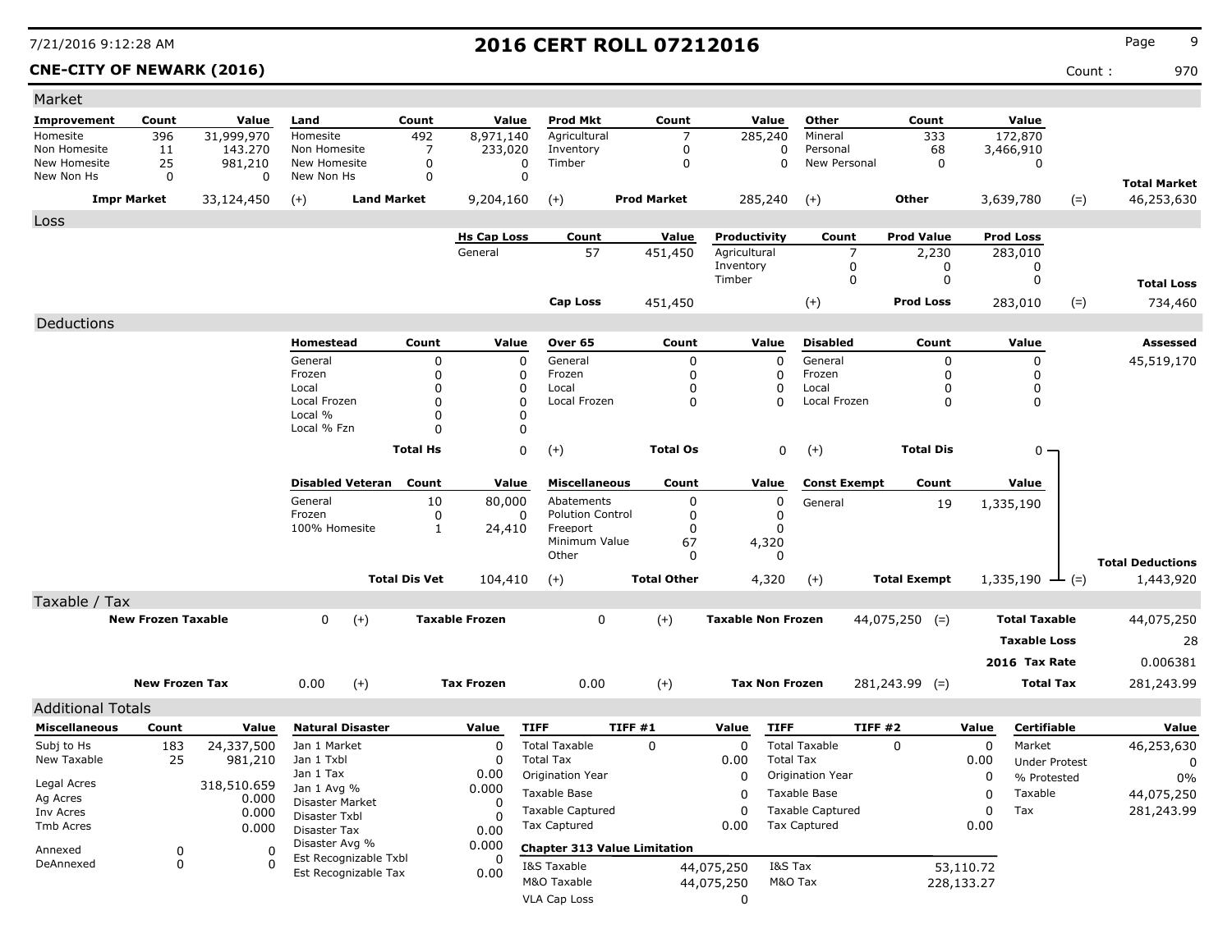# 2016 CERT ROLL 07212016

7/21/2016 9:12:28 AM

**CNE-CITY OF NEWARK (2016)** Count : 970

## Market

| Improvement | Count | Value | Land | Count | Value | Prod Mkt | Count | Value | Other | Count | Value | | |
|---|---|---|---|---|---|---|---|---|---|---|---|---|---|
| Homesite | 396 | 31,999,970 | Homesite | 492 | 8,971,140 | Agricultural | 7 | 285,240 | Mineral | 333 | 172,870 | | |
| Non Homesite | 11 | 143.270 | Non Homesite | 7 | 233,020 | Inventory | 0 | 0 | Personal | 68 | 3,466,910 | | |
| New Homesite | 25 | 981,210 | New Homesite | 0 | 0 | Timber | 0 | 0 | New Personal | 0 | 0 | | |
| New Non Hs | 0 | 0 | New Non Hs | 0 | 0 | | | | | | | | **Total Market** |
| **Impr Market** | | 33,124,450 | (+) **Land Market** | | 9,204,160 | (+) **Prod Market** | | 285,240 | (+) **Other** | | 3,639,780 | (=) | 46,253,630 |

## Loss

| Hs Cap Loss | Count | Value | Productivity | Count | Prod Value | Prod Loss | | |
|---|---|---|---|---|---|---|---|---|
| General | 57 | 451,450 | Agricultural | 7 | 2,230 | 283,010 | | |
| | | | Inventory | 0 | 0 | 0 | | |
| | | | Timber | 0 | 0 | 0 | | **Total Loss** |
| **Cap Loss** | | 451,450 | (+) | | **Prod Loss** | 283,010 | (=) | 734,460 |

## Deductions

| Homestead | Count | Value | Over 65 | Count | Value | Disabled | Count | Value | Assessed |
|---|---|---|---|---|---|---|---|---|---|
| General | 0 | 0 | General | 0 | 0 | General | 0 | 0 | 45,519,170 |
| Frozen | 0 | 0 | Frozen | 0 | 0 | Frozen | 0 | 0 | |
| Local | 0 | 0 | Local | 0 | 0 | Local | 0 | 0 | |
| Local Frozen | 0 | 0 | Local Frozen | 0 | 0 | Local Frozen | 0 | 0 | |
| Local % | 0 | 0 | | | | | | | |
| Local % Fzn | 0 | 0 | | | | | | | |
| **Total Hs** | | 0 | (+) **Total Os** | | 0 | (+) **Total Dis** | | 0 | |

| Disabled Veteran | Count | Value | Miscellaneous | Count | Value | Const Exempt | Count | Value | | |
|---|---|---|---|---|---|---|---|---|---|---|
| General | 10 | 80,000 | Abatements | 0 | 0 | General | 19 | 1,335,190 | | |
| Frozen | 0 | 0 | Polution Control | 0 | 0 | | | | | |
| 100% Homesite | 1 | 24,410 | Freeport | 0 | 0 | | | | | |
| | | | Minimum Value | 67 | 4,320 | | | | | |
| | | | Other | 0 | 0 | | | | | **Total Deductions** |
| **Total Dis Vet** | | 104,410 | (+) **Total Other** | | 4,320 | (+) **Total Exempt** | | 1,335,190 | (=) | 1,443,920 |

## Taxable / Tax

| | | | | | | | | |
|---|---|---|---|---|---|---|---|---|
| **New Frozen Taxable** | 0 | (+) | **Taxable Frozen** | 0 | (+) | **Taxable Non Frozen** | 44,075,250 (=) | **Total Taxable** 44,075,250 |
| | | | | | | | | **Taxable Loss** 28 |
| | | | | | | | | **2016 Tax Rate** 0.006381 |
| **New Frozen Tax** | 0.00 | (+) | **Tax Frozen** | 0.00 | (+) | **Tax Non Frozen** | 281,243.99 (=) | **Total Tax** 281,243.99 |

## Additional Totals

| Miscellaneous | Count | Value | Natural Disaster | Value |
|---|---|---|---|---|
| Subj to Hs | 183 | 24,337,500 | Jan 1 Market | 0 |
| New Taxable | 25 | 981,210 | Jan 1 Txbl | 0 |
| Legal Acres | | 318,510.659 | Jan 1 Tax | 0.00 |
| Ag Acres | | 0.000 | Jan 1 Avg % | 0.000 |
| Inv Acres | | 0.000 | Disaster Market | 0 |
| Tmb Acres | | 0.000 | Disaster Txbl | 0 |
| Annexed | 0 | 0 | Disaster Tax | 0.00 |
| DeAnnexed | 0 | 0 | Disaster Avg % | 0.000 |
| | | | Est Recognizable Txbl | 0 |
| | | | Est Recognizable Tax | 0.00 |

| TIFF | TIFF #1 | Value | TIFF | TIFF #2 | Value |
|---|---|---|---|---|---|
| Total Taxable | 0 | 0 | Total Taxable | 0 | 0 |
| Total Tax | | 0.00 | Total Tax | | 0.00 |
| Origination Year | | 0 | Origination Year | | 0 |
| Taxable Base | | 0 | Taxable Base | | 0 |
| Taxable Captured | | 0 | Taxable Captured | | 0 |
| Tax Captured | | 0.00 | Tax Captured | | 0.00 |

**Chapter 313 Value Limitation**

| | | | |
|---|---|---|---|
| I&S Taxable | 44,075,250 | I&S Tax | 53,110.72 |
| M&O Taxable | 44,075,250 | M&O Tax | 228,133.27 |
| VLA Cap Loss | 0 | | |

| Certifiable | Value |
|---|---|
| Market | 46,253,630 |
| Under Protest | 0 |
| % Protested | 0% |
| Taxable | 44,075,250 |
| Tax | 281,243.99 |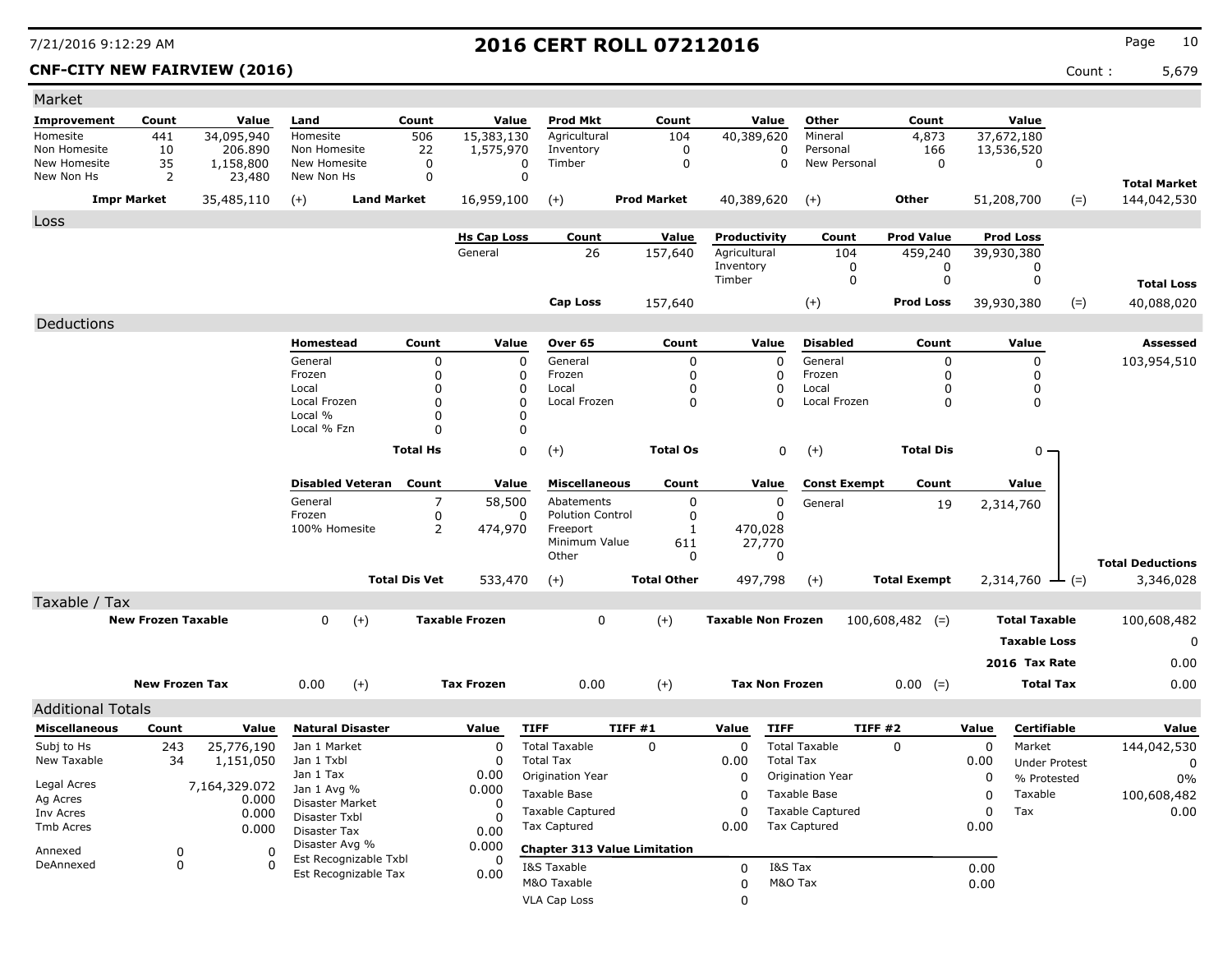# 2016 CERT ROLL 07212016

**CNF-CITY NEW FAIRVIEW (2016)**

Count : 5,679

## Market

| Improvement | Count | Value | Land | Count | Value | Prod Mkt | Count | Value | Other | Count | Value | | |
|---|---|---|---|---|---|---|---|---|---|---|---|---|---|
| Homesite | 441 | 34,095,940 | Homesite | 506 | 15,383,130 | Agricultural | 104 | 40,389,620 | Mineral | 4,873 | 37,672,180 | | |
| Non Homesite | 10 | 206.890 | Non Homesite | 22 | 1,575,970 | Inventory | 0 | 0 | Personal | 166 | 13,536,520 | | |
| New Homesite | 35 | 1,158,800 | New Homesite | 0 | 0 | Timber | 0 | 0 | New Personal | 0 | 0 | | |
| New Non Hs | 2 | 23,480 | New Non Hs | 0 | 0 | | | | | | | | **Total Market** |
| **Impr Market** | | 35,485,110 | (+) **Land Market** | | 16,959,100 | (+) **Prod Market** | | 40,389,620 | (+) **Other** | | 51,208,700 | (=) | 144,042,530 |

## Loss

| Hs Cap Loss | Count | Value | Productivity | Count | Prod Value | Prod Loss | | |
|---|---|---|---|---|---|---|---|---|
| General | 26 | 157,640 | Agricultural | 104 | 459,240 | 39,930,380 | | |
| | | | Inventory | 0 | 0 | 0 | | |
| | | | Timber | 0 | 0 | 0 | | **Total Loss** |
| **Cap Loss** | | 157,640 | (+) | | **Prod Loss** | 39,930,380 | (=) | 40,088,020 |

## Deductions

| Homestead | Count | Value | Over 65 | Count | Value | Disabled | Count | Value | Assessed |
|---|---|---|---|---|---|---|---|---|---|
| General | 0 | 0 | General | 0 | 0 | General | 0 | 0 | 103,954,510 |
| Frozen | 0 | 0 | Frozen | 0 | 0 | Frozen | 0 | 0 | |
| Local | 0 | 0 | Local | 0 | 0 | Local | 0 | 0 | |
| Local Frozen | 0 | 0 | Local Frozen | 0 | 0 | Local Frozen | 0 | 0 | |
| Local % | 0 | 0 | | | | | | | |
| Local % Fzn | 0 | 0 | | | | | | | |
| **Total Hs** | | 0 | (+) **Total Os** | | 0 | (+) **Total Dis** | | 0 | |

| Disabled Veteran | Count | Value | Miscellaneous | Count | Value | Const Exempt | Count | Value | | |
|---|---|---|---|---|---|---|---|---|---|---|
| General | 7 | 58,500 | Abatements | 0 | 0 | General | 19 | 2,314,760 | | |
| Frozen | 0 | 0 | Polution Control | 0 | 0 | | | | | |
| 100% Homesite | 2 | 474,970 | Freeport | 1 | 470,028 | | | | | |
| | | | Minimum Value | 611 | 27,770 | | | | | |
| | | | Other | 0 | 0 | | | | | **Total Deductions** |
| **Total Dis Vet** | | 533,470 | (+) **Total Other** | | 497,798 | (+) **Total Exempt** | | 2,314,760 | (=) | 3,346,028 |

## Taxable / Tax

| New Frozen Taxable | | Taxable Frozen | | Taxable Non Frozen | | | |
|---|---|---|---|---|---|---|---|
| 0 | (+) | 0 | (+) | 100,608,482 | (=) | **Total Taxable** | 100,608,482 |
| | | | | | | **Taxable Loss** | 0 |
| | | | | | | **2016 Tax Rate** | 0.00 |

| New Frozen Tax | | Tax Frozen | | Tax Non Frozen | | | |
|---|---|---|---|---|---|---|---|
| 0.00 | (+) | 0.00 | (+) | 0.00 | (=) | **Total Tax** | 0.00 |

## Additional Totals

| Miscellaneous | Count | Value |
|---|---|---|
| Subj to Hs | 243 | 25,776,190 |
| New Taxable | 34 | 1,151,050 |
| Legal Acres | | 7,164,329.072 |
| Ag Acres | | 0.000 |
| Inv Acres | | 0.000 |
| Tmb Acres | | 0.000 |
| Annexed | 0 | 0 |
| DeAnnexed | 0 | 0 |

| Natural Disaster | Value |
|---|---|
| Jan 1 Market | 0 |
| Jan 1 Txbl | 0 |
| Jan 1 Tax | 0.00 |
| Jan 1 Avg % | 0.000 |
| Disaster Market | 0 |
| Disaster Txbl | 0 |
| Disaster Tax | 0.00 |
| Disaster Avg % | 0.000 |
| Est Recognizable Txbl | 0 |
| Est Recognizable Tax | 0.00 |

| TIFF | TIFF #1 | Value |
|---|---|---|
| Total Taxable | 0 | 0 |
| Total Tax | | 0.00 |
| Origination Year | | 0 |
| Taxable Base | | 0 |
| Taxable Captured | | 0 |
| Tax Captured | | 0.00 |

| TIFF | TIFF #2 | Value |
|---|---|---|
| Total Taxable | 0 | 0 |
| Total Tax | | 0.00 |
| Origination Year | | 0 |
| Taxable Base | | 0 |
| Taxable Captured | | 0 |
| Tax Captured | | 0.00 |

**Chapter 313 Value Limitation**

| | Value | | Value |
|---|---|---|---|
| I&S Taxable | 0 | I&S Tax | 0.00 |
| M&O Taxable | 0 | M&O Tax | 0.00 |
| VLA Cap Loss | 0 | | |

| Certifiable | Value |
|---|---|
| Market | 144,042,530 |
| Under Protest | 0 |
| % Protested | 0% |
| Taxable | 100,608,482 |
| Tax | 0.00 |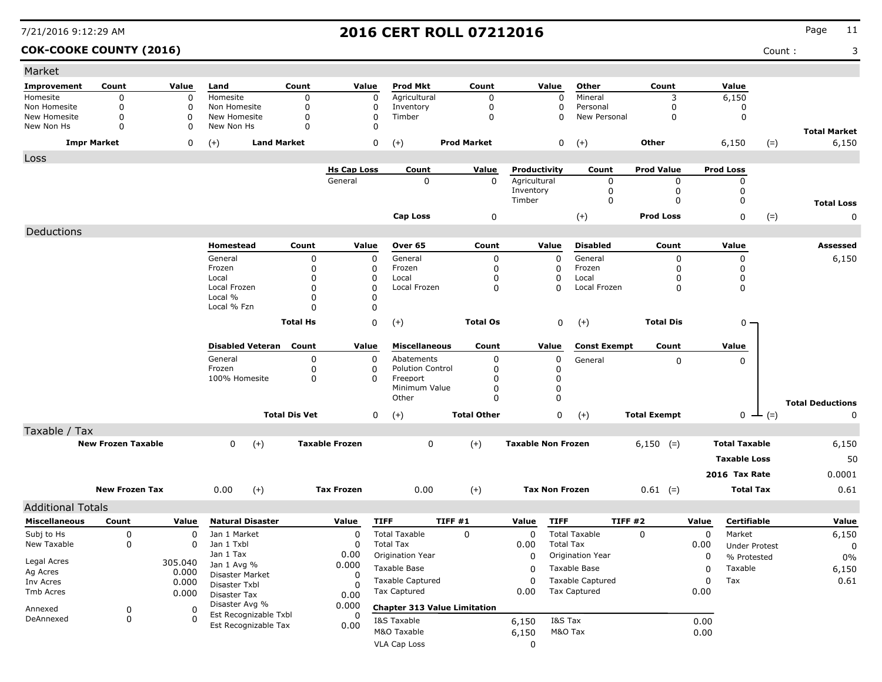# 2016 CERT ROLL 07212016

**COK-COOKE COUNTY (2016)**

Count : 3

## Market

| Improvement | Count | Value | Land | Count | Value | Prod Mkt | Count | Value | Other | Count | Value | | |
|---|---|---|---|---|---|---|---|---|---|---|---|---|---|
| Homesite | 0 | 0 | Homesite | 0 | 0 | Agricultural | 0 | 0 | Mineral | 3 | 6,150 | | |
| Non Homesite | 0 | 0 | Non Homesite | 0 | 0 | Inventory | 0 | 0 | Personal | 0 | 0 | | |
| New Homesite | 0 | 0 | New Homesite | 0 | 0 | Timber | 0 | 0 | New Personal | 0 | 0 | | |
| New Non Hs | 0 | 0 | New Non Hs | 0 | 0 | | | | | | | | **Total Market** |
| **Impr Market** | | 0 | (+) **Land Market** | | 0 | (+) **Prod Market** | | 0 | (+) **Other** | | 6,150 | (=) | 6,150 |

## Loss

| Hs Cap Loss | Count | Value | Productivity | Count | Prod Value | Prod Loss | | |
|---|---|---|---|---|---|---|---|---|
| General | 0 | 0 | Agricultural | 0 | 0 | 0 | | |
| | | | Inventory | 0 | 0 | 0 | | |
| | | | Timber | 0 | 0 | 0 | | **Total Loss** |
| **Cap Loss** | | 0 | (+) **Prod Loss** | | | 0 | (=) | 0 |

## Deductions

| Homestead | Count | Value | Over 65 | Count | Value | Disabled | Count | Value | Assessed |
|---|---|---|---|---|---|---|---|---|---|
| General | 0 | 0 | General | 0 | 0 | General | 0 | 0 | 6,150 |
| Frozen | 0 | 0 | Frozen | 0 | 0 | Frozen | 0 | 0 | |
| Local | 0 | 0 | Local | 0 | 0 | Local | 0 | 0 | |
| Local Frozen | 0 | 0 | Local Frozen | 0 | 0 | Local Frozen | 0 | 0 | |
| Local % | 0 | 0 | | | | | | | |
| Local % Fzn | 0 | 0 | | | | | | | |
| **Total Hs** | | 0 | (+) **Total Os** | | 0 | (+) **Total Dis** | | 0 | |

| Disabled Veteran | Count | Value | Miscellaneous | Count | Value | Const Exempt | Count | Value | | |
|---|---|---|---|---|---|---|---|---|---|---|
| General | 0 | 0 | Abatements | 0 | 0 | General | 0 | 0 | | |
| Frozen | 0 | 0 | Polution Control | 0 | 0 | | | | | |
| 100% Homesite | 0 | 0 | Freeport | 0 | 0 | | | | | |
| | | | Minimum Value | 0 | 0 | | | | | |
| | | | Other | 0 | 0 | | | | | **Total Deductions** |
| **Total Dis Vet** | | 0 | (+) **Total Other** | | 0 | (+) **Total Exempt** | | 0 | (=) | 0 |

## Taxable / Tax

| New Frozen Taxable | | Taxable Frozen | | Taxable Non Frozen | | | |
|---|---|---|---|---|---|---|---|
| 0 | (+) | 0 | (+) | 6,150 | (=) | **Total Taxable** | 6,150 |
| | | | | | | **Taxable Loss** | 50 |
| | | | | | | **2016 Tax Rate** | 0.0001 |
| **New Frozen Tax** 0.00 | (+) | **Tax Frozen** 0.00 | (+) | **Tax Non Frozen** 0.61 | (=) | **Total Tax** | 0.61 |

## Additional Totals

| Miscellaneous | Count | Value |
|---|---|---|
| Subj to Hs | 0 | 0 |
| New Taxable | 0 | 0 |
| Legal Acres | | 305.040 |
| Ag Acres | | 0.000 |
| Inv Acres | | 0.000 |
| Tmb Acres | | 0.000 |
| Annexed | 0 | 0 |
| DeAnnexed | 0 | 0 |

| Natural Disaster | Value |
|---|---|
| Jan 1 Market | 0 |
| Jan 1 Txbl | 0 |
| Jan 1 Tax | 0.00 |
| Jan 1 Avg % | 0.000 |
| Disaster Market | 0 |
| Disaster Txbl | 0 |
| Disaster Tax | 0.00 |
| Disaster Avg % | 0.000 |
| Est Recognizable Txbl | 0 |
| Est Recognizable Tax | 0.00 |

| TIFF | TIFF #1 | Value | TIFF | TIFF #2 | Value |
|---|---|---|---|---|---|
| Total Taxable | 0 | 0 | Total Taxable | 0 | 0 |
| Total Tax | | 0.00 | Total Tax | | 0.00 |
| Origination Year | | 0 | Origination Year | | 0 |
| Taxable Base | | 0 | Taxable Base | | 0 |
| Taxable Captured | | 0 | Taxable Captured | | 0 |
| Tax Captured | | 0.00 | Tax Captured | | 0.00 |

**Chapter 313 Value Limitation**

| | | | |
|---|---|---|---|
| I&S Taxable | 6,150 | I&S Tax | 0.00 |
| M&O Taxable | 6,150 | M&O Tax | 0.00 |
| VLA Cap Loss | 0 | | |

| Certifiable | Value |
|---|---|
| Market | 6,150 |
| Under Protest | 0 |
| % Protested | 0% |
| Taxable | 6,150 |
| Tax | 0.61 |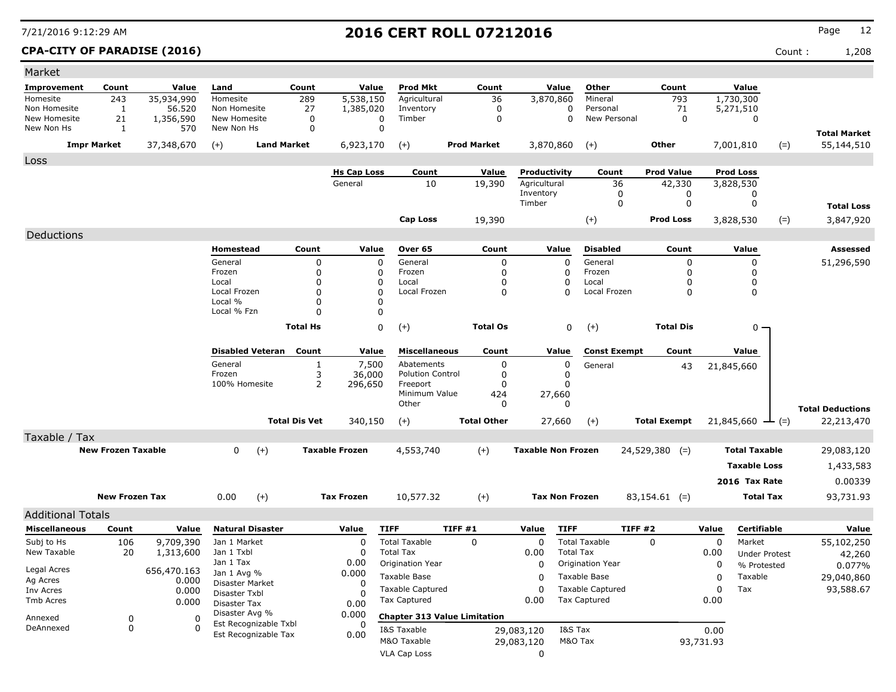# 2016 CERT ROLL 07212016

**CPA-CITY OF PARADISE (2016)** Count : 1,208

7/21/2016 9:12:29 AM

## Market

| Improvement | Count | Value | Land | Count | Value | Prod Mkt | Count | Value | Other | Count | Value | | |
|---|---|---|---|---|---|---|---|---|---|---|---|---|---|
| Homesite | 243 | 35,934,990 | Homesite | 289 | 5,538,150 | Agricultural | 36 | 3,870,860 | Mineral | 793 | 1,730,300 | | |
| Non Homesite | 1 | 56.520 | Non Homesite | 27 | 1,385,020 | Inventory | 0 | 0 | Personal | 71 | 5,271,510 | | |
| New Homesite | 21 | 1,356,590 | New Homesite | 0 | 0 | Timber | 0 | 0 | New Personal | 0 | 0 | | |
| New Non Hs | 1 | 570 | New Non Hs | 0 | 0 | | | | | | | | **Total Market** |
| **Impr Market** | | 37,348,670 | (+) | **Land Market** | 6,923,170 | (+) | **Prod Market** | 3,870,860 | (+) | **Other** | 7,001,810 | (=) | 55,144,510 |

## Loss

| Hs Cap Loss | Count | Value | Productivity | Count | Prod Value | Prod Loss | | |
|---|---|---|---|---|---|---|---|---|
| General | 10 | 19,390 | Agricultural | 36 | 42,330 | 3,828,530 | | |
| | | | Inventory | 0 | 0 | 0 | | |
| | | | Timber | 0 | 0 | 0 | | **Total Loss** |
| **Cap Loss** | | 19,390 | (+) | | **Prod Loss** | 3,828,530 | (=) | 3,847,920 |

## Deductions

| Homestead | Count | Value | Over 65 | Count | Value | Disabled | Count | Value | Assessed |
|---|---|---|---|---|---|---|---|---|---|
| General | 0 | 0 | General | 0 | 0 | General | 0 | 0 | 51,296,590 |
| Frozen | 0 | 0 | Frozen | 0 | 0 | Frozen | 0 | 0 | |
| Local | 0 | 0 | Local | 0 | 0 | Local | 0 | 0 | |
| Local Frozen | 0 | 0 | Local Frozen | 0 | 0 | Local Frozen | 0 | 0 | |
| Local % | 0 | 0 | | | | | | | |
| Local % Fzn | 0 | 0 | | | | | | | |
| **Total Hs** | | 0 | (+) **Total Os** | | 0 | (+) **Total Dis** | | 0 | |

| Disabled Veteran | Count | Value | Miscellaneous | Count | Value | Const Exempt | Count | Value | |
|---|---|---|---|---|---|---|---|---|---|
| General | 1 | 7,500 | Abatements | 0 | 0 | General | 43 | 21,845,660 | |
| Frozen | 3 | 36,000 | Polution Control | 0 | 0 | | | | |
| 100% Homesite | 2 | 296,650 | Freeport | 0 | 0 | | | | |
| | | | Minimum Value | 424 | 27,660 | | | | |
| | | | Other | 0 | 0 | | | | **Total Deductions** |
| **Total Dis Vet** | | 340,150 | (+) **Total Other** | | 27,660 | (+) **Total Exempt** | | 21,845,660 | (=) 22,213,470 |

## Taxable / Tax

| | | | | | | | |
|---|---|---|---|---|---|---|---|
| **New Frozen Taxable** | 0 | (+) **Taxable Frozen** | 4,553,740 | (+) **Taxable Non Frozen** | 24,529,380 (=) | **Total Taxable** | 29,083,120 |
| | | | | | | **Taxable Loss** | 1,433,583 |
| | | | | | | **2016 Tax Rate** | 0.00339 |
| **New Frozen Tax** | 0.00 | (+) **Tax Frozen** | 10,577.32 | (+) **Tax Non Frozen** | 83,154.61 (=) | **Total Tax** | 93,731.93 |

## Additional Totals

| Miscellaneous | Count | Value | Natural Disaster | Value |
|---|---|---|---|---|
| Subj to Hs | 106 | 9,709,390 | Jan 1 Market | 0 |
| New Taxable | 20 | 1,313,600 | Jan 1 Txbl | 0 |
| Legal Acres | | 656,470.163 | Jan 1 Tax | 0.00 |
| Ag Acres | | 0.000 | Jan 1 Avg % | 0.000 |
| Inv Acres | | 0.000 | Disaster Market | 0 |
| Tmb Acres | | 0.000 | Disaster Txbl | 0 |
| Annexed | 0 | 0 | Disaster Tax | 0.00 |
| DeAnnexed | 0 | 0 | Disaster Avg % | 0.000 |
| | | | Est Recognizable Txbl | 0 |
| | | | Est Recognizable Tax | 0.00 |

| TIFF | TIFF #1 | Value | TIFF | TIFF #2 | Value |
|---|---|---|---|---|---|
| Total Taxable | 0 | 0 | Total Taxable | 0 | 0 |
| Total Tax | | 0.00 | Total Tax | | 0.00 |
| Origination Year | | 0 | Origination Year | | 0 |
| Taxable Base | | 0 | Taxable Base | | 0 |
| Taxable Captured | | 0 | Taxable Captured | | 0 |
| Tax Captured | | 0.00 | Tax Captured | | 0.00 |

**Chapter 313 Value Limitation**

| | | | |
|---|---|---|---|
| I&S Taxable | 29,083,120 | I&S Tax | 0.00 |
| M&O Taxable | 29,083,120 | M&O Tax | 93,731.93 |
| VLA Cap Loss | 0 | | |

| Certifiable | Value |
|---|---|
| Market | 55,102,250 |
| Under Protest | 42,260 |
| % Protested | 0.077% |
| Taxable | 29,040,860 |
| Tax | 93,588.67 |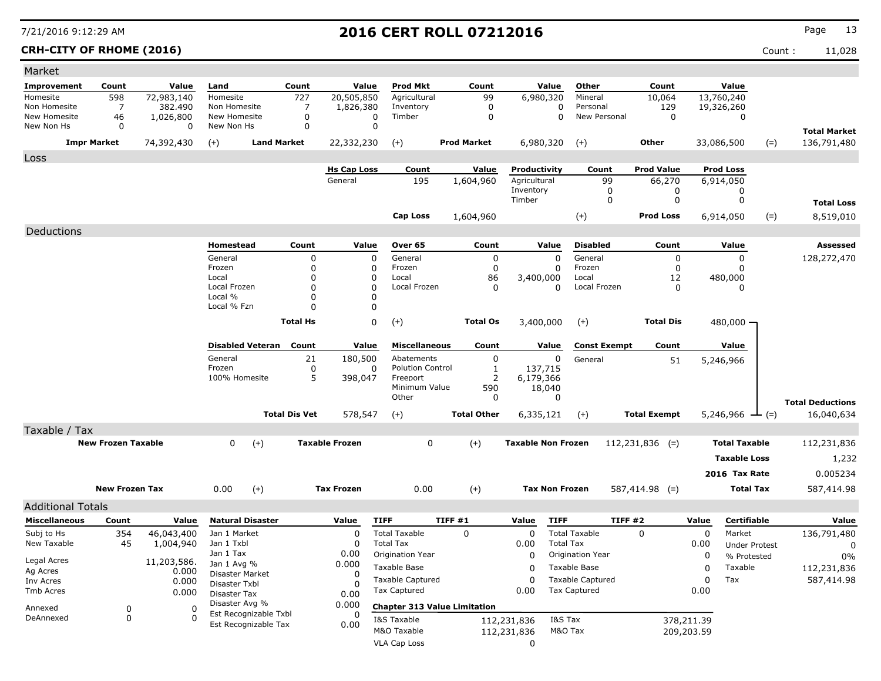# 2016 CERT ROLL 07212016

**CRH-CITY OF RHOME (2016)** Count : 11,028

7/21/2016 9:12:29 AM

## Market

| Improvement | Count | Value | Land | Count | Value | Prod Mkt | Count | Value | Other | Count | Value | | |
|---|---|---|---|---|---|---|---|---|---|---|---|---|---|
| Homesite | 598 | 72,983,140 | Homesite | 727 | 20,505,850 | Agricultural | 99 | 6,980,320 | Mineral | 10,064 | 13,760,240 | | |
| Non Homesite | 7 | 382.490 | Non Homesite | 7 | 1,826,380 | Inventory | 0 | 0 | Personal | 129 | 19,326,260 | | |
| New Homesite | 46 | 1,026,800 | New Homesite | 0 | 0 | Timber | 0 | 0 | New Personal | 0 | 0 | | |
| New Non Hs | 0 | 0 | New Non Hs | 0 | 0 | | | | | | | | **Total Market** |
| **Impr Market** | | 74,392,430 | (+) **Land Market** | | 22,332,230 | (+) **Prod Market** | | 6,980,320 | (+) **Other** | | 33,086,500 | (=) | 136,791,480 |

## Loss

| Hs Cap Loss | Count | Value | Productivity | Count | Prod Value | Prod Loss | | |
|---|---|---|---|---|---|---|---|---|
| General | 195 | 1,604,960 | Agricultural | 99 | 66,270 | 6,914,050 | | |
| | | | Inventory | 0 | 0 | 0 | | |
| | | | Timber | 0 | 0 | 0 | | **Total Loss** |
| **Cap Loss** | | 1,604,960 | (+) **Prod Loss** | | | 6,914,050 | (=) | 8,519,010 |

## Deductions

| Homestead | Count | Value | Over 65 | Count | Value | Disabled | Count | Value | Assessed |
|---|---|---|---|---|---|---|---|---|---|
| General | 0 | 0 | General | 0 | 0 | General | 0 | 0 | 128,272,470 |
| Frozen | 0 | 0 | Frozen | 0 | 0 | Frozen | 0 | 0 | |
| Local | 0 | 0 | Local | 86 | 3,400,000 | Local | 12 | 480,000 | |
| Local Frozen | 0 | 0 | Local Frozen | 0 | 0 | Local Frozen | 0 | 0 | |
| Local % | 0 | 0 | | | | | | | |
| Local % Fzn | 0 | 0 | | | | | | | |
| **Total Hs** | | 0 | (+) **Total Os** | | 3,400,000 | (+) **Total Dis** | | 480,000 | |

| Disabled Veteran | Count | Value | Miscellaneous | Count | Value | Const Exempt | Count | Value | |
|---|---|---|---|---|---|---|---|---|---|
| General | 21 | 180,500 | Abatements | 0 | 0 | General | 51 | 5,246,966 | |
| Frozen | 0 | 0 | Polution Control | 1 | 137,715 | | | | |
| 100% Homesite | 5 | 398,047 | Freeport | 2 | 6,179,366 | | | | |
| | | | Minimum Value | 590 | 18,040 | | | | |
| | | | Other | 0 | 0 | | | | **Total Deductions** |
| **Total Dis Vet** | | 578,547 | (+) **Total Other** | | 6,335,121 | (+) **Total Exempt** | | 5,246,966 | (=) 16,040,634 |

## Taxable / Tax

| | | | | | | | |
|---|---|---|---|---|---|---|---|
| **New Frozen Taxable** | 0 | (+) **Taxable Frozen** | 0 | (+) **Taxable Non Frozen** | 112,231,836 (=) | **Total Taxable** | 112,231,836 |
| | | | | | | **Taxable Loss** | 1,232 |
| | | | | | | **2016 Tax Rate** | 0.005234 |
| **New Frozen Tax** | 0.00 | (+) **Tax Frozen** | 0.00 | (+) **Tax Non Frozen** | 587,414.98 (=) | **Total Tax** | 587,414.98 |

## Additional Totals

| Miscellaneous | Count | Value |
|---|---|---|
| Subj to Hs | 354 | 46,043,400 |
| New Taxable | 45 | 1,004,940 |
| Legal Acres | | 11,203,586. |
| Ag Acres | | 0.000 |
| Inv Acres | | 0.000 |
| Tmb Acres | | 0.000 |
| Annexed | 0 | 0 |
| DeAnnexed | 0 | 0 |

| Natural Disaster | Value |
|---|---|
| Jan 1 Market | 0 |
| Jan 1 Txbl | 0 |
| Jan 1 Tax | 0.00 |
| Jan 1 Avg % | 0.000 |
| Disaster Market | 0 |
| Disaster Txbl | 0 |
| Disaster Tax | 0.00 |
| Disaster Avg % | 0.000 |
| Est Recognizable Txbl | 0 |
| Est Recognizable Tax | 0.00 |

| TIFF | TIFF #1 | Value | TIFF | TIFF #2 | Value |
|---|---|---|---|---|---|
| Total Taxable | 0 | 0 | Total Taxable | 0 | 0 |
| Total Tax | | 0.00 | Total Tax | | 0.00 |
| Origination Year | | 0 | Origination Year | | 0 |
| Taxable Base | | 0 | Taxable Base | | 0 |
| Taxable Captured | | 0 | Taxable Captured | | 0 |
| Tax Captured | | 0.00 | Tax Captured | | 0.00 |

**Chapter 313 Value Limitation**

| | | | |
|---|---|---|---|
| I&S Taxable | 112,231,836 | I&S Tax | 378,211.39 |
| M&O Taxable | 112,231,836 | M&O Tax | 209,203.59 |
| VLA Cap Loss | 0 | | |

| Certifiable | Value |
|---|---|
| Market | 136,791,480 |
| Under Protest | 0 |
| % Protested | 0% |
| Taxable | 112,231,836 |
| Tax | 587,414.98 |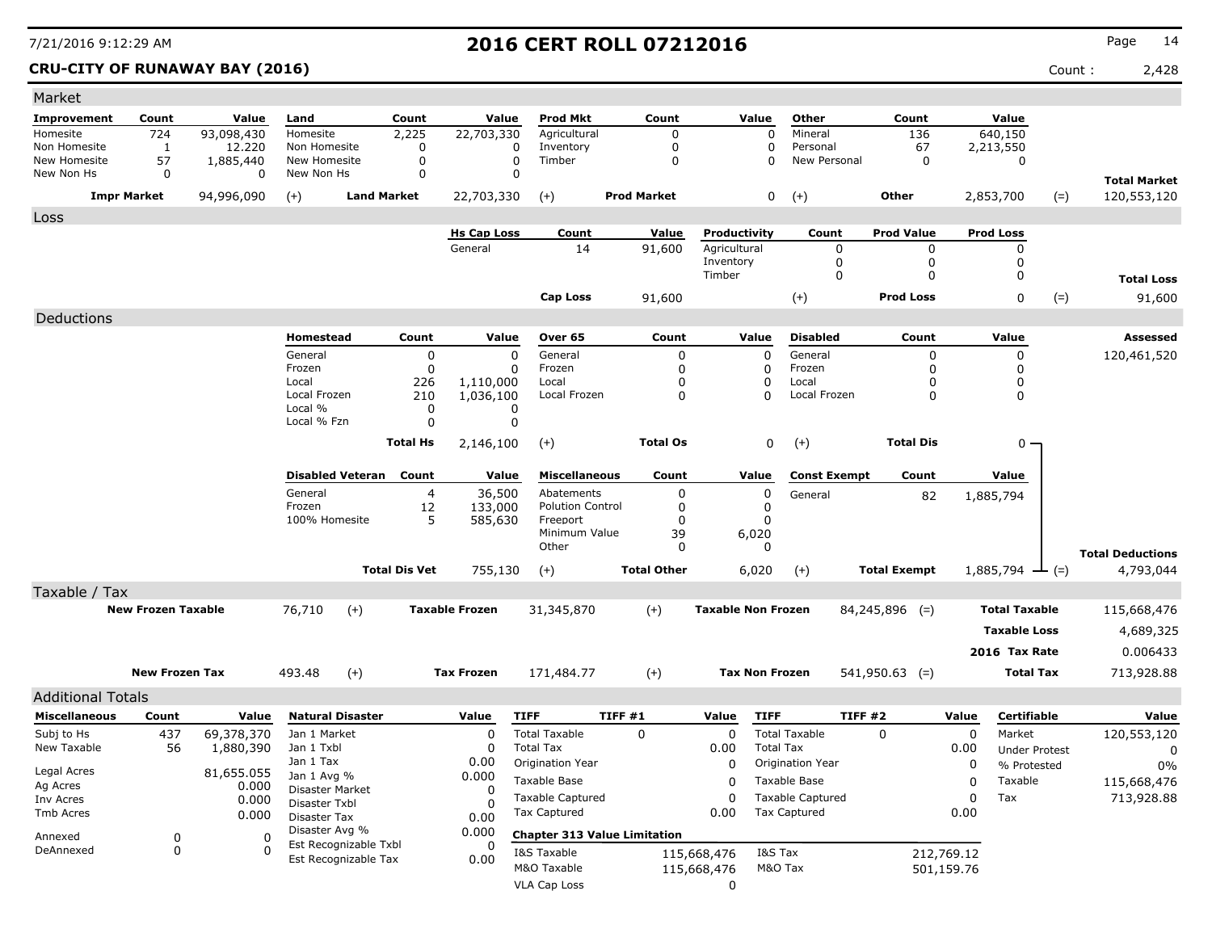# 2016 CERT ROLL 07212016

**CRU-CITY OF RUNAWAY BAY (2016)**

Count : 2,428

## Market

| Improvement | Count | Value | Land | Count | Value | Prod Mkt | Count | Value | Other | Count | Value | | |
|---|---|---|---|---|---|---|---|---|---|---|---|---|---|
| Homesite | 724 | 93,098,430 | Homesite | 2,225 | 22,703,330 | Agricultural | 0 | 0 | Mineral | 136 | 640,150 | | |
| Non Homesite | 1 | 12.220 | Non Homesite | 0 | 0 | Inventory | 0 | 0 | Personal | 67 | 2,213,550 | | |
| New Homesite | 57 | 1,885,440 | New Homesite | 0 | 0 | Timber | 0 | 0 | New Personal | 0 | 0 | | |
| New Non Hs | 0 | 0 | New Non Hs | 0 | 0 | | | | | | | | **Total Market** |
| **Impr Market** | | 94,996,090 | (+) **Land Market** | | 22,703,330 | (+) **Prod Market** | | 0 | (+) **Other** | | 2,853,700 | (=) | 120,553,120 |

## Loss

| Hs Cap Loss | Count | Value | Productivity | Count | Prod Value | Prod Loss | | |
|---|---|---|---|---|---|---|---|---|
| General | 14 | 91,600 | Agricultural | 0 | 0 | 0 | | |
| | | | Inventory | 0 | 0 | 0 | | |
| | | | Timber | 0 | 0 | 0 | | **Total Loss** |
| **Cap Loss** | | 91,600 | (+) | | **Prod Loss** | 0 | (=) | 91,600 |

## Deductions

| Homestead | Count | Value | Over 65 | Count | Value | Disabled | Count | Value | Assessed |
|---|---|---|---|---|---|---|---|---|---|
| General | 0 | 0 | General | 0 | 0 | General | 0 | 0 | 120,461,520 |
| Frozen | 0 | 0 | Frozen | 0 | 0 | Frozen | 0 | 0 | |
| Local | 226 | 1,110,000 | Local | 0 | 0 | Local | 0 | 0 | |
| Local Frozen | 210 | 1,036,100 | Local Frozen | 0 | 0 | Local Frozen | 0 | 0 | |
| Local % | 0 | 0 | | | | | | | |
| Local % Fzn | 0 | 0 | | | | | | | |
| **Total Hs** | | 2,146,100 | (+) **Total Os** | | 0 | (+) **Total Dis** | | 0 | |

| Disabled Veteran | Count | Value | Miscellaneous | Count | Value | Const Exempt | Count | Value | | Total Deductions |
|---|---|---|---|---|---|---|---|---|---|---|
| General | 4 | 36,500 | Abatements | 0 | 0 | General | 82 | 1,885,794 | | |
| Frozen | 12 | 133,000 | Polution Control | 0 | 0 | | | | | |
| 100% Homesite | 5 | 585,630 | Freeport | 0 | 0 | | | | | |
| | | | Minimum Value | 39 | 6,020 | | | | | |
| | | | Other | 0 | 0 | | | | | |
| **Total Dis Vet** | | 755,130 | (+) **Total Other** | | 6,020 | (+) **Total Exempt** | | 1,885,794 | (=) | 4,793,044 |

## Taxable / Tax

| | | | | | | | |
|---|---|---|---|---|---|---|---|
| **New Frozen Taxable** | 76,710 | (+) **Taxable Frozen** | 31,345,870 | (+) **Taxable Non Frozen** | 84,245,896 (=) | **Total Taxable** | 115,668,476 |
| | | | | | | **Taxable Loss** | 4,689,325 |
| | | | | | | **2016 Tax Rate** | 0.006433 |
| **New Frozen Tax** | 493.48 | (+) **Tax Frozen** | 171,484.77 | (+) **Tax Non Frozen** | 541,950.63 (=) | **Total Tax** | 713,928.88 |

## Additional Totals

| Miscellaneous | Count | Value |
|---|---|---|
| Subj to Hs | 437 | 69,378,370 |
| New Taxable | 56 | 1,880,390 |
| Legal Acres | | 81,655.055 |
| Ag Acres | | 0.000 |
| Inv Acres | | 0.000 |
| Tmb Acres | | 0.000 |
| Annexed | 0 | 0 |
| DeAnnexed | 0 | 0 |

| Natural Disaster | Value |
|---|---|
| Jan 1 Market | 0 |
| Jan 1 Txbl | 0 |
| Jan 1 Tax | 0.00 |
| Jan 1 Avg % | 0.000 |
| Disaster Market | 0 |
| Disaster Txbl | 0 |
| Disaster Tax | 0.00 |
| Disaster Avg % | 0.000 |
| Est Recognizable Txbl | 0 |
| Est Recognizable Tax | 0.00 |

| TIFF | TIFF #1 | Value | TIFF | TIFF #2 | Value |
|---|---|---|---|---|---|
| Total Taxable | 0 | 0 | Total Taxable | 0 | 0 |
| Total Tax | | 0.00 | Total Tax | | 0.00 |
| Origination Year | | 0 | Origination Year | | 0 |
| Taxable Base | | 0 | Taxable Base | | 0 |
| Taxable Captured | | 0 | Taxable Captured | | 0 |
| Tax Captured | | 0.00 | Tax Captured | | 0.00 |

**Chapter 313 Value Limitation**

| | | | |
|---|---|---|---|
| I&S Taxable | 115,668,476 | I&S Tax | 212,769.12 |
| M&O Taxable | 115,668,476 | M&O Tax | 501,159.76 |
| VLA Cap Loss | 0 | | |

| Certifiable | Value |
|---|---|
| Market | 120,553,120 |
| Under Protest | 0 |
| % Protested | 0% |
| Taxable | 115,668,476 |
| Tax | 713,928.88 |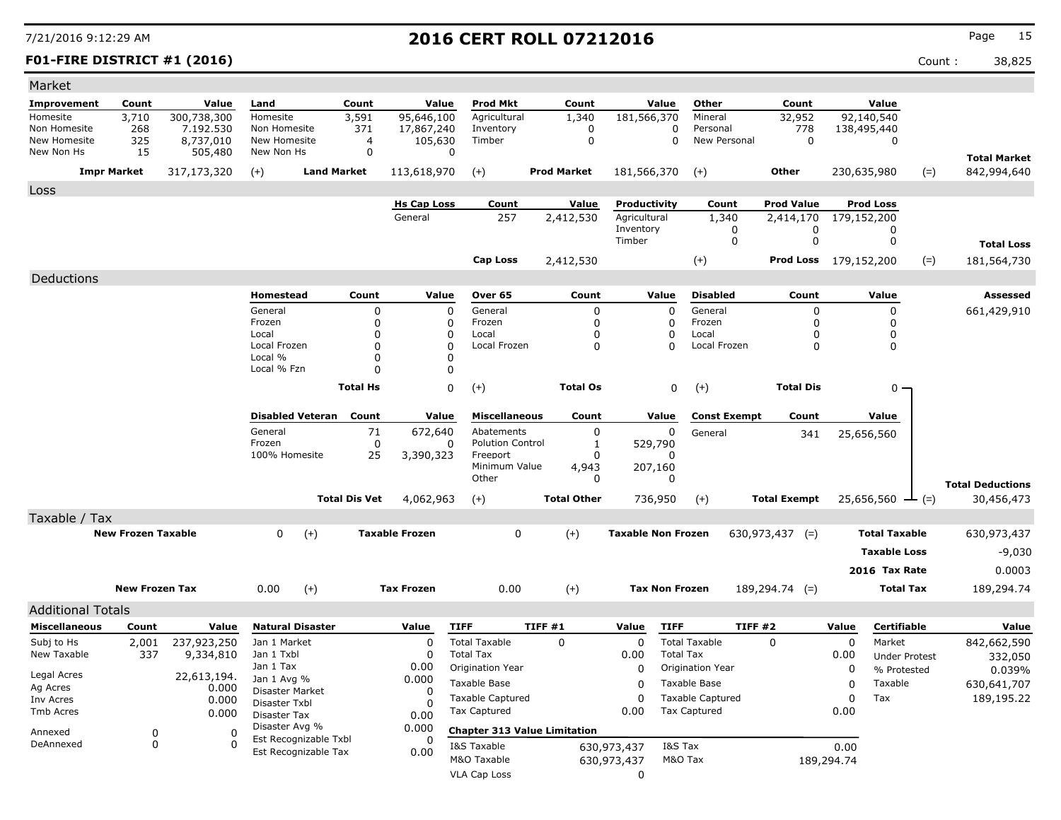7/21/2016 9:12:29 AM

# 2016 CERT ROLL 07212016

**F01-FIRE DISTRICT #1 (2016)** Count : 38,825

## Market

| Improvement | Count | Value | Land | Count | Value | Prod Mkt | Count | Value | Other | Count | Value | | |
|---|---|---|---|---|---|---|---|---|---|---|---|---|---|
| Homesite | 3,710 | 300,738,300 | Homesite | 3,591 | 95,646,100 | Agricultural | 1,340 | 181,566,370 | Mineral | 32,952 | 92,140,540 | | |
| Non Homesite | 268 | 7.192.530 | Non Homesite | 371 | 17,867,240 | Inventory | 0 | 0 | Personal | 778 | 138,495,440 | | |
| New Homesite | 325 | 8,737,010 | New Homesite | 4 | 105,630 | Timber | 0 | 0 | New Personal | 0 | 0 | | |
| New Non Hs | 15 | 505,480 | New Non Hs | 0 | 0 | | | | | | | | **Total Market** |
| **Impr Market** | | 317,173,320 | (+) **Land Market** | | 113,618,970 | (+) **Prod Market** | | 181,566,370 | (+) **Other** | | 230,635,980 | (=) | 842,994,640 |

## Loss

| Hs Cap Loss | Count | Value | Productivity | Count | Prod Value | Prod Loss | | |
|---|---|---|---|---|---|---|---|---|
| General | 257 | 2,412,530 | Agricultural | 1,340 | 2,414,170 | 179,152,200 | | |
| | | | Inventory | 0 | 0 | 0 | | |
| | | | Timber | 0 | 0 | 0 | | **Total Loss** |
| **Cap Loss** | | 2,412,530 | (+) | | **Prod Loss** | 179,152,200 | (=) | 181,564,730 |

## Deductions

| Homestead | Count | Value | Over 65 | Count | Value | Disabled | Count | Value | Assessed |
|---|---|---|---|---|---|---|---|---|---|
| General | 0 | 0 | General | 0 | 0 | General | 0 | 0 | 661,429,910 |
| Frozen | 0 | 0 | Frozen | 0 | 0 | Frozen | 0 | 0 | |
| Local | 0 | 0 | Local | 0 | 0 | Local | 0 | 0 | |
| Local Frozen | 0 | 0 | Local Frozen | 0 | 0 | Local Frozen | 0 | 0 | |
| Local % | 0 | 0 | | | | | | | |
| Local % Fzn | 0 | 0 | | | | | | | |
| **Total Hs** | | 0 | (+) **Total Os** | | 0 | (+) **Total Dis** | | 0 | |

| Disabled Veteran | Count | Value | Miscellaneous | Count | Value | Const Exempt | Count | Value | | |
|---|---|---|---|---|---|---|---|---|---|---|
| General | 71 | 672,640 | Abatements | 0 | 0 | General | 341 | 25,656,560 | | |
| Frozen | 0 | 0 | Polution Control | 1 | 529,790 | | | | | |
| 100% Homesite | 25 | 3,390,323 | Freeport | 0 | 0 | | | | | |
| | | | Minimum Value | 4,943 | 207,160 | | | | | |
| | | | Other | 0 | 0 | | | | | **Total Deductions** |
| **Total Dis Vet** | | 4,062,963 | (+) **Total Other** | | 736,950 | (+) **Total Exempt** | | 25,656,560 | (=) | 30,456,473 |

## Taxable / Tax

| | | | | | | | |
|---|---|---|---|---|---|---|---|
| **New Frozen Taxable** | 0 | (+) **Taxable Frozen** | 0 | (+) **Taxable Non Frozen** | 630,973,437 | (=) **Total Taxable** | 630,973,437 |
| | | | | | | **Taxable Loss** | -9,030 |
| | | | | | | **2016 Tax Rate** | 0.0003 |
| **New Frozen Tax** | 0.00 | (+) **Tax Frozen** | 0.00 | (+) **Tax Non Frozen** | 189,294.74 | (=) **Total Tax** | 189,294.74 |

## Additional Totals

| Miscellaneous | Count | Value |
|---|---|---|
| Subj to Hs | 2,001 | 237,923,250 |
| New Taxable | 337 | 9,334,810 |
| Legal Acres | | 22,613,194. |
| Ag Acres | | 0.000 |
| Inv Acres | | 0.000 |
| Tmb Acres | | 0.000 |
| Annexed | 0 | 0 |
| DeAnnexed | 0 | 0 |

| Natural Disaster | Value |
|---|---|
| Jan 1 Market | 0 |
| Jan 1 Txbl | 0 |
| Jan 1 Tax | 0.00 |
| Jan 1 Avg % | 0.000 |
| Disaster Market | 0 |
| Disaster Txbl | 0 |
| Disaster Tax | 0.00 |
| Disaster Avg % | 0.000 |
| Est Recognizable Txbl | 0 |
| Est Recognizable Tax | 0.00 |

| TIFF | TIFF #1 | Value | TIFF | TIFF #2 | Value |
|---|---|---|---|---|---|
| Total Taxable | 0 | 0 | Total Taxable | 0 | 0 |
| Total Tax | | 0.00 | Total Tax | | 0.00 |
| Origination Year | | 0 | Origination Year | | 0 |
| Taxable Base | | 0 | Taxable Base | | 0 |
| Taxable Captured | | 0 | Taxable Captured | | 0 |
| Tax Captured | | 0.00 | Tax Captured | | 0.00 |

**Chapter 313 Value Limitation**

| | | | |
|---|---|---|---|
| I&S Taxable | 630,973,437 | I&S Tax | 0.00 |
| M&O Taxable | 630,973,437 | M&O Tax | 189,294.74 |
| VLA Cap Loss | 0 | | |

| Certifiable | Value |
|---|---|
| Market | 842,662,590 |
| Under Protest | 332,050 |
| % Protested | 0.039% |
| Taxable | 630,641,707 |
| Tax | 189,195.22 |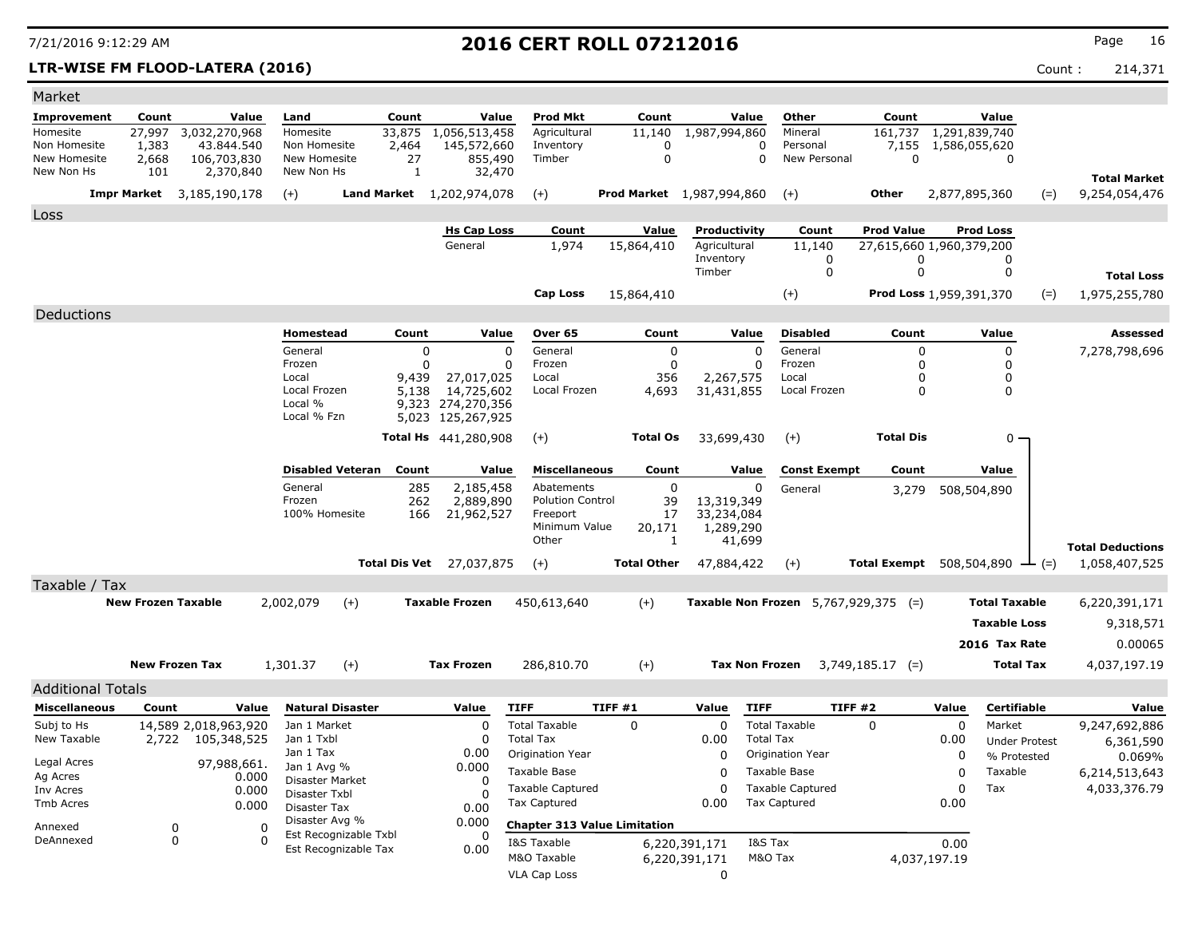# 2016 CERT ROLL 07212016

7/21/2016 9:12:29 AM

**LTR-WISE FM FLOOD-LATERA (2016)** Count : 214,371

## Market

| Improvement | Count | Value | Land | Count | Value | Prod Mkt | Count | Value | Other | Count | Value |
|---|---|---|---|---|---|---|---|---|---|---|---|
| Homesite | 27,997 | 3,032,270,968 | Homesite | 33,875 | 1,056,513,458 | Agricultural | 11,140 | 1,987,994,860 | Mineral | 161,737 | 1,291,839,740 |
| Non Homesite | 1,383 | 43.844.540 | Non Homesite | 2,464 | 145,572,660 | Inventory | 0 | 0 | Personal | 7,155 | 1,586,055,620 |
| New Homesite | 2,668 | 106,703,830 | New Homesite | 27 | 855,490 | Timber | 0 | 0 | New Personal | 0 | 0 |
| New Non Hs | 101 | 2,370,840 | New Non Hs | 1 | 32,470 | | | | | | |

| Impr Market | | Land Market | | Prod Market | | Other | | Total Market |
|---|---|---|---|---|---|---|---|---|
| 3,185,190,178 | (+) | 1,202,974,078 | (+) | 1,987,994,860 | (+) | 2,877,895,360 | (=) | 9,254,054,476 |

## Loss

| Hs Cap Loss | Count | Value | Productivity | Count | Prod Value | Prod Loss |
|---|---|---|---|---|---|---|
| General | 1,974 | 15,864,410 | Agricultural | 11,140 | 27,615,660 | 1,960,379,200 |
| | | | Inventory | 0 | 0 | 0 |
| | | | Timber | 0 | 0 | 0 |

| Cap Loss | | Prod Loss | | Total Loss |
|---|---|---|---|---|
| 15,864,410 | (+) | 1,959,391,370 | (=) | 1,975,255,780 |

## Deductions

| Homestead | Count | Value | Over 65 | Count | Value | Disabled | Count | Value |
|---|---|---|---|---|---|---|---|---|
| General | 0 | 0 | General | 0 | 0 | General | 0 | 0 |
| Frozen | 0 | 0 | Frozen | 0 | 0 | Frozen | 0 | 0 |
| Local | 9,439 | 27,017,025 | Local | 356 | 2,267,575 | Local | 0 | 0 |
| Local Frozen | 5,138 | 14,725,602 | Local Frozen | 4,693 | 31,431,855 | Local Frozen | 0 | 0 |
| Local % | 9,323 | 274,270,356 | | | | | | |
| Local % Fzn | 5,023 | 125,267,925 | | | | | | |
| **Total Hs** | | 441,280,908 (+) | **Total Os** | | 33,699,430 (+) | **Total Dis** | | 0 |

**Assessed:** 7,278,798,696

| Disabled Veteran | Count | Value | Miscellaneous | Count | Value | Const Exempt | Count | Value |
|---|---|---|---|---|---|---|---|---|
| General | 285 | 2,185,458 | Abatements | 0 | 0 | General | 3,279 | 508,504,890 |
| Frozen | 262 | 2,889,890 | Polution Control | 39 | 13,319,349 | | | |
| 100% Homesite | 166 | 21,962,527 | Freeport | 17 | 33,234,084 | | | |
| | | | Minimum Value | 20,171 | 1,289,290 | | | |
| | | | Other | 1 | 41,699 | | | |
| **Total Dis Vet** | | 27,037,875 (+) | **Total Other** | | 47,884,422 (+) | **Total Exempt** | | 508,504,890 |

**Total Deductions:** (=) 1,058,407,525

## Taxable / Tax

| New Frozen Taxable | | Taxable Frozen | | Taxable Non Frozen | | Total Taxable |
|---|---|---|---|---|---|---|
| 2,002,079 | (+) | 450,613,640 | (+) | 5,767,929,375 | (=) | 6,220,391,171 |

**Taxable Loss:** 9,318,571

**2016 Tax Rate:** 0.00065

| New Frozen Tax | | Tax Frozen | | Tax Non Frozen | | Total Tax |
|---|---|---|---|---|---|---|
| 1,301.37 | (+) | 286,810.70 | (+) | 3,749,185.17 | (=) | 4,037,197.19 |

## Additional Totals

| Miscellaneous | Count | Value |
|---|---|---|
| Subj to Hs | 14,589 | 2,018,963,920 |
| New Taxable | 2,722 | 105,348,525 |
| Legal Acres | | 97,988,661. |
| Ag Acres | | 0.000 |
| Inv Acres | | 0.000 |
| Tmb Acres | | 0.000 |
| Annexed | 0 | 0 |
| DeAnnexed | 0 | 0 |

| Natural Disaster | Value |
|---|---|
| Jan 1 Market | 0 |
| Jan 1 Txbl | 0 |
| Jan 1 Tax | 0.00 |
| Jan 1 Avg % | 0.000 |
| Disaster Market | 0 |
| Disaster Txbl | 0 |
| Disaster Tax | 0.00 |
| Disaster Avg % | 0.000 |
| Est Recognizable Txbl | 0 |
| Est Recognizable Tax | 0.00 |

| TIFF | TIFF #1 | Value | TIFF | TIFF #2 | Value |
|---|---|---|---|---|---|
| Total Taxable | 0 | 0 | Total Taxable | 0 | 0 |
| Total Tax | | 0.00 | Total Tax | | 0.00 |
| Origination Year | | 0 | Origination Year | | 0 |
| Taxable Base | | 0 | Taxable Base | | 0 |
| Taxable Captured | | 0 | Taxable Captured | | 0 |
| Tax Captured | | 0.00 | Tax Captured | | 0.00 |

**Chapter 313 Value Limitation**

| | Value | | Value |
|---|---|---|---|
| I&S Taxable | 6,220,391,171 | I&S Tax | 0.00 |
| M&O Taxable | 6,220,391,171 | M&O Tax | 4,037,197.19 |
| VLA Cap Loss | 0 | | |

| Certifiable | Value |
|---|---|
| Market | 9,247,692,886 |
| Under Protest | 6,361,590 |
| % Protested | 0.069% |
| Taxable | 6,214,513,643 |
| Tax | 4,033,376.79 |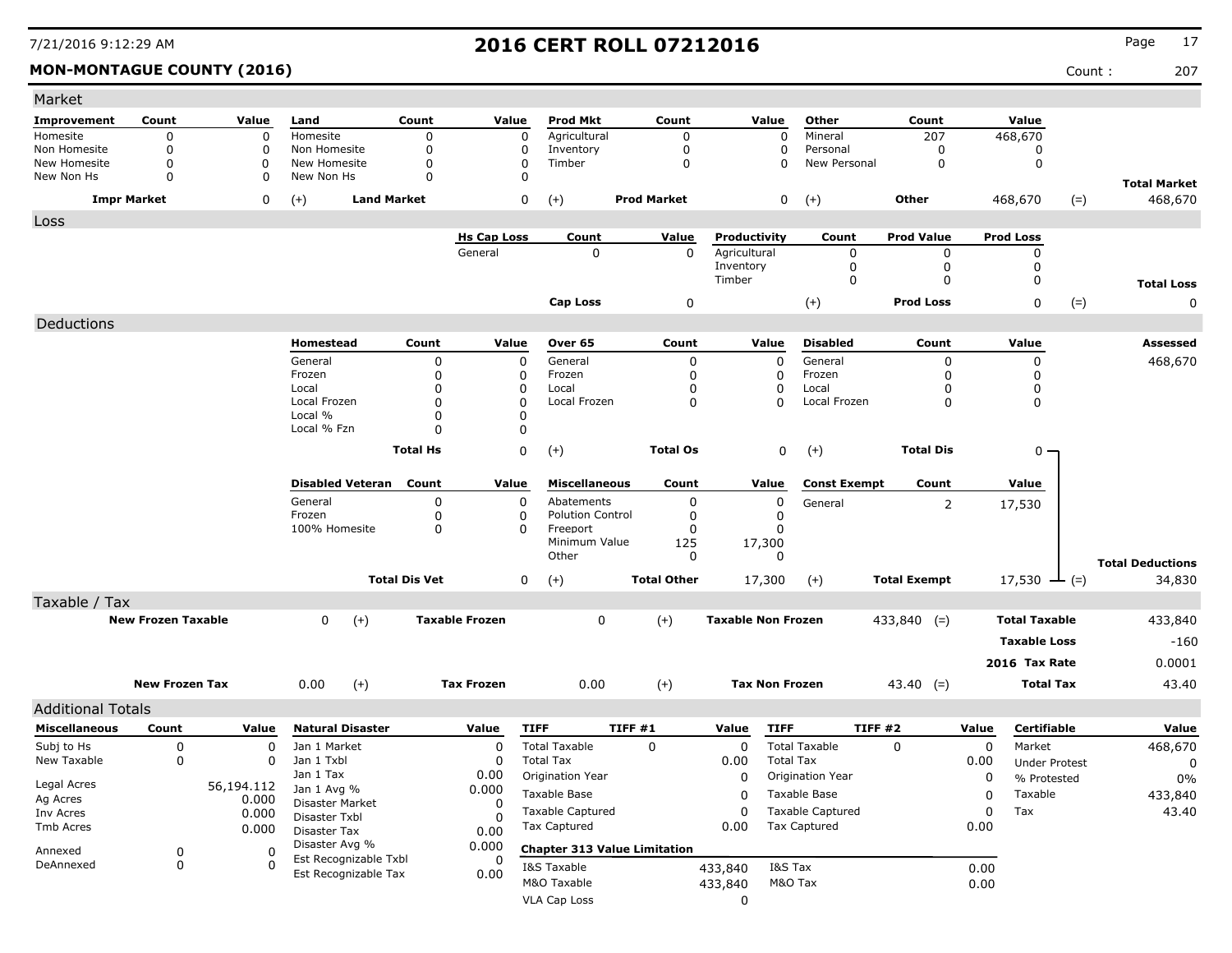# 2016 CERT ROLL 07212016

7/21/2016 9:12:29 AM

**MON-MONTAGUE COUNTY (2016)** Count : 207

## Market

| Improvement | Count | Value | Land | Count | Value | Prod Mkt | Count | Value | Other | Count | Value | | |
|---|---|---|---|---|---|---|---|---|---|---|---|---|---|
| Homesite | 0 | 0 | Homesite | 0 | 0 | Agricultural | 0 | 0 | Mineral | 207 | 468,670 | | |
| Non Homesite | 0 | 0 | Non Homesite | 0 | 0 | Inventory | 0 | 0 | Personal | 0 | 0 | | |
| New Homesite | 0 | 0 | New Homesite | 0 | 0 | Timber | 0 | 0 | New Personal | 0 | 0 | | |
| New Non Hs | 0 | 0 | New Non Hs | 0 | 0 | | | | | | | | **Total Market** |
| **Impr Market** | | 0 | (+) **Land Market** | | 0 | (+) **Prod Market** | | 0 | (+) **Other** | | 468,670 | (=) | 468,670 |

## Loss

| Hs Cap Loss | Count | Value | Productivity | Count | Prod Value | Prod Loss | | |
|---|---|---|---|---|---|---|---|---|
| General | 0 | 0 | Agricultural | 0 | 0 | 0 | | |
| | | | Inventory | 0 | 0 | 0 | | |
| | | | Timber | 0 | 0 | 0 | | **Total Loss** |
| **Cap Loss** | | 0 | (+) **Prod Loss** | | | 0 | (=) | 0 |

## Deductions

| Homestead | Count | Value | Over 65 | Count | Value | Disabled | Count | Value | Assessed |
|---|---|---|---|---|---|---|---|---|---|
| General | 0 | 0 | General | 0 | 0 | General | 0 | 0 | 468,670 |
| Frozen | 0 | 0 | Frozen | 0 | 0 | Frozen | 0 | 0 | |
| Local | 0 | 0 | Local | 0 | 0 | Local | 0 | 0 | |
| Local Frozen | 0 | 0 | Local Frozen | 0 | 0 | Local Frozen | 0 | 0 | |
| Local % | 0 | 0 | | | | | | | |
| Local % Fzn | 0 | 0 | | | | | | | |
| **Total Hs** | | 0 | (+) **Total Os** | | 0 | (+) **Total Dis** | | 0 | |

| Disabled Veteran | Count | Value | Miscellaneous | Count | Value | Const Exempt | Count | Value | |
|---|---|---|---|---|---|---|---|---|---|
| General | 0 | 0 | Abatements | 0 | 0 | General | 2 | 17,530 | |
| Frozen | 0 | 0 | Polution Control | 0 | 0 | | | | |
| 100% Homesite | 0 | 0 | Freeport | 0 | 0 | | | | |
| | | | Minimum Value | 125 | 17,300 | | | | |
| | | | Other | 0 | 0 | | | | **Total Deductions** |
| **Total Dis Vet** | | 0 | (+) **Total Other** | | 17,300 | (+) **Total Exempt** | | 17,530 (=) | 34,830 |

## Taxable / Tax

| | | | | | | | |
|---|---|---|---|---|---|---|---|
| **New Frozen Taxable** | 0 (+) | **Taxable Frozen** | 0 (+) | **Taxable Non Frozen** | 433,840 (=) | **Total Taxable** | 433,840 |
| | | | | | | **Taxable Loss** | -160 |
| | | | | | | **2016 Tax Rate** | 0.0001 |
| **New Frozen Tax** | 0.00 (+) | **Tax Frozen** | 0.00 (+) | **Tax Non Frozen** | 43.40 (=) | **Total Tax** | 43.40 |

## Additional Totals

| Miscellaneous | Count | Value |
|---|---|---|
| Subj to Hs | 0 | 0 |
| New Taxable | 0 | 0 |
| Legal Acres | | 56,194.112 |
| Ag Acres | | 0.000 |
| Inv Acres | | 0.000 |
| Tmb Acres | | 0.000 |
| Annexed | 0 | 0 |
| DeAnnexed | 0 | 0 |

| Natural Disaster | Value |
|---|---|
| Jan 1 Market | 0 |
| Jan 1 Txbl | 0 |
| Jan 1 Tax | 0.00 |
| Jan 1 Avg % | 0.000 |
| Disaster Market | 0 |
| Disaster Txbl | 0 |
| Disaster Tax | 0.00 |
| Disaster Avg % | 0.000 |
| Est Recognizable Txbl | 0 |
| Est Recognizable Tax | 0.00 |

| TIFF | TIFF #1 | Value | TIFF | TIFF #2 | Value |
|---|---|---|---|---|---|
| Total Taxable | 0 | 0 | Total Taxable | 0 | 0 |
| Total Tax | | 0.00 | Total Tax | | 0.00 |
| Origination Year | | 0 | Origination Year | | 0 |
| Taxable Base | | 0 | Taxable Base | | 0 |
| Taxable Captured | | 0 | Taxable Captured | | 0 |
| Tax Captured | | 0.00 | Tax Captured | | 0.00 |

**Chapter 313 Value Limitation**

| | | | |
|---|---|---|---|
| I&S Taxable | 433,840 | I&S Tax | 0.00 |
| M&O Taxable | 433,840 | M&O Tax | 0.00 |
| VLA Cap Loss | 0 | | |

| Certifiable | Value |
|---|---|
| Market | 468,670 |
| Under Protest | 0 |
| % Protested | 0% |
| Taxable | 433,840 |
| Tax | 43.40 |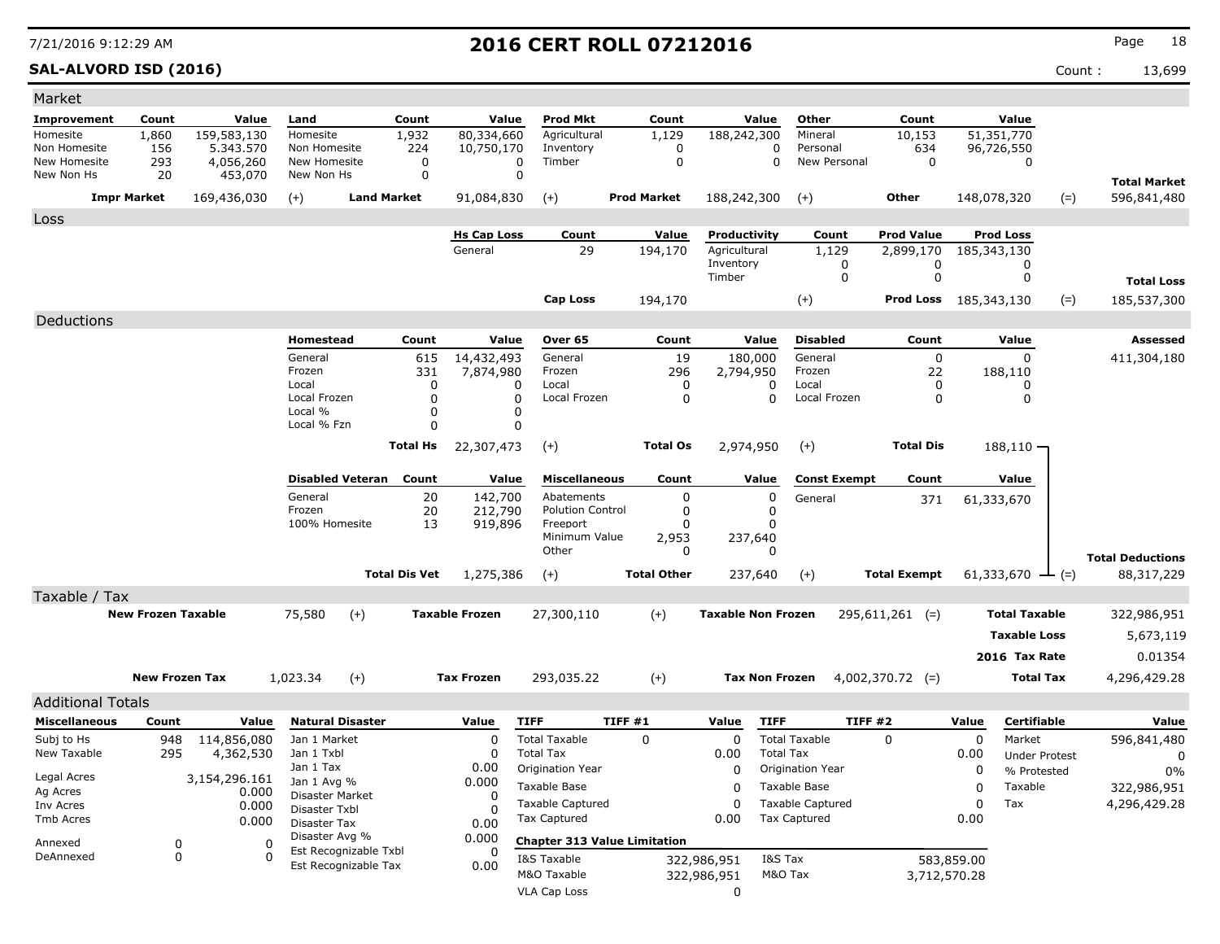# 2016 CERT ROLL 07212016

**SAL-ALVORD ISD (2016)** — Count : 13,699

7/21/2016 9:12:29 AM

## Market

| Improvement | Count | Value | Land | Count | Value | Prod Mkt | Count | Value | Other | Count | Value | | |
|---|---|---|---|---|---|---|---|---|---|---|---|---|---|
| Homesite | 1,860 | 159,583,130 | Homesite | 1,932 | 80,334,660 | Agricultural | 1,129 | 188,242,300 | Mineral | 10,153 | 51,351,770 | | |
| Non Homesite | 156 | 5.343.570 | Non Homesite | 224 | 10,750,170 | Inventory | 0 | 0 | Personal | 634 | 96,726,550 | | |
| New Homesite | 293 | 4,056,260 | New Homesite | 0 | 0 | Timber | 0 | 0 | New Personal | 0 | 0 | | |
| New Non Hs | 20 | 453,070 | New Non Hs | 0 | 0 | | | | | | | | **Total Market** |
| **Impr Market** | | 169,436,030 | (+) **Land Market** | | 91,084,830 | (+) **Prod Market** | | 188,242,300 | (+) **Other** | | 148,078,320 | (=) | 596,841,480 |

## Loss

| Hs Cap Loss | Count | Value | Productivity | Count | Prod Value | Prod Loss | | |
|---|---|---|---|---|---|---|---|---|
| General | 29 | 194,170 | Agricultural | 1,129 | 2,899,170 | 185,343,130 | | |
| | | | Inventory | 0 | 0 | 0 | | |
| | | | Timber | 0 | 0 | 0 | | **Total Loss** |
| **Cap Loss** | | 194,170 | (+) | | **Prod Loss** | 185,343,130 | (=) | 185,537,300 |

## Deductions

| Homestead | Count | Value | Over 65 | Count | Value | Disabled | Count | Value | Assessed |
|---|---|---|---|---|---|---|---|---|---|
| General | 615 | 14,432,493 | General | 19 | 180,000 | General | 0 | 0 | 411,304,180 |
| Frozen | 331 | 7,874,980 | Frozen | 296 | 2,794,950 | Frozen | 22 | 188,110 | |
| Local | 0 | 0 | Local | 0 | 0 | Local | 0 | 0 | |
| Local Frozen | 0 | 0 | Local Frozen | 0 | 0 | Local Frozen | 0 | 0 | |
| Local % | 0 | 0 | | | | | | | |
| Local % Fzn | 0 | 0 | | | | | | | |
| **Total Hs** | | 22,307,473 | (+) **Total Os** | | 2,974,950 | (+) **Total Dis** | | 188,110 | |

| Disabled Veteran | Count | Value | Miscellaneous | Count | Value | Const Exempt | Count | Value | |
|---|---|---|---|---|---|---|---|---|---|
| General | 20 | 142,700 | Abatements | 0 | 0 | General | 371 | 61,333,670 | |
| Frozen | 20 | 212,790 | Polution Control | 0 | 0 | | | | |
| 100% Homesite | 13 | 919,896 | Freeport | 0 | 0 | | | | |
| | | | Minimum Value | 2,953 | 237,640 | | | | |
| | | | Other | 0 | 0 | | | | **Total Deductions** |
| **Total Dis Vet** | | 1,275,386 | (+) **Total Other** | | 237,640 | (+) **Total Exempt** | | 61,333,670 | (=) 88,317,229 |

## Taxable / Tax

| | | | | | | |
|---|---|---|---|---|---|---|
| **New Frozen Taxable** | 75,580 (+) | **Taxable Frozen** | 27,300,110 (+) | **Taxable Non Frozen** | 295,611,261 (=) | **Total Taxable** 322,986,951 |
| | | | | | | **Taxable Loss** 5,673,119 |
| | | | | | | **2016 Tax Rate** 0.01354 |
| **New Frozen Tax** | 1,023.34 (+) | **Tax Frozen** | 293,035.22 (+) | **Tax Non Frozen** | 4,002,370.72 (=) | **Total Tax** 4,296,429.28 |

## Additional Totals

| Miscellaneous | Count | Value |
|---|---|---|
| Subj to Hs | 948 | 114,856,080 |
| New Taxable | 295 | 4,362,530 |
| Legal Acres | | 3,154,296.161 |
| Ag Acres | | 0.000 |
| Inv Acres | | 0.000 |
| Tmb Acres | | 0.000 |
| Annexed | 0 | 0 |
| DeAnnexed | 0 | 0 |

| Natural Disaster | Value |
|---|---|
| Jan 1 Market | 0 |
| Jan 1 Txbl | 0 |
| Jan 1 Tax | 0.00 |
| Jan 1 Avg % | 0.000 |
| Disaster Market | 0 |
| Disaster Txbl | 0 |
| Disaster Tax | 0.00 |
| Disaster Avg % | 0.000 |
| Est Recognizable Txbl | 0 |
| Est Recognizable Tax | 0.00 |

| TIFF | TIFF #1 | Value | TIFF | TIFF #2 | Value |
|---|---|---|---|---|---|
| Total Taxable | 0 | 0 | Total Taxable | 0 | 0 |
| Total Tax | | 0.00 | Total Tax | | 0.00 |
| Origination Year | | 0 | Origination Year | | 0 |
| Taxable Base | | 0 | Taxable Base | | 0 |
| Taxable Captured | | 0 | Taxable Captured | | 0 |
| Tax Captured | | 0.00 | Tax Captured | | 0.00 |

**Chapter 313 Value Limitation**

| | | | |
|---|---|---|---|
| I&S Taxable | 322,986,951 | I&S Tax | 583,859.00 |
| M&O Taxable | 322,986,951 | M&O Tax | 3,712,570.28 |
| VLA Cap Loss | 0 | | |

| Certifiable | Value |
|---|---|
| Market | 596,841,480 |
| Under Protest | 0 |
| % Protested | 0% |
| Taxable | 322,986,951 |
| Tax | 4,296,429.28 |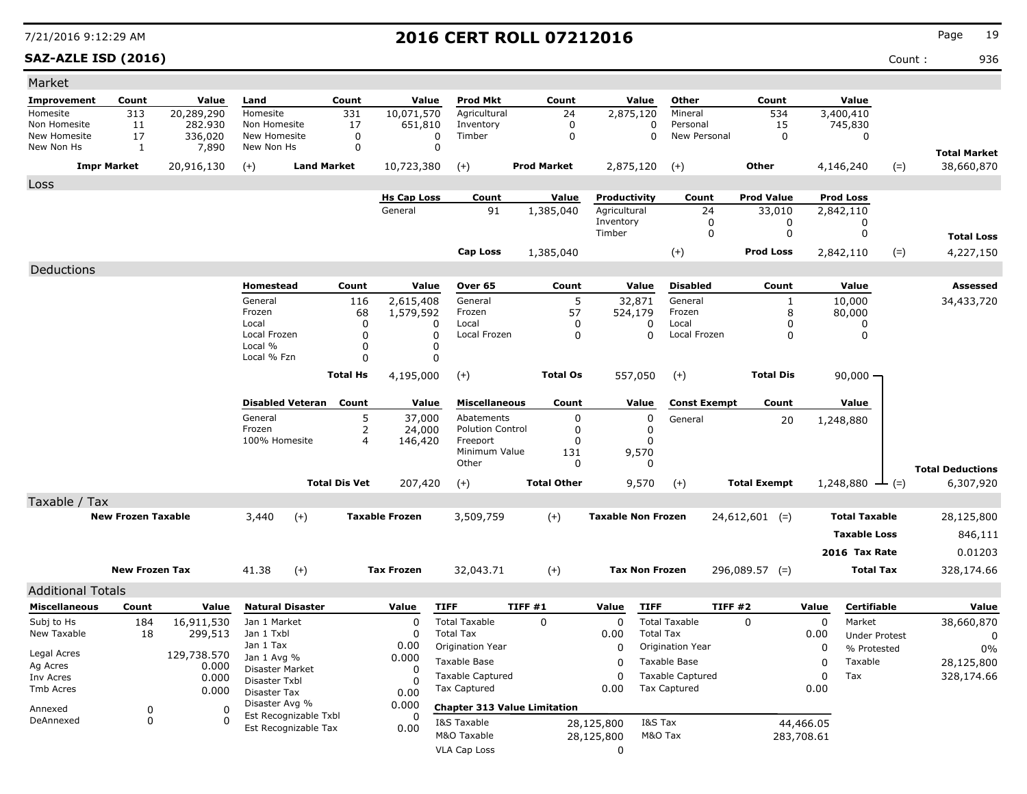# 2016 CERT ROLL 07212016

7/21/2016 9:12:29 AM

**SAZ-AZLE ISD (2016)**

Count : 936

## Market

| Improvement | Count | Value | Land | Count | Value | Prod Mkt | Count | Value | Other | Count | Value | | |
|---|---|---|---|---|---|---|---|---|---|---|---|---|---|
| Homesite | 313 | 20,289,290 | Homesite | 331 | 10,071,570 | Agricultural | 24 | 2,875,120 | Mineral | 534 | 3,400,410 | | |
| Non Homesite | 11 | 282.930 | Non Homesite | 17 | 651,810 | Inventory | 0 | 0 | Personal | 15 | 745,830 | | |
| New Homesite | 17 | 336,020 | New Homesite | 0 | 0 | Timber | 0 | 0 | New Personal | 0 | 0 | | |
| New Non Hs | 1 | 7,890 | New Non Hs | 0 | 0 | | | | | | | | **Total Market** |
| **Impr Market** | | 20,916,130 | (+) **Land Market** | | 10,723,380 | (+) **Prod Market** | | 2,875,120 | (+) **Other** | | 4,146,240 | (=) | 38,660,870 |

## Loss

| Hs Cap Loss | Count | Value | Productivity | Count | Prod Value | Prod Loss | | |
|---|---|---|---|---|---|---|---|---|
| General | 91 | 1,385,040 | Agricultural | 24 | 33,010 | 2,842,110 | | |
| | | | Inventory | 0 | 0 | 0 | | |
| | | | Timber | 0 | 0 | 0 | | **Total Loss** |
| **Cap Loss** | | 1,385,040 | (+) | | **Prod Loss** | 2,842,110 | (=) | 4,227,150 |

## Deductions

| Homestead | Count | Value | Over 65 | Count | Value | Disabled | Count | Value | Assessed |
|---|---|---|---|---|---|---|---|---|---|
| General | 116 | 2,615,408 | General | 5 | 32,871 | General | 1 | 10,000 | 34,433,720 |
| Frozen | 68 | 1,579,592 | Frozen | 57 | 524,179 | Frozen | 8 | 80,000 | |
| Local | 0 | 0 | Local | 0 | 0 | Local | 0 | 0 | |
| Local Frozen | 0 | 0 | Local Frozen | 0 | 0 | Local Frozen | 0 | 0 | |
| Local % | 0 | 0 | | | | | | | |
| Local % Fzn | 0 | 0 | | | | | | | |
| **Total Hs** | | 4,195,000 | (+) **Total Os** | | 557,050 | (+) **Total Dis** | | 90,000 | |

| Disabled Veteran | Count | Value | Miscellaneous | Count | Value | Const Exempt | Count | Value | |
|---|---|---|---|---|---|---|---|---|---|
| General | 5 | 37,000 | Abatements | 0 | 0 | General | 20 | 1,248,880 | |
| Frozen | 2 | 24,000 | Polution Control | 0 | 0 | | | | |
| 100% Homesite | 4 | 146,420 | Freeport | 0 | 0 | | | | |
| | | | Minimum Value | 131 | 9,570 | | | | |
| | | | Other | 0 | 0 | | | | **Total Deductions** |
| **Total Dis Vet** | | 207,420 | (+) **Total Other** | | 9,570 | (+) **Total Exempt** | | 1,248,880 | (=) 6,307,920 |

## Taxable / Tax

| New Frozen Taxable | | Taxable Frozen | | Taxable Non Frozen | | | |
|---|---|---|---|---|---|---|---|
| 3,440 | (+) | 3,509,759 | (+) | 24,612,601 | (=) | **Total Taxable** | 28,125,800 |
| | | | | | | **Taxable Loss** | 846,111 |
| | | | | | | **2016 Tax Rate** | 0.01203 |
| **New Frozen Tax** 41.38 | (+) | **Tax Frozen** 32,043.71 | (+) | **Tax Non Frozen** 296,089.57 | (=) | **Total Tax** | 328,174.66 |

## Additional Totals

| Miscellaneous | Count | Value |
|---|---|---|
| Subj to Hs | 184 | 16,911,530 |
| New Taxable | 18 | 299,513 |
| Legal Acres | | 129,738.570 |
| Ag Acres | | 0.000 |
| Inv Acres | | 0.000 |
| Tmb Acres | | 0.000 |
| Annexed | 0 | 0 |
| DeAnnexed | 0 | 0 |

| Natural Disaster | Value |
|---|---|
| Jan 1 Market | 0 |
| Jan 1 Txbl | 0 |
| Jan 1 Tax | 0.00 |
| Jan 1 Avg % | 0.000 |
| Disaster Market | 0 |
| Disaster Txbl | 0 |
| Disaster Tax | 0.00 |
| Disaster Avg % | 0.000 |
| Est Recognizable Txbl | 0 |
| Est Recognizable Tax | 0.00 |

| TIFF | TIFF #1 | Value | TIFF | TIFF #2 | Value |
|---|---|---|---|---|---|
| Total Taxable | 0 | 0 | Total Taxable | 0 | 0 |
| Total Tax | | 0.00 | Total Tax | | 0.00 |
| Origination Year | | 0 | Origination Year | | 0 |
| Taxable Base | | 0 | Taxable Base | | 0 |
| Taxable Captured | | 0 | Taxable Captured | | 0 |
| Tax Captured | | 0.00 | Tax Captured | | 0.00 |

**Chapter 313 Value Limitation**

| | Value | | Value |
|---|---|---|---|
| I&S Taxable | 28,125,800 | I&S Tax | 44,466.05 |
| M&O Taxable | 28,125,800 | M&O Tax | 283,708.61 |
| VLA Cap Loss | 0 | | |

| Certifiable | Value |
|---|---|
| Market | 38,660,870 |
| Under Protest | 0 |
| % Protested | 0% |
| Taxable | 28,125,800 |
| Tax | 328,174.66 |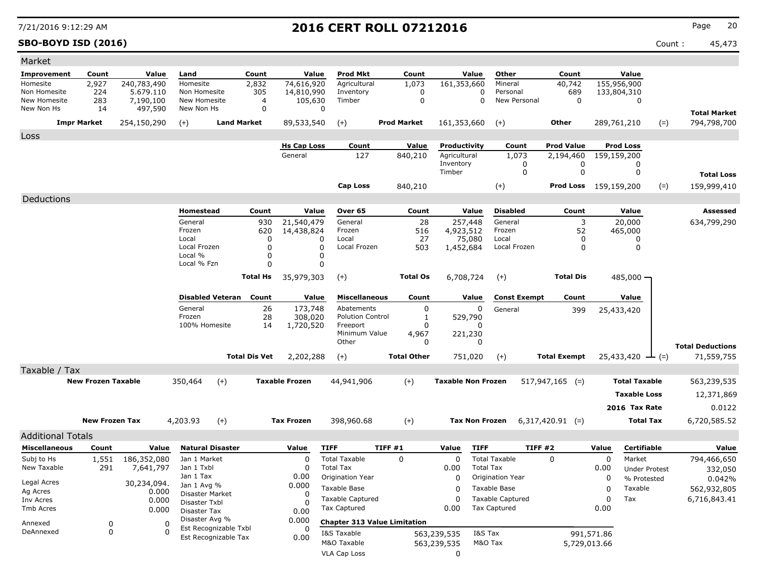7/21/2016 9:12:29 AM

# 2016 CERT ROLL 07212016

**SBO-BOYD ISD (2016)** Count : 45,473

## Market

| Improvement | Count | Value | Land | Count | Value | Prod Mkt | Count | Value | Other | Count | Value | | |
|---|---|---|---|---|---|---|---|---|---|---|---|---|---|
| Homesite | 2,927 | 240,783,490 | Homesite | 2,832 | 74,616,920 | Agricultural | 1,073 | 161,353,660 | Mineral | 40,742 | 155,956,900 | | |
| Non Homesite | 224 | 5.679.110 | Non Homesite | 305 | 14,810,990 | Inventory | 0 | 0 | Personal | 689 | 133,804,310 | | |
| New Homesite | 283 | 7,190,100 | New Homesite | 4 | 105,630 | Timber | 0 | 0 | New Personal | 0 | 0 | | |
| New Non Hs | 14 | 497,590 | New Non Hs | 0 | 0 | | | | | | | | **Total Market** |
| **Impr Market** | | 254,150,290 | (+) **Land Market** | | 89,533,540 | (+) **Prod Market** | | 161,353,660 | (+) **Other** | | 289,761,210 | (=) | 794,798,700 |

## Loss

| Hs Cap Loss | Count | Value | Productivity | Count | Prod Value | Prod Loss | | |
|---|---|---|---|---|---|---|---|---|
| General | 127 | 840,210 | Agricultural | 1,073 | 2,194,460 | 159,159,200 | | |
| | | | Inventory | 0 | 0 | 0 | | |
| | | | Timber | 0 | 0 | 0 | | **Total Loss** |
| **Cap Loss** | | 840,210 | (+) | | **Prod Loss** | 159,159,200 | (=) | 159,999,410 |

## Deductions

| Homestead | Count | Value | Over 65 | Count | Value | Disabled | Count | Value | Assessed |
|---|---|---|---|---|---|---|---|---|---|
| General | 930 | 21,540,479 | General | 28 | 257,448 | General | 3 | 20,000 | 634,799,290 |
| Frozen | 620 | 14,438,824 | Frozen | 516 | 4,923,512 | Frozen | 52 | 465,000 | |
| Local | 0 | 0 | Local | 27 | 75,080 | Local | 0 | 0 | |
| Local Frozen | 0 | 0 | Local Frozen | 503 | 1,452,684 | Local Frozen | 0 | 0 | |
| Local % | 0 | 0 | | | | | | | |
| Local % Fzn | 0 | 0 | | | | | | | |
| **Total Hs** | | 35,979,303 | (+) **Total Os** | | 6,708,724 | (+) **Total Dis** | | 485,000 | |

| Disabled Veteran | Count | Value | Miscellaneous | Count | Value | Const Exempt | Count | Value | |
|---|---|---|---|---|---|---|---|---|---|
| General | 26 | 173,748 | Abatements | 0 | 0 | General | 399 | 25,433,420 | |
| Frozen | 28 | 308,020 | Polution Control | 1 | 529,790 | | | | |
| 100% Homesite | 14 | 1,720,520 | Freeport | 0 | 0 | | | | |
| | | | Minimum Value | 4,967 | 221,230 | | | | |
| | | | Other | 0 | 0 | | | | **Total Deductions** |
| **Total Dis Vet** | | 2,202,288 | (+) **Total Other** | | 751,020 | (+) **Total Exempt** | | 25,433,420 | (=) 71,559,755 |

## Taxable / Tax

| | | | | | | | | |
|---|---|---|---|---|---|---|---|---|
| **New Frozen Taxable** | 350,464 | (+) | **Taxable Frozen** | 44,941,906 | (+) | **Taxable Non Frozen** | 517,947,165 (=) | **Total Taxable** 563,239,535 |
| | | | | | | | | **Taxable Loss** 12,371,869 |
| | | | | | | | | **2016 Tax Rate** 0.0122 |
| **New Frozen Tax** | 4,203.93 | (+) | **Tax Frozen** | 398,960.68 | (+) | **Tax Non Frozen** | 6,317,420.91 (=) | **Total Tax** 6,720,585.52 |

## Additional Totals

| Miscellaneous | Count | Value |
|---|---|---|
| Subj to Hs | 1,551 | 186,352,080 |
| New Taxable | 291 | 7,641,797 |
| Legal Acres | | 30,234,094. |
| Ag Acres | | 0.000 |
| Inv Acres | | 0.000 |
| Tmb Acres | | 0.000 |
| Annexed | 0 | 0 |
| DeAnnexed | 0 | 0 |

| Natural Disaster | Value |
|---|---|
| Jan 1 Market | 0 |
| Jan 1 Txbl | 0 |
| Jan 1 Tax | 0.00 |
| Jan 1 Avg % | 0.000 |
| Disaster Market | 0 |
| Disaster Txbl | 0 |
| Disaster Tax | 0.00 |
| Disaster Avg % | 0.000 |
| Est Recognizable Txbl | 0 |
| Est Recognizable Tax | 0.00 |

| TIFF | TIFF #1 | Value | TIFF | TIFF #2 | Value |
|---|---|---|---|---|---|
| Total Taxable | 0 | 0 | Total Taxable | 0 | 0 |
| Total Tax | | 0.00 | Total Tax | | 0.00 |
| Origination Year | | 0 | Origination Year | | 0 |
| Taxable Base | | 0 | Taxable Base | | 0 |
| Taxable Captured | | 0 | Taxable Captured | | 0 |
| Tax Captured | | 0.00 | Tax Captured | | 0.00 |

**Chapter 313 Value Limitation**

| | | | |
|---|---|---|---|
| I&S Taxable | 563,239,535 | I&S Tax | 991,571.86 |
| M&O Taxable | 563,239,535 | M&O Tax | 5,729,013.66 |
| VLA Cap Loss | 0 | | |

| Certifiable | Value |
|---|---|
| Market | 794,466,650 |
| Under Protest | 332,050 |
| % Protested | 0.042% |
| Taxable | 562,932,805 |
| Tax | 6,716,843.41 |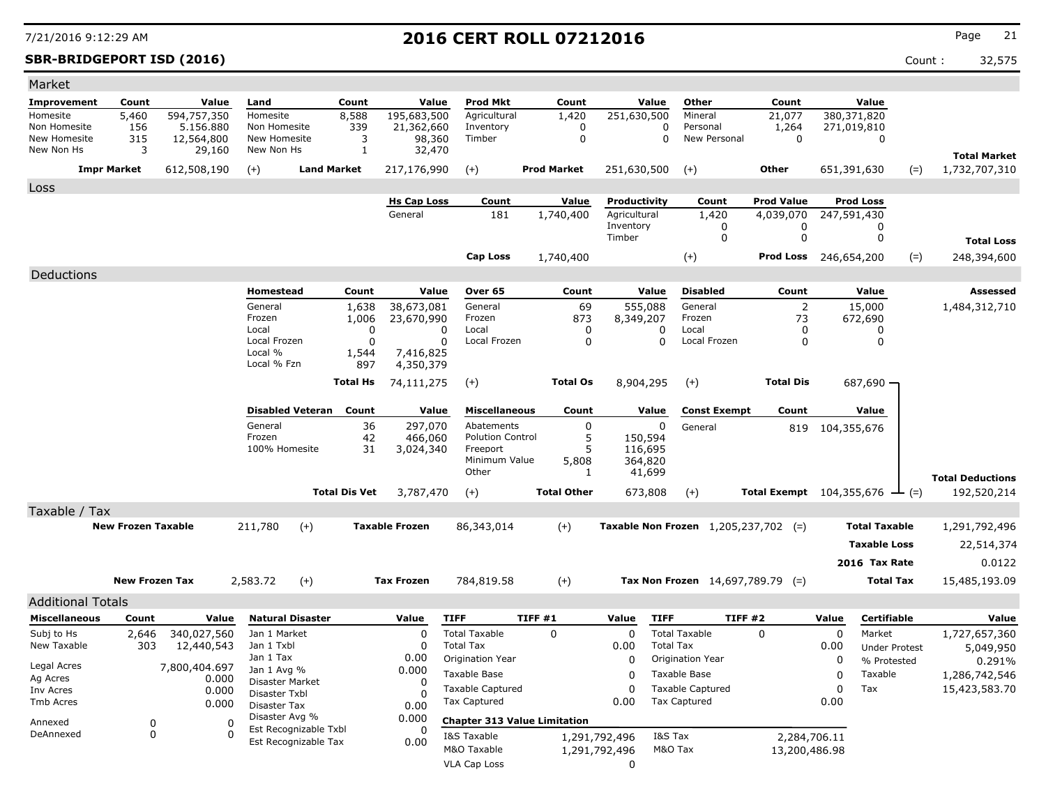# 2016 CERT ROLL 07212016

7/21/2016 9:12:29 AM

**SBR-BRIDGEPORT ISD (2016)**

Count : 32,575

## Market

| Improvement | Count | Value | Land | Count | Value | Prod Mkt | Count | Value | Other | Count | Value | | |
|---|---|---|---|---|---|---|---|---|---|---|---|---|---|
| Homesite | 5,460 | 594,757,350 | Homesite | 8,588 | 195,683,500 | Agricultural | 1,420 | 251,630,500 | Mineral | 21,077 | 380,371,820 | | |
| Non Homesite | 156 | 5.156.880 | Non Homesite | 339 | 21,362,660 | Inventory | 0 | 0 | Personal | 1,264 | 271,019,810 | | |
| New Homesite | 315 | 12,564,800 | New Homesite | 3 | 98,360 | Timber | 0 | 0 | New Personal | 0 | 0 | | |
| New Non Hs | 3 | 29,160 | New Non Hs | 1 | 32,470 | | | | | | | | **Total Market** |
| **Impr Market** | | 612,508,190 | (+) **Land Market** | | 217,176,990 | (+) **Prod Market** | | 251,630,500 | (+) **Other** | | 651,391,630 | (=) | 1,732,707,310 |

## Loss

| Hs Cap Loss | Count | Value | Productivity | Count | Prod Value | Prod Loss | | |
|---|---|---|---|---|---|---|---|---|
| General | 181 | 1,740,400 | Agricultural | 1,420 | 4,039,070 | 247,591,430 | | |
| | | | Inventory | 0 | 0 | 0 | | |
| | | | Timber | 0 | 0 | 0 | | **Total Loss** |
| **Cap Loss** | | 1,740,400 | (+) | | **Prod Loss** | 246,654,200 | (=) | 248,394,600 |

## Deductions

| Homestead | Count | Value | Over 65 | Count | Value | Disabled | Count | Value | Assessed |
|---|---|---|---|---|---|---|---|---|---|
| General | 1,638 | 38,673,081 | General | 69 | 555,088 | General | 2 | 15,000 | 1,484,312,710 |
| Frozen | 1,006 | 23,670,990 | Frozen | 873 | 8,349,207 | Frozen | 73 | 672,690 | |
| Local | 0 | 0 | Local | 0 | 0 | Local | 0 | 0 | |
| Local Frozen | 0 | 0 | Local Frozen | 0 | 0 | Local Frozen | 0 | 0 | |
| Local % | 1,544 | 7,416,825 | | | | | | | |
| Local % Fzn | 897 | 4,350,379 | | | | | | | |
| **Total Hs** | | 74,111,275 | (+) **Total Os** | | 8,904,295 | (+) **Total Dis** | | 687,690 | |

| Disabled Veteran | Count | Value | Miscellaneous | Count | Value | Const Exempt | Count | Value | |
|---|---|---|---|---|---|---|---|---|---|
| General | 36 | 297,070 | Abatements | 0 | 0 | General | 819 | 104,355,676 | |
| Frozen | 42 | 466,060 | Polution Control | 5 | 150,594 | | | | |
| 100% Homesite | 31 | 3,024,340 | Freeport | 5 | 116,695 | | | | |
| | | | Minimum Value | 5,808 | 364,820 | | | | |
| | | | Other | 1 | 41,699 | | | | **Total Deductions** |
| **Total Dis Vet** | | 3,787,470 | (+) **Total Other** | | 673,808 | (+) **Total Exempt** | | 104,355,676 (=) | 192,520,214 |

## Taxable / Tax

| | | | | | | | |
|---|---|---|---|---|---|---|---|
| **New Frozen Taxable** | 211,780 | (+) **Taxable Frozen** | 86,343,014 | (+) **Taxable Non Frozen** | 1,205,237,702 | (=) **Total Taxable** | 1,291,792,496 |
| | | | | | | **Taxable Loss** | 22,514,374 |
| | | | | | | **2016 Tax Rate** | 0.0122 |
| **New Frozen Tax** | 2,583.72 | (+) **Tax Frozen** | 784,819.58 | (+) **Tax Non Frozen** | 14,697,789.79 | (=) **Total Tax** | 15,485,193.09 |

## Additional Totals

| Miscellaneous | Count | Value |
|---|---|---|
| Subj to Hs | 2,646 | 340,027,560 |
| New Taxable | 303 | 12,440,543 |
| Legal Acres | | 7,800,404.697 |
| Ag Acres | | 0.000 |
| Inv Acres | | 0.000 |
| Tmb Acres | | 0.000 |
| Annexed | 0 | 0 |
| DeAnnexed | 0 | 0 |

| Natural Disaster | Value |
|---|---|
| Jan 1 Market | 0 |
| Jan 1 Txbl | 0 |
| Jan 1 Tax | 0.00 |
| Jan 1 Avg % | 0.000 |
| Disaster Market | 0 |
| Disaster Txbl | 0 |
| Disaster Tax | 0.00 |
| Disaster Avg % | 0.000 |
| Est Recognizable Txbl | 0 |
| Est Recognizable Tax | 0.00 |

| TIFF | TIFF #1 | Value | TIFF | TIFF #2 | Value |
|---|---|---|---|---|---|
| Total Taxable | 0 | 0 | Total Taxable | 0 | 0 |
| Total Tax | | 0.00 | Total Tax | | 0.00 |
| Origination Year | | 0 | Origination Year | | 0 |
| Taxable Base | | 0 | Taxable Base | | 0 |
| Taxable Captured | | 0 | Taxable Captured | | 0 |
| Tax Captured | | 0.00 | Tax Captured | | 0.00 |

**Chapter 313 Value Limitation**

| | | | |
|---|---|---|---|
| I&S Taxable | 1,291,792,496 | I&S Tax | 2,284,706.11 |
| M&O Taxable | 1,291,792,496 | M&O Tax | 13,200,486.98 |
| VLA Cap Loss | 0 | | |

| Certifiable | Value |
|---|---|
| Market | 1,727,657,360 |
| Under Protest | 5,049,950 |
| % Protested | 0.291% |
| Taxable | 1,286,742,546 |
| Tax | 15,423,583.70 |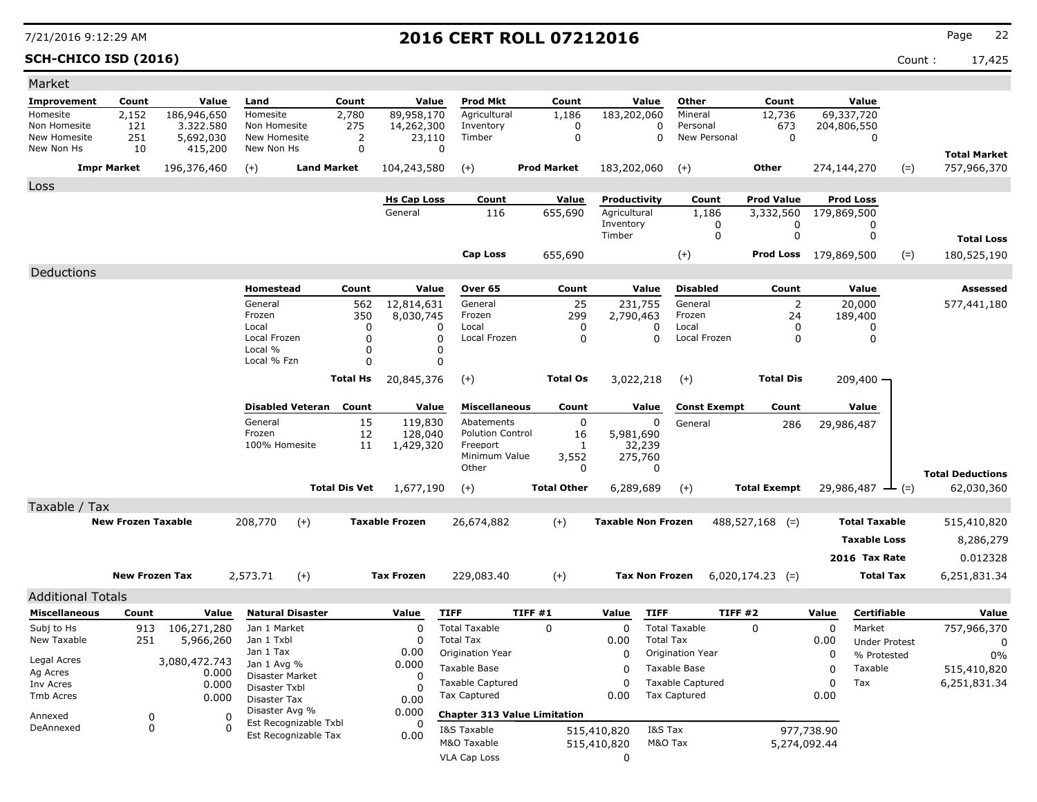# 2016 CERT ROLL 07212016

**SCH-CHICO ISD (2016)** Count : 17,425

7/21/2016 9:12:29 AM

## Market

| Improvement | Count | Value | Land | Count | Value | Prod Mkt | Count | Value | Other | Count | Value | | |
|---|---|---|---|---|---|---|---|---|---|---|---|---|---|
| Homesite | 2,152 | 186,946,650 | Homesite | 2,780 | 89,958,170 | Agricultural | 1,186 | 183,202,060 | Mineral | 12,736 | 69,337,720 | | |
| Non Homesite | 121 | 3.322.580 | Non Homesite | 275 | 14,262,300 | Inventory | 0 | 0 | Personal | 673 | 204,806,550 | | |
| New Homesite | 251 | 5,692,030 | New Homesite | 2 | 23,110 | Timber | 0 | 0 | New Personal | 0 | 0 | | |
| New Non Hs | 10 | 415,200 | New Non Hs | 0 | 0 | | | | | | | | **Total Market** |
| **Impr Market** | | 196,376,460 | (+) **Land Market** | | 104,243,580 | (+) **Prod Market** | | 183,202,060 | (+) **Other** | | 274,144,270 | (=) | 757,966,370 |

## Loss

| Hs Cap Loss | Count | Value | Productivity | Count | Prod Value | Prod Loss | | |
|---|---|---|---|---|---|---|---|---|
| General | 116 | 655,690 | Agricultural | 1,186 | 3,332,560 | 179,869,500 | | |
| | | | Inventory | 0 | 0 | 0 | | |
| | | | Timber | 0 | 0 | 0 | | **Total Loss** |
| **Cap Loss** | | 655,690 | (+) | | **Prod Loss** | 179,869,500 | (=) | 180,525,190 |

## Deductions

| Homestead | Count | Value | Over 65 | Count | Value | Disabled | Count | Value | Assessed |
|---|---|---|---|---|---|---|---|---|---|
| General | 562 | 12,814,631 | General | 25 | 231,755 | General | 2 | 20,000 | 577,441,180 |
| Frozen | 350 | 8,030,745 | Frozen | 299 | 2,790,463 | Frozen | 24 | 189,400 | |
| Local | 0 | 0 | Local | 0 | 0 | Local | 0 | 0 | |
| Local Frozen | 0 | 0 | Local Frozen | 0 | 0 | Local Frozen | 0 | 0 | |
| Local % | 0 | 0 | | | | | | | |
| Local % Fzn | 0 | 0 | | | | | | | |
| **Total Hs** | | 20,845,376 | (+) **Total Os** | | 3,022,218 | (+) **Total Dis** | | 209,400 | |

| Disabled Veteran | Count | Value | Miscellaneous | Count | Value | Const Exempt | Count | Value | | |
|---|---|---|---|---|---|---|---|---|---|---|
| General | 15 | 119,830 | Abatements | 0 | 0 | General | 286 | 29,986,487 | | |
| Frozen | 12 | 128,040 | Polution Control | 16 | 5,981,690 | | | | | |
| 100% Homesite | 11 | 1,429,320 | Freeport | 1 | 32,239 | | | | | |
| | | | Minimum Value | 3,552 | 275,760 | | | | | |
| | | | Other | 0 | 0 | | | | | **Total Deductions** |
| **Total Dis Vet** | | 1,677,190 | (+) **Total Other** | | 6,289,689 | (+) **Total Exempt** | | 29,986,487 | (=) | 62,030,360 |

## Taxable / Tax

| | | | | | | | | |
|---|---|---|---|---|---|---|---|---|
| **New Frozen Taxable** | 208,770 | (+) | **Taxable Frozen** | 26,674,882 | (+) | **Taxable Non Frozen** | 488,527,168 (=) | **Total Taxable** 515,410,820 |
| | | | | | | | | **Taxable Loss** 8,286,279 |
| | | | | | | | | **2016 Tax Rate** 0.012328 |
| **New Frozen Tax** | 2,573.71 | (+) | **Tax Frozen** | 229,083.40 | (+) | **Tax Non Frozen** | 6,020,174.23 (=) | **Total Tax** 6,251,831.34 |

## Additional Totals

| Miscellaneous | Count | Value |
|---|---|---|
| Subj to Hs | 913 | 106,271,280 |
| New Taxable | 251 | 5,966,260 |
| Legal Acres | | 3,080,472.743 |
| Ag Acres | | 0.000 |
| Inv Acres | | 0.000 |
| Tmb Acres | | 0.000 |
| Annexed | 0 | 0 |
| DeAnnexed | 0 | 0 |

| Natural Disaster | Value |
|---|---|
| Jan 1 Market | 0 |
| Jan 1 Txbl | 0 |
| Jan 1 Tax | 0.00 |
| Jan 1 Avg % | 0.000 |
| Disaster Market | 0 |
| Disaster Txbl | 0 |
| Disaster Tax | 0.00 |
| Disaster Avg % | 0.000 |
| Est Recognizable Txbl | 0 |
| Est Recognizable Tax | 0.00 |

| TIFF | TIFF #1 | Value | TIFF | TIFF #2 | Value |
|---|---|---|---|---|---|
| Total Taxable | 0 | 0 | Total Taxable | 0 | 0 |
| Total Tax | | 0.00 | Total Tax | | 0.00 |
| Origination Year | | 0 | Origination Year | | 0 |
| Taxable Base | | 0 | Taxable Base | | 0 |
| Taxable Captured | | 0 | Taxable Captured | | 0 |
| Tax Captured | | 0.00 | Tax Captured | | 0.00 |

**Chapter 313 Value Limitation**

| | | | |
|---|---|---|---|
| I&S Taxable | 515,410,820 | I&S Tax | 977,738.90 |
| M&O Taxable | 515,410,820 | M&O Tax | 5,274,092.44 |
| VLA Cap Loss | 0 | | |

| Certifiable | Value |
|---|---|
| Market | 757,966,370 |
| Under Protest | 0 |
| % Protested | 0% |
| Taxable | 515,410,820 |
| Tax | 6,251,831.34 |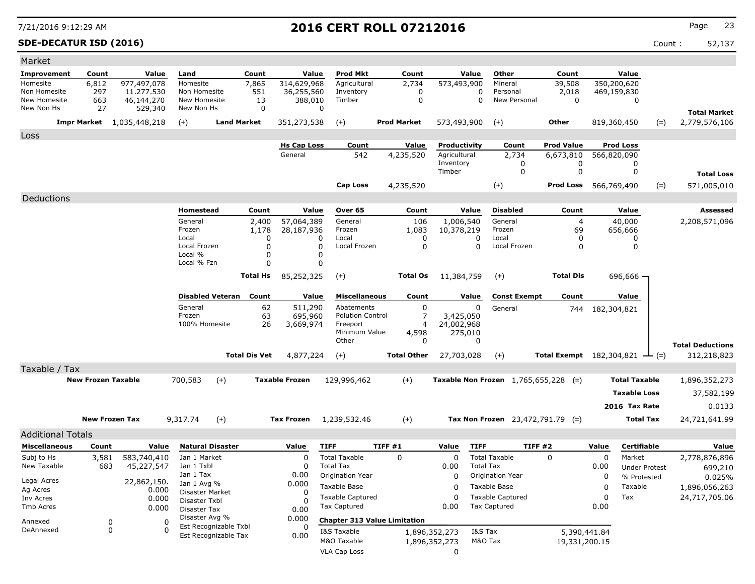# 2016 CERT ROLL 07212016

7/21/2016 9:12:29 AM

**SDE-DECATUR ISD (2016)** Count : 52,137

## Market

| Improvement | Count | Value | Land | Count | Value | Prod Mkt | Count | Value | Other | Count | Value | | |
|---|---|---|---|---|---|---|---|---|---|---|---|---|---|
| Homesite | 6,812 | 977,497,078 | Homesite | 7,865 | 314,629,968 | Agricultural | 2,734 | 573,493,900 | Mineral | 39,508 | 350,200,620 | | |
| Non Homesite | 297 | 11.277.530 | Non Homesite | 551 | 36,255,560 | Inventory | 0 | 0 | Personal | 2,018 | 469,159,830 | | |
| New Homesite | 663 | 46,144,270 | New Homesite | 13 | 388,010 | Timber | 0 | 0 | New Personal | 0 | 0 | | |
| New Non Hs | 27 | 529,340 | New Non Hs | 0 | 0 | | | | | | | | **Total Market** |
| **Impr Market** | | 1,035,448,218 | (+) **Land Market** | | 351,273,538 | (+) **Prod Market** | | 573,493,900 | (+) **Other** | | 819,360,450 | (=) | 2,779,576,106 |

## Loss

| Hs Cap Loss | Count | Value | Productivity | Count | Prod Value | Prod Loss | | |
|---|---|---|---|---|---|---|---|---|
| General | 542 | 4,235,520 | Agricultural | 2,734 | 6,673,810 | 566,820,090 | | |
| | | | Inventory | 0 | 0 | 0 | | |
| | | | Timber | 0 | 0 | 0 | | **Total Loss** |
| **Cap Loss** | | 4,235,520 | (+) | | **Prod Loss** | 566,769,490 | (=) | 571,005,010 |

## Deductions

| Homestead | Count | Value | Over 65 | Count | Value | Disabled | Count | Value | Assessed |
|---|---|---|---|---|---|---|---|---|---|
| General | 2,400 | 57,064,389 | General | 106 | 1,006,540 | General | 4 | 40,000 | 2,208,571,096 |
| Frozen | 1,178 | 28,187,936 | Frozen | 1,083 | 10,378,219 | Frozen | 69 | 656,666 | |
| Local | 0 | 0 | Local | 0 | 0 | Local | 0 | 0 | |
| Local Frozen | 0 | 0 | Local Frozen | 0 | 0 | Local Frozen | 0 | 0 | |
| Local % | 0 | 0 | | | | | | | |
| Local % Fzn | 0 | 0 | | | | | | | |
| **Total Hs** | | 85,252,325 | (+) **Total Os** | | 11,384,759 | (+) **Total Dis** | | 696,666 | |

| Disabled Veteran | Count | Value | Miscellaneous | Count | Value | Const Exempt | Count | Value | | |
|---|---|---|---|---|---|---|---|---|---|---|
| General | 62 | 511,290 | Abatements | 0 | 0 | General | 744 | 182,304,821 | | |
| Frozen | 63 | 695,960 | Polution Control | 7 | 3,425,050 | | | | | |
| 100% Homesite | 26 | 3,669,974 | Freeport | 4 | 24,002,968 | | | | | |
| | | | Minimum Value | 4,598 | 275,010 | | | | | |
| | | | Other | 0 | 0 | | | | | **Total Deductions** |
| **Total Dis Vet** | | 4,877,224 | (+) **Total Other** | | 27,703,028 | (+) **Total Exempt** | | 182,304,821 | (=) | 312,218,823 |

## Taxable / Tax

| | | | | | | | | | |
|---|---|---|---|---|---|---|---|---|---|
| **New Frozen Taxable** | 700,583 | (+) | **Taxable Frozen** | 129,996,462 | (+) | **Taxable Non Frozen** | 1,765,655,228 (=) | **Total Taxable** | 1,896,352,273 |
| | | | | | | | | **Taxable Loss** | 37,582,199 |
| | | | | | | | | **2016 Tax Rate** | 0.0133 |
| **New Frozen Tax** | 9,317.74 | (+) | **Tax Frozen** | 1,239,532.46 | (+) | **Tax Non Frozen** | 23,472,791.79 (=) | **Total Tax** | 24,721,641.99 |

## Additional Totals

| Miscellaneous | Count | Value |
|---|---|---|
| Subj to Hs | 3,581 | 583,740,410 |
| New Taxable | 683 | 45,227,547 |
| Legal Acres | | 22,862,150. |
| Ag Acres | | 0.000 |
| Inv Acres | | 0.000 |
| Tmb Acres | | 0.000 |
| Annexed | 0 | 0 |
| DeAnnexed | 0 | 0 |

| Natural Disaster | Value |
|---|---|
| Jan 1 Market | 0 |
| Jan 1 Txbl | 0 |
| Jan 1 Tax | 0.00 |
| Jan 1 Avg % | 0.000 |
| Disaster Market | 0 |
| Disaster Txbl | 0 |
| Disaster Tax | 0.00 |
| Disaster Avg % | 0.000 |
| Est Recognizable Txbl | 0 |
| Est Recognizable Tax | 0.00 |

| TIFF | TIFF #1 | Value | TIFF | TIFF #2 | Value |
|---|---|---|---|---|---|
| Total Taxable | 0 | 0 | Total Taxable | 0 | 0 |
| Total Tax | | 0.00 | Total Tax | | 0.00 |
| Origination Year | | 0 | Origination Year | | 0 |
| Taxable Base | | 0 | Taxable Base | | 0 |
| Taxable Captured | | 0 | Taxable Captured | | 0 |
| Tax Captured | | 0.00 | Tax Captured | | 0.00 |

**Chapter 313 Value Limitation**

| | | | |
|---|---|---|---|
| I&S Taxable | 1,896,352,273 | I&S Tax | 5,390,441.84 |
| M&O Taxable | 1,896,352,273 | M&O Tax | 19,331,200.15 |
| VLA Cap Loss | 0 | | |

| Certifiable | Value |
|---|---|
| Market | 2,778,876,896 |
| Under Protest | 699,210 |
| % Protested | 0.025% |
| Taxable | 1,896,056,263 |
| Tax | 24,717,705.06 |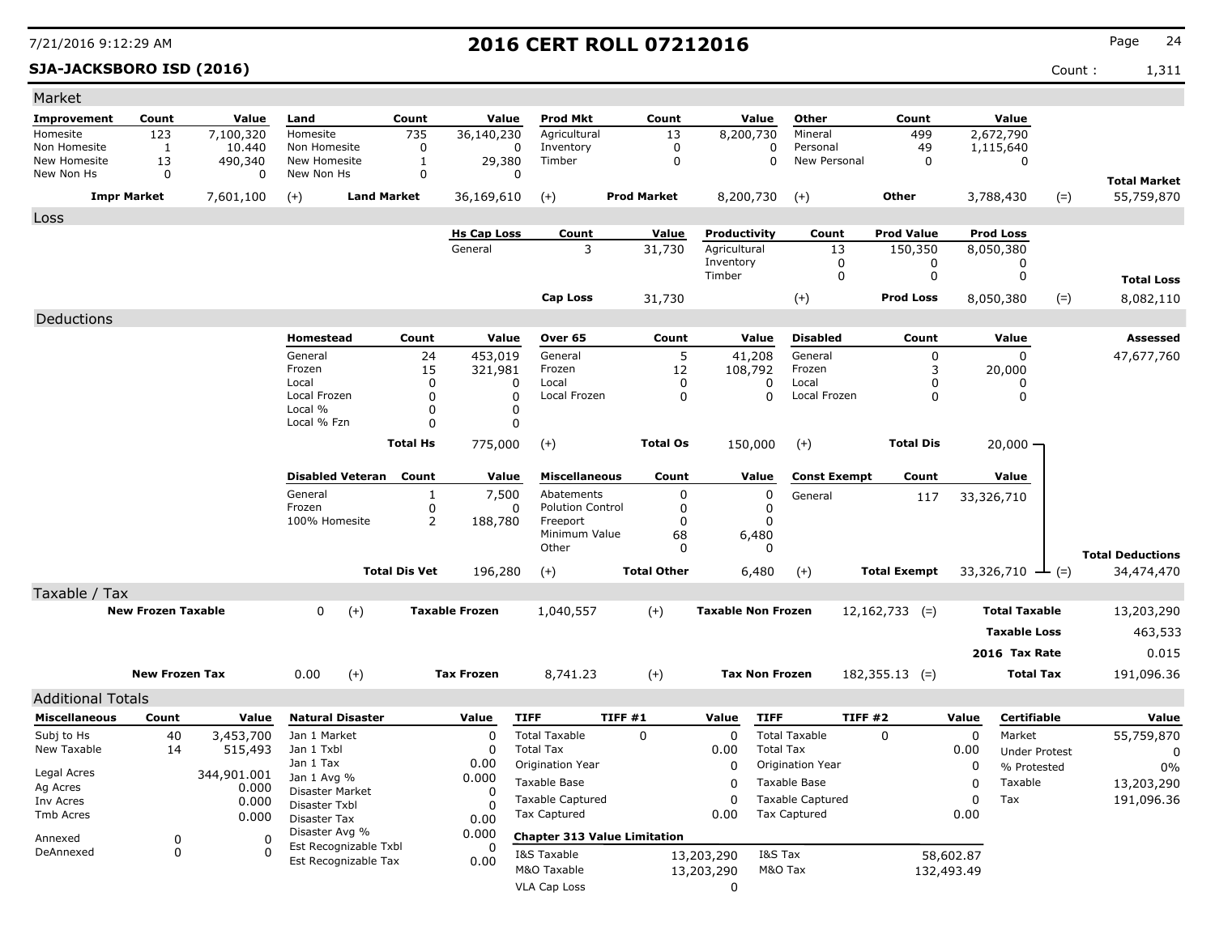# 2016 CERT ROLL 07212016

7/21/2016 9:12:29 AM

**SJA-JACKSBORO ISD (2016)**

Count : 1,311

## Market

| Improvement | Count | Value | Land | Count | Value | Prod Mkt | Count | Value | Other | Count | Value | | |
|---|---|---|---|---|---|---|---|---|---|---|---|---|---|
| Homesite | 123 | 7,100,320 | Homesite | 735 | 36,140,230 | Agricultural | 13 | 8,200,730 | Mineral | 499 | 2,672,790 | | |
| Non Homesite | 1 | 10.440 | Non Homesite | 0 | 0 | Inventory | 0 | 0 | Personal | 49 | 1,115,640 | | |
| New Homesite | 13 | 490,340 | New Homesite | 1 | 29,380 | Timber | 0 | 0 | New Personal | 0 | 0 | | |
| New Non Hs | 0 | 0 | New Non Hs | 0 | 0 | | | | | | | | **Total Market** |
| **Impr Market** | | 7,601,100 | (+) | **Land Market** | 36,169,610 | (+) | **Prod Market** | 8,200,730 | (+) | **Other** | 3,788,430 | (=) | 55,759,870 |

## Loss

| Hs Cap Loss | Count | Value | Productivity | Count | Prod Value | Prod Loss | | |
|---|---|---|---|---|---|---|---|---|
| General | 3 | 31,730 | Agricultural | 13 | 150,350 | 8,050,380 | | |
| | | | Inventory | 0 | 0 | 0 | | |
| | | | Timber | 0 | 0 | 0 | | **Total Loss** |
| **Cap Loss** | | 31,730 | (+) | | **Prod Loss** | 8,050,380 | (=) | 8,082,110 |

## Deductions

| Homestead | Count | Value | Over 65 | Count | Value | Disabled | Count | Value | | Assessed |
|---|---|---|---|---|---|---|---|---|---|---|
| General | 24 | 453,019 | General | 5 | 41,208 | General | 0 | 0 | | 47,677,760 |
| Frozen | 15 | 321,981 | Frozen | 12 | 108,792 | Frozen | 3 | 20,000 | | |
| Local | 0 | 0 | Local | 0 | 0 | Local | 0 | 0 | | |
| Local Frozen | 0 | 0 | Local Frozen | 0 | 0 | Local Frozen | 0 | 0 | | |
| Local % | 0 | 0 | | | | | | | | |
| Local % Fzn | 0 | 0 | | | | | | | | |
| **Total Hs** | | 775,000 | (+) | **Total Os** | 150,000 | (+) | **Total Dis** | 20,000 | | |

| Disabled Veteran | Count | Value | Miscellaneous | Count | Value | Const Exempt | Count | Value | | |
|---|---|---|---|---|---|---|---|---|---|---|
| General | 1 | 7,500 | Abatements | 0 | 0 | General | 117 | 33,326,710 | | |
| Frozen | 0 | 0 | Polution Control | 0 | 0 | | | | | |
| 100% Homesite | 2 | 188,780 | Freeport | 0 | 0 | | | | | |
| | | | Minimum Value | 68 | 6,480 | | | | | |
| | | | Other | 0 | 0 | | | | | **Total Deductions** |
| **Total Dis Vet** | | 196,280 | (+) | **Total Other** | 6,480 | (+) | **Total Exempt** | 33,326,710 | (=) | 34,474,470 |

## Taxable / Tax

| New Frozen Taxable | | Taxable Frozen | | Taxable Non Frozen | | Total Taxable | |
|---|---|---|---|---|---|---|---|
| 0 | (+) | 1,040,557 | (+) | 12,162,733 | (=) | **Total Taxable** | 13,203,290 |
| | | | | | | **Taxable Loss** | 463,533 |
| | | | | | | **2016 Tax Rate** | 0.015 |

| New Frozen Tax | | Tax Frozen | | Tax Non Frozen | | Total Tax | |
|---|---|---|---|---|---|---|---|
| 0.00 | (+) | 8,741.23 | (+) | 182,355.13 | (=) | **Total Tax** | 191,096.36 |

## Additional Totals

| Miscellaneous | Count | Value |
|---|---|---|
| Subj to Hs | 40 | 3,453,700 |
| New Taxable | 14 | 515,493 |
| Legal Acres | | 344,901.001 |
| Ag Acres | | 0.000 |
| Inv Acres | | 0.000 |
| Tmb Acres | | 0.000 |
| Annexed | 0 | 0 |
| DeAnnexed | 0 | 0 |

| Natural Disaster | Value |
|---|---|
| Jan 1 Market | 0 |
| Jan 1 Txbl | 0 |
| Jan 1 Tax | 0.00 |
| Jan 1 Avg % | 0.000 |
| Disaster Market | 0 |
| Disaster Txbl | 0 |
| Disaster Tax | 0.00 |
| Disaster Avg % | 0.000 |
| Est Recognizable Txbl | 0 |
| Est Recognizable Tax | 0.00 |

| TIFF | TIFF #1 | Value | TIFF | TIFF #2 | Value |
|---|---|---|---|---|---|
| Total Taxable | 0 | 0 | Total Taxable | 0 | 0 |
| Total Tax | | 0.00 | Total Tax | | 0.00 |
| Origination Year | | 0 | Origination Year | | 0 |
| Taxable Base | | 0 | Taxable Base | | 0 |
| Taxable Captured | | 0 | Taxable Captured | | 0 |
| Tax Captured | | 0.00 | Tax Captured | | 0.00 |

**Chapter 313 Value Limitation**

| | Value | | Value |
|---|---|---|---|
| I&S Taxable | 13,203,290 | I&S Tax | 58,602.87 |
| M&O Taxable | 13,203,290 | M&O Tax | 132,493.49 |
| VLA Cap Loss | 0 | | |

| Certifiable | Value |
|---|---|
| Market | 55,759,870 |
| Under Protest | 0 |
| % Protested | 0% |
| Taxable | 13,203,290 |
| Tax | 191,096.36 |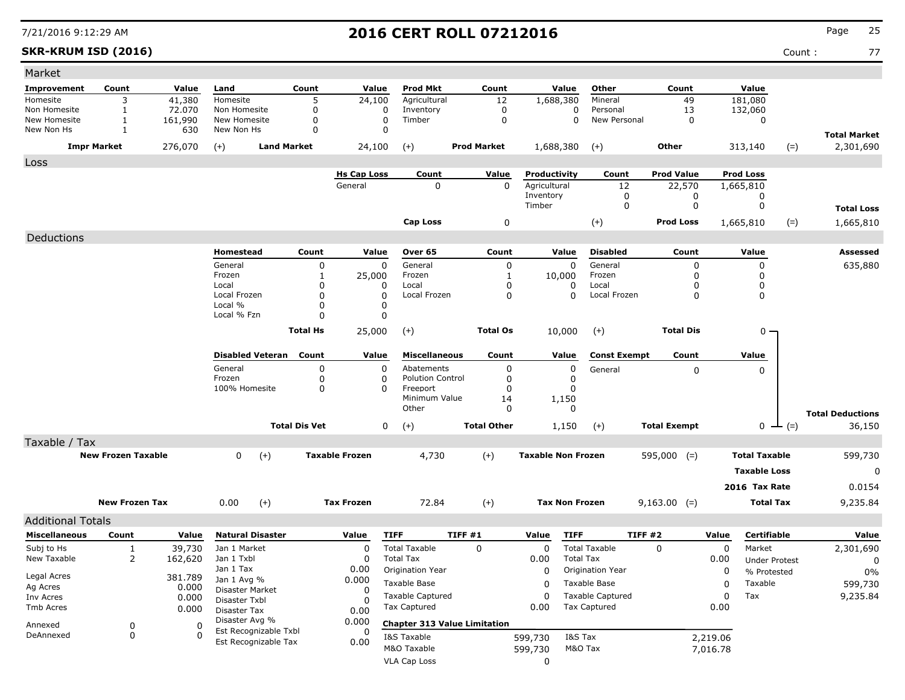# 2016 CERT ROLL 07212016

7/21/2016 9:12:29 AM

**SKR-KRUM ISD (2016)** Count : 77

## Market

| Improvement | Count | Value | Land | Count | Value | Prod Mkt | Count | Value | Other | Count | Value | |
|---|---|---|---|---|---|---|---|---|---|---|---|---|
| Homesite | 3 | 41,380 | Homesite | 5 | 24,100 | Agricultural | 12 | 1,688,380 | Mineral | 49 | 181,080 | |
| Non Homesite | 1 | 72.070 | Non Homesite | 0 | 0 | Inventory | 0 | 0 | Personal | 13 | 132,060 | |
| New Homesite | 1 | 161,990 | New Homesite | 0 | 0 | Timber | 0 | 0 | New Personal | 0 | 0 | |
| New Non Hs | 1 | 630 | New Non Hs | 0 | 0 | | | | | | | **Total Market** |
| **Impr Market** | | 276,070 | (+) **Land Market** | | 24,100 | (+) **Prod Market** | | 1,688,380 | (+) **Other** | | 313,140 | (=) 2,301,690 |

## Loss

| Hs Cap Loss | Count | Value | Productivity | Count | Prod Value | Prod Loss | |
|---|---|---|---|---|---|---|---|
| General | 0 | 0 | Agricultural | 12 | 22,570 | 1,665,810 | |
| | | | Inventory | 0 | 0 | 0 | |
| | | | Timber | 0 | 0 | 0 | **Total Loss** |
| **Cap Loss** | | 0 | (+) | | **Prod Loss** | 1,665,810 | (=) 1,665,810 |

## Deductions

| Homestead | Count | Value | Over 65 | Count | Value | Disabled | Count | Value | Assessed |
|---|---|---|---|---|---|---|---|---|---|
| General | 0 | 0 | General | 0 | 0 | General | 0 | 0 | 635,880 |
| Frozen | 1 | 25,000 | Frozen | 1 | 10,000 | Frozen | 0 | 0 | |
| Local | 0 | 0 | Local | 0 | 0 | Local | 0 | 0 | |
| Local Frozen | 0 | 0 | Local Frozen | 0 | 0 | Local Frozen | 0 | 0 | |
| Local % | 0 | 0 | | | | | | | |
| Local % Fzn | 0 | 0 | | | | | | | |
| **Total Hs** | | 25,000 | (+) **Total Os** | | 10,000 | (+) **Total Dis** | | 0 | |

| Disabled Veteran | Count | Value | Miscellaneous | Count | Value | Const Exempt | Count | Value | |
|---|---|---|---|---|---|---|---|---|---|
| General | 0 | 0 | Abatements | 0 | 0 | General | 0 | 0 | |
| Frozen | 0 | 0 | Polution Control | 0 | 0 | | | | |
| 100% Homesite | 0 | 0 | Freeport | 0 | 0 | | | | |
| | | | Minimum Value | 14 | 1,150 | | | | |
| | | | Other | 0 | 0 | | | | **Total Deductions** |
| **Total Dis Vet** | | 0 | (+) **Total Other** | | 1,150 | (+) **Total Exempt** | | 0 | (=) 36,150 |

## Taxable / Tax

| New Frozen Taxable | | Taxable Frozen | | Taxable Non Frozen | | | |
|---|---|---|---|---|---|---|---|
| 0 | (+) | 4,730 | (+) | 595,000 | (=) | **Total Taxable** | 599,730 |
| | | | | | | **Taxable Loss** | 0 |
| | | | | | | **2016 Tax Rate** | 0.0154 |
| **New Frozen Tax** 0.00 | (+) | **Tax Frozen** 72.84 | (+) | **Tax Non Frozen** 9,163.00 | (=) | **Total Tax** | 9,235.84 |

## Additional Totals

| Miscellaneous | Count | Value |
|---|---|---|
| Subj to Hs | 1 | 39,730 |
| New Taxable | 2 | 162,620 |
| Legal Acres | | 381.789 |
| Ag Acres | | 0.000 |
| Inv Acres | | 0.000 |
| Tmb Acres | | 0.000 |
| Annexed | 0 | 0 |
| DeAnnexed | 0 | 0 |

| Natural Disaster | Value |
|---|---|
| Jan 1 Market | 0 |
| Jan 1 Txbl | 0 |
| Jan 1 Tax | 0.00 |
| Jan 1 Avg % | 0.000 |
| Disaster Market | 0 |
| Disaster Txbl | 0 |
| Disaster Tax | 0.00 |
| Disaster Avg % | 0.000 |
| Est Recognizable Txbl | 0 |
| Est Recognizable Tax | 0.00 |

| TIFF | TIFF #1 | Value | TIFF | TIFF #2 | Value |
|---|---|---|---|---|---|
| Total Taxable | 0 | 0 | Total Taxable | 0 | 0 |
| Total Tax | | 0.00 | Total Tax | | 0.00 |
| Origination Year | | 0 | Origination Year | | 0 |
| Taxable Base | | 0 | Taxable Base | | 0 |
| Taxable Captured | | 0 | Taxable Captured | | 0 |
| Tax Captured | | 0.00 | Tax Captured | | 0.00 |

**Chapter 313 Value Limitation**

| | Value | | Value |
|---|---|---|---|
| I&S Taxable | 599,730 | I&S Tax | 2,219.06 |
| M&O Taxable | 599,730 | M&O Tax | 7,016.78 |
| VLA Cap Loss | 0 | | |

| Certifiable | Value |
|---|---|
| Market | 2,301,690 |
| Under Protest | 0 |
| % Protested | 0% |
| Taxable | 599,730 |
| Tax | 9,235.84 |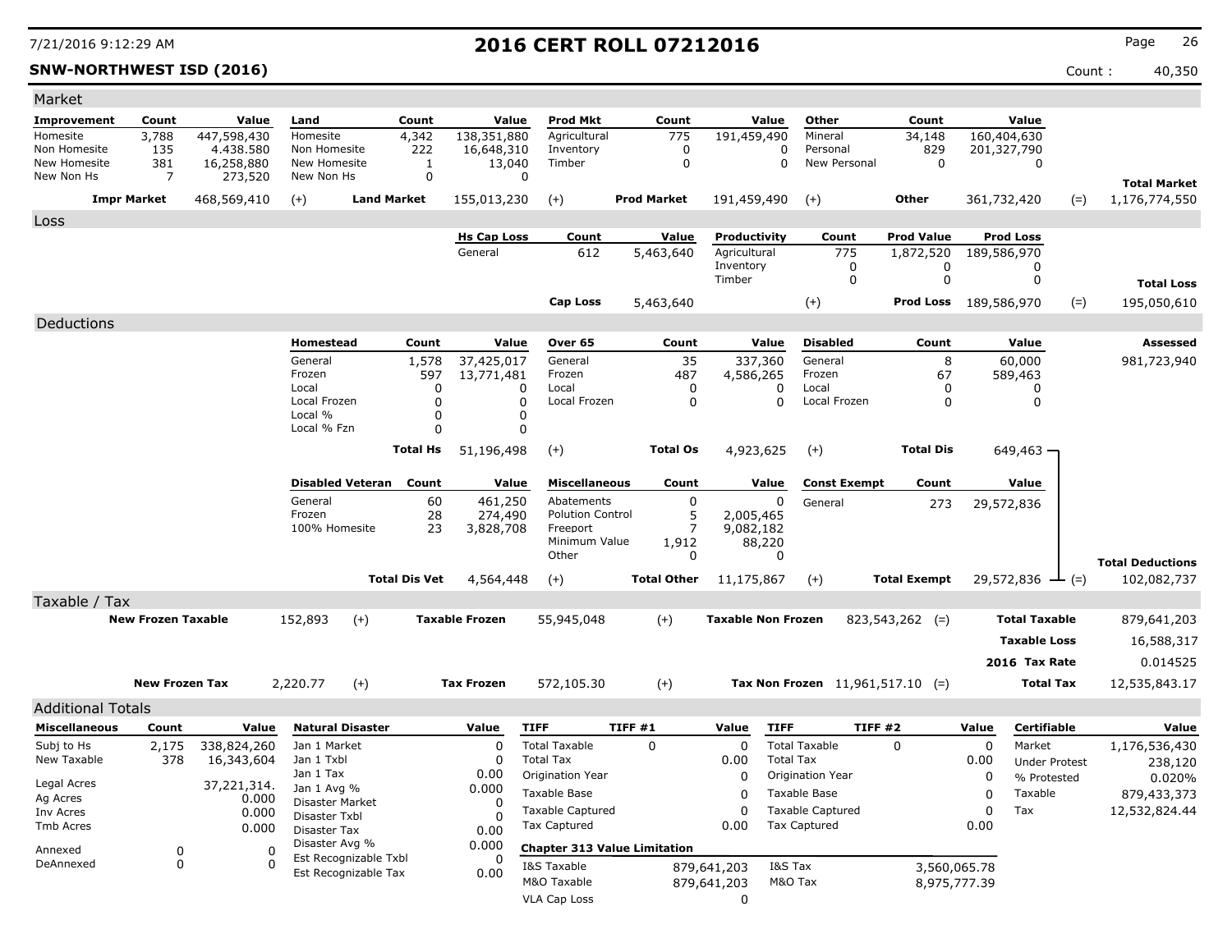# 2016 CERT ROLL 07212016

**SNW-NORTHWEST ISD (2016)**

Count : 40,350

## Market

| Improvement | Count | Value | Land | Count | Value | Prod Mkt | Count | Value | Other | Count | Value | | |
|---|---|---|---|---|---|---|---|---|---|---|---|---|---|
| Homesite | 3,788 | 447,598,430 | Homesite | 4,342 | 138,351,880 | Agricultural | 775 | 191,459,490 | Mineral | 34,148 | 160,404,630 | | |
| Non Homesite | 135 | 4.438.580 | Non Homesite | 222 | 16,648,310 | Inventory | 0 | 0 | Personal | 829 | 201,327,790 | | |
| New Homesite | 381 | 16,258,880 | New Homesite | 1 | 13,040 | Timber | 0 | 0 | New Personal | 0 | 0 | | |
| New Non Hs | 7 | 273,520 | New Non Hs | 0 | 0 | | | | | | | | **Total Market** |
| **Impr Market** | | 468,569,410 | (+) **Land Market** | | 155,013,230 | (+) **Prod Market** | | 191,459,490 | (+) **Other** | | 361,732,420 | (=) | 1,176,774,550 |

## Loss

| Hs Cap Loss | Count | Value | Productivity | Count | Prod Value | Prod Loss | | |
|---|---|---|---|---|---|---|---|---|
| General | 612 | 5,463,640 | Agricultural | 775 | 1,872,520 | 189,586,970 | | |
| | | | Inventory | 0 | 0 | 0 | | |
| | | | Timber | 0 | 0 | 0 | | **Total Loss** |
| **Cap Loss** | | 5,463,640 | (+) | | **Prod Loss** | 189,586,970 | (=) | 195,050,610 |

## Deductions

| Homestead | Count | Value | Over 65 | Count | Value | Disabled | Count | Value | Assessed |
|---|---|---|---|---|---|---|---|---|---|
| General | 1,578 | 37,425,017 | General | 35 | 337,360 | General | 8 | 60,000 | 981,723,940 |
| Frozen | 597 | 13,771,481 | Frozen | 487 | 4,586,265 | Frozen | 67 | 589,463 | |
| Local | 0 | 0 | Local | 0 | 0 | Local | 0 | 0 | |
| Local Frozen | 0 | 0 | Local Frozen | 0 | 0 | Local Frozen | 0 | 0 | |
| Local % | 0 | 0 | | | | | | | |
| Local % Fzn | 0 | 0 | | | | | | | |
| **Total Hs** | | 51,196,498 | (+) **Total Os** | | 4,923,625 | (+) **Total Dis** | | 649,463 | |

| Disabled Veteran | Count | Value | Miscellaneous | Count | Value | Const Exempt | Count | Value | |
|---|---|---|---|---|---|---|---|---|---|
| General | 60 | 461,250 | Abatements | 0 | 0 | General | 273 | 29,572,836 | |
| Frozen | 28 | 274,490 | Polution Control | 5 | 2,005,465 | | | | |
| 100% Homesite | 23 | 3,828,708 | Freeport | 7 | 9,082,182 | | | | |
| | | | Minimum Value | 1,912 | 88,220 | | | | |
| | | | Other | 0 | 0 | | | | **Total Deductions** |
| **Total Dis Vet** | | 4,564,448 | (+) **Total Other** | | 11,175,867 | (+) **Total Exempt** | | 29,572,836 | (=) 102,082,737 |

## Taxable / Tax

| New Frozen Taxable | | Taxable Frozen | | Taxable Non Frozen | | Total Taxable | |
|---|---|---|---|---|---|---|---|
| 152,893 | (+) | 55,945,048 | (+) | 823,543,262 | (=) | **Total Taxable** | 879,641,203 |
| | | | | | | **Taxable Loss** | 16,588,317 |
| | | | | | | **2016 Tax Rate** | 0.014525 |
| **New Frozen Tax** 2,220.77 | (+) | **Tax Frozen** 572,105.30 | (+) | **Tax Non Frozen** 11,961,517.10 | (=) | **Total Tax** | 12,535,843.17 |

## Additional Totals

| Miscellaneous | Count | Value |
|---|---|---|
| Subj to Hs | 2,175 | 338,824,260 |
| New Taxable | 378 | 16,343,604 |
| Legal Acres | | 37,221,314. |
| Ag Acres | | 0.000 |
| Inv Acres | | 0.000 |
| Tmb Acres | | 0.000 |
| Annexed | 0 | 0 |
| DeAnnexed | 0 | 0 |

| Natural Disaster | Value |
|---|---|
| Jan 1 Market | 0 |
| Jan 1 Txbl | 0 |
| Jan 1 Tax | 0.00 |
| Jan 1 Avg % | 0.000 |
| Disaster Market | 0 |
| Disaster Txbl | 0 |
| Disaster Tax | 0.00 |
| Disaster Avg % | 0.000 |
| Est Recognizable Txbl | 0 |
| Est Recognizable Tax | 0.00 |

| TIFF | TIFF #1 | Value | TIFF | TIFF #2 | Value |
|---|---|---|---|---|---|
| Total Taxable | 0 | 0 | Total Taxable | 0 | 0 |
| Total Tax | | 0.00 | Total Tax | | 0.00 |
| Origination Year | | 0 | Origination Year | | 0 |
| Taxable Base | | 0 | Taxable Base | | 0 |
| Taxable Captured | | 0 | Taxable Captured | | 0 |
| Tax Captured | | 0.00 | Tax Captured | | 0.00 |

**Chapter 313 Value Limitation**

| | | | |
|---|---|---|---|
| I&S Taxable | 879,641,203 | I&S Tax | 3,560,065.78 |
| M&O Taxable | 879,641,203 | M&O Tax | 8,975,777.39 |
| VLA Cap Loss | 0 | | |

| Certifiable | Value |
|---|---|
| Market | 1,176,536,430 |
| Under Protest | 238,120 |
| % Protested | 0.020% |
| Taxable | 879,433,373 |
| Tax | 12,532,824.44 |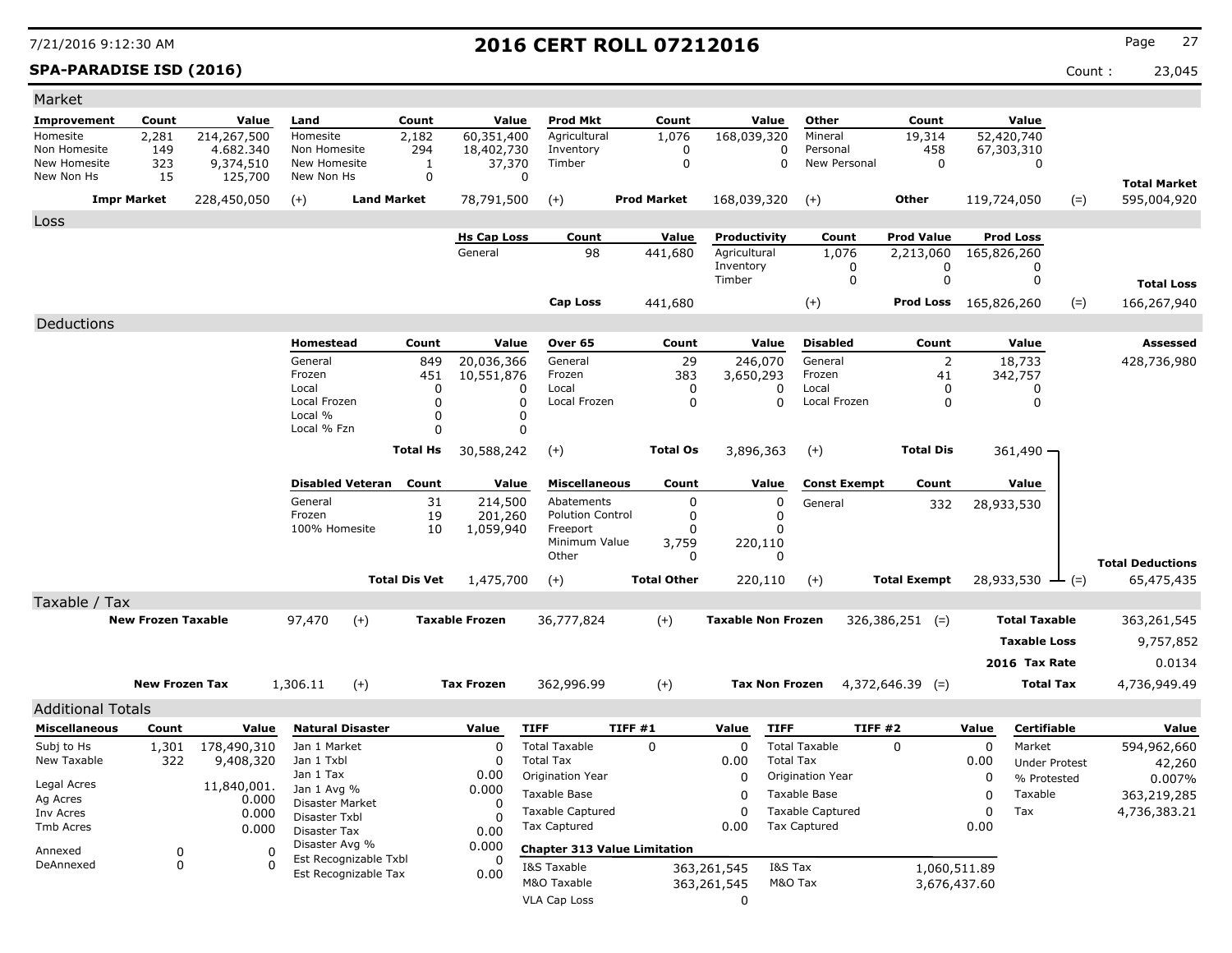# 2016 CERT ROLL 07212016

7/21/2016 9:12:30 AM

**SPA-PARADISE ISD (2016)**

Count : 23,045

## Market

| Improvement | Count | Value | Land | Count | Value | Prod Mkt | Count | Value | Other | Count | Value | | |
|---|---|---|---|---|---|---|---|---|---|---|---|---|---|
| Homesite | 2,281 | 214,267,500 | Homesite | 2,182 | 60,351,400 | Agricultural | 1,076 | 168,039,320 | Mineral | 19,314 | 52,420,740 | | |
| Non Homesite | 149 | 4.682.340 | Non Homesite | 294 | 18,402,730 | Inventory | 0 | 0 | Personal | 458 | 67,303,310 | | |
| New Homesite | 323 | 9,374,510 | New Homesite | 1 | 37,370 | Timber | 0 | 0 | New Personal | 0 | 0 | | |
| New Non Hs | 15 | 125,700 | New Non Hs | 0 | 0 | | | | | | | | **Total Market** |
| **Impr Market** | | 228,450,050 | (+) **Land Market** | | 78,791,500 | (+) **Prod Market** | | 168,039,320 | (+) **Other** | | 119,724,050 | (=) | 595,004,920 |

## Loss

| Hs Cap Loss | Count | Value | Productivity | Count | Prod Value | Prod Loss | | |
|---|---|---|---|---|---|---|---|---|
| General | 98 | 441,680 | Agricultural | 1,076 | 2,213,060 | 165,826,260 | | |
| | | | Inventory | 0 | 0 | 0 | | |
| | | | Timber | 0 | 0 | 0 | | **Total Loss** |
| **Cap Loss** | | 441,680 | (+) | | **Prod Loss** | 165,826,260 | (=) | 166,267,940 |

## Deductions

| Homestead | Count | Value | Over 65 | Count | Value | Disabled | Count | Value | Assessed |
|---|---|---|---|---|---|---|---|---|---|
| General | 849 | 20,036,366 | General | 29 | 246,070 | General | 2 | 18,733 | 428,736,980 |
| Frozen | 451 | 10,551,876 | Frozen | 383 | 3,650,293 | Frozen | 41 | 342,757 | |
| Local | 0 | 0 | Local | 0 | 0 | Local | 0 | 0 | |
| Local Frozen | 0 | 0 | Local Frozen | 0 | 0 | Local Frozen | 0 | 0 | |
| Local % | 0 | 0 | | | | | | | |
| Local % Fzn | 0 | 0 | | | | | | | |
| **Total Hs** | | 30,588,242 | (+) **Total Os** | | 3,896,363 | (+) **Total Dis** | | 361,490 | |

| Disabled Veteran | Count | Value | Miscellaneous | Count | Value | Const Exempt | Count | Value | | |
|---|---|---|---|---|---|---|---|---|---|---|
| General | 31 | 214,500 | Abatements | 0 | 0 | General | 332 | 28,933,530 | | |
| Frozen | 19 | 201,260 | Polution Control | 0 | 0 | | | | | |
| 100% Homesite | 10 | 1,059,940 | Freeport | 0 | 0 | | | | | |
| | | | Minimum Value | 3,759 | 220,110 | | | | | |
| | | | Other | 0 | 0 | | | | | **Total Deductions** |
| **Total Dis Vet** | | 1,475,700 | (+) **Total Other** | | 220,110 | (+) **Total Exempt** | | 28,933,530 | (=) | 65,475,435 |

## Taxable / Tax

| | | | | | | | | |
|---|---|---|---|---|---|---|---|---|
| **New Frozen Taxable** | 97,470 | (+) | **Taxable Frozen** | 36,777,824 | (+) | **Taxable Non Frozen** | 326,386,251 (=) | **Total Taxable** 363,261,545 |
| | | | | | | | | **Taxable Loss** 9,757,852 |
| | | | | | | | | **2016 Tax Rate** 0.0134 |
| **New Frozen Tax** | 1,306.11 | (+) | **Tax Frozen** | 362,996.99 | (+) | **Tax Non Frozen** | 4,372,646.39 (=) | **Total Tax** 4,736,949.49 |

## Additional Totals

| Miscellaneous | Count | Value |
|---|---|---|
| Subj to Hs | 1,301 | 178,490,310 |
| New Taxable | 322 | 9,408,320 |
| Legal Acres | | 11,840,001. |
| Ag Acres | | 0.000 |
| Inv Acres | | 0.000 |
| Tmb Acres | | 0.000 |
| Annexed | 0 | 0 |
| DeAnnexed | 0 | 0 |

| Natural Disaster | Value |
|---|---|
| Jan 1 Market | 0 |
| Jan 1 Txbl | 0 |
| Jan 1 Tax | 0.00 |
| Jan 1 Avg % | 0.000 |
| Disaster Market | 0 |
| Disaster Txbl | 0 |
| Disaster Tax | 0.00 |
| Disaster Avg % | 0.000 |
| Est Recognizable Txbl | 0 |
| Est Recognizable Tax | 0.00 |

| TIFF | TIFF #1 | Value | TIFF | TIFF #2 | Value |
|---|---|---|---|---|---|
| Total Taxable | 0 | 0 | Total Taxable | 0 | 0 |
| Total Tax | | 0.00 | Total Tax | | 0.00 |
| Origination Year | | 0 | Origination Year | | 0 |
| Taxable Base | | 0 | Taxable Base | | 0 |
| Taxable Captured | | 0 | Taxable Captured | | 0 |
| Tax Captured | | 0.00 | Tax Captured | | 0.00 |

**Chapter 313 Value Limitation**

| | | | |
|---|---|---|---|
| I&S Taxable | 363,261,545 | I&S Tax | 1,060,511.89 |
| M&O Taxable | 363,261,545 | M&O Tax | 3,676,437.60 |
| VLA Cap Loss | 0 | | |

| Certifiable | Value |
|---|---|
| Market | 594,962,660 |
| Under Protest | 42,260 |
| % Protested | 0.007% |
| Taxable | 363,219,285 |
| Tax | 4,736,383.21 |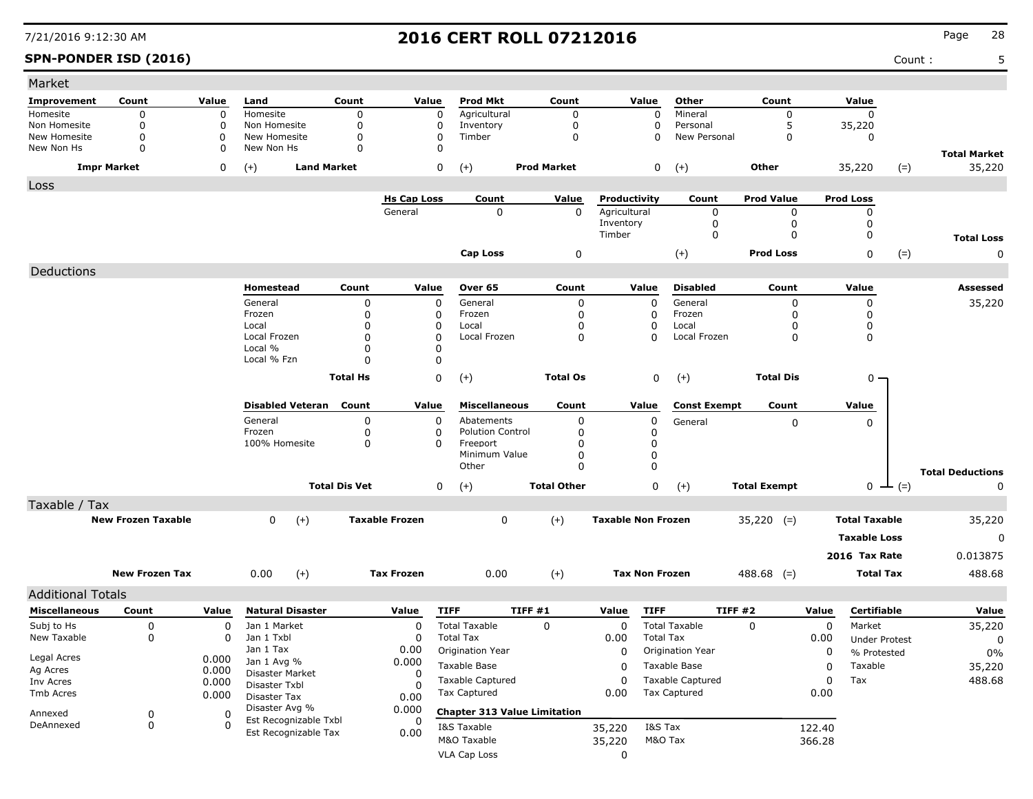# 2016 CERT ROLL 07212016

7/21/2016 9:12:30 AM

**SPN-PONDER ISD (2016)** Count : 5

## Market

| Improvement | Count | Value | Land | Count | Value | Prod Mkt | Count | Value | Other | Count | Value | | |
|---|---|---|---|---|---|---|---|---|---|---|---|---|---|
| Homesite | 0 | 0 | Homesite | 0 | 0 | Agricultural | 0 | 0 | Mineral | 0 | 0 | | |
| Non Homesite | 0 | 0 | Non Homesite | 0 | 0 | Inventory | 0 | 0 | Personal | 5 | 35,220 | | |
| New Homesite | 0 | 0 | New Homesite | 0 | 0 | Timber | 0 | 0 | New Personal | 0 | 0 | | |
| New Non Hs | 0 | 0 | New Non Hs | 0 | 0 | | | | | | | | **Total Market** |
| **Impr Market** | | 0 | (+) **Land Market** | | 0 | (+) **Prod Market** | | 0 | (+) **Other** | | 35,220 | (=) | 35,220 |

## Loss

| Hs Cap Loss | Count | Value | Productivity | Count | Prod Value | Prod Loss | | |
|---|---|---|---|---|---|---|---|---|
| General | 0 | 0 | Agricultural | 0 | 0 | 0 | | |
| | | | Inventory | 0 | 0 | 0 | | |
| | | | Timber | 0 | 0 | 0 | | **Total Loss** |
| **Cap Loss** | | 0 | (+) **Prod Loss** | | | 0 | (=) | 0 |

## Deductions

| Homestead | Count | Value | Over 65 | Count | Value | Disabled | Count | Value | Assessed |
|---|---|---|---|---|---|---|---|---|---|
| General | 0 | 0 | General | 0 | 0 | General | 0 | 0 | 35,220 |
| Frozen | 0 | 0 | Frozen | 0 | 0 | Frozen | 0 | 0 | |
| Local | 0 | 0 | Local | 0 | 0 | Local | 0 | 0 | |
| Local Frozen | 0 | 0 | Local Frozen | 0 | 0 | Local Frozen | 0 | 0 | |
| Local % | 0 | 0 | | | | | | | |
| Local % Fzn | 0 | 0 | | | | | | | |
| **Total Hs** | | 0 | (+) **Total Os** | | 0 | (+) **Total Dis** | | 0 | |

| Disabled Veteran | Count | Value | Miscellaneous | Count | Value | Const Exempt | Count | Value | | |
|---|---|---|---|---|---|---|---|---|---|---|
| General | 0 | 0 | Abatements | 0 | 0 | General | 0 | 0 | | |
| Frozen | 0 | 0 | Polution Control | 0 | 0 | | | | | |
| 100% Homesite | 0 | 0 | Freeport | 0 | 0 | | | | | |
| | | | Minimum Value | 0 | 0 | | | | | |
| | | | Other | 0 | 0 | | | | | **Total Deductions** |
| **Total Dis Vet** | | 0 | (+) **Total Other** | | 0 | (+) **Total Exempt** | | 0 | (=) | 0 |

## Taxable / Tax

| | | | | | | | | |
|---|---|---|---|---|---|---|---|---|
| **New Frozen Taxable** | 0 | (+) | **Taxable Frozen** | 0 | (+) | **Taxable Non Frozen** | 35,220 (=) | **Total Taxable** 35,220 |
| | | | | | | | | **Taxable Loss** 0 |
| | | | | | | | | **2016 Tax Rate** 0.013875 |
| **New Frozen Tax** | 0.00 | (+) | **Tax Frozen** | 0.00 | (+) | **Tax Non Frozen** | 488.68 (=) | **Total Tax** 488.68 |

## Additional Totals

| Miscellaneous | Count | Value |
|---|---|---|
| Subj to Hs | 0 | 0 |
| New Taxable | 0 | 0 |
| Legal Acres | | 0.000 |
| Ag Acres | | 0.000 |
| Inv Acres | | 0.000 |
| Tmb Acres | | 0.000 |
| Annexed | 0 | 0 |
| DeAnnexed | 0 | 0 |

| Natural Disaster | Value |
|---|---|
| Jan 1 Market | 0 |
| Jan 1 Txbl | 0 |
| Jan 1 Tax | 0.00 |
| Jan 1 Avg % | 0.000 |
| Disaster Market | 0 |
| Disaster Txbl | 0 |
| Disaster Tax | 0.00 |
| Disaster Avg % | 0.000 |
| Est Recognizable Txbl | 0 |
| Est Recognizable Tax | 0.00 |

| TIFF | TIFF #1 | Value | TIFF | TIFF #2 | Value |
|---|---|---|---|---|---|
| Total Taxable | 0 | 0 | Total Taxable | 0 | 0 |
| Total Tax | | 0.00 | Total Tax | | 0.00 |
| Origination Year | | 0 | Origination Year | | 0 |
| Taxable Base | | 0 | Taxable Base | | 0 |
| Taxable Captured | | 0 | Taxable Captured | | 0 |
| Tax Captured | | 0.00 | Tax Captured | | 0.00 |

**Chapter 313 Value Limitation**

| | | | |
|---|---|---|---|
| I&S Taxable | 35,220 | I&S Tax | 122.40 |
| M&O Taxable | 35,220 | M&O Tax | 366.28 |
| VLA Cap Loss | 0 | | |

| Certifiable | Value |
|---|---|
| Market | 35,220 |
| Under Protest | 0 |
| % Protested | 0% |
| Taxable | 35,220 |
| Tax | 488.68 |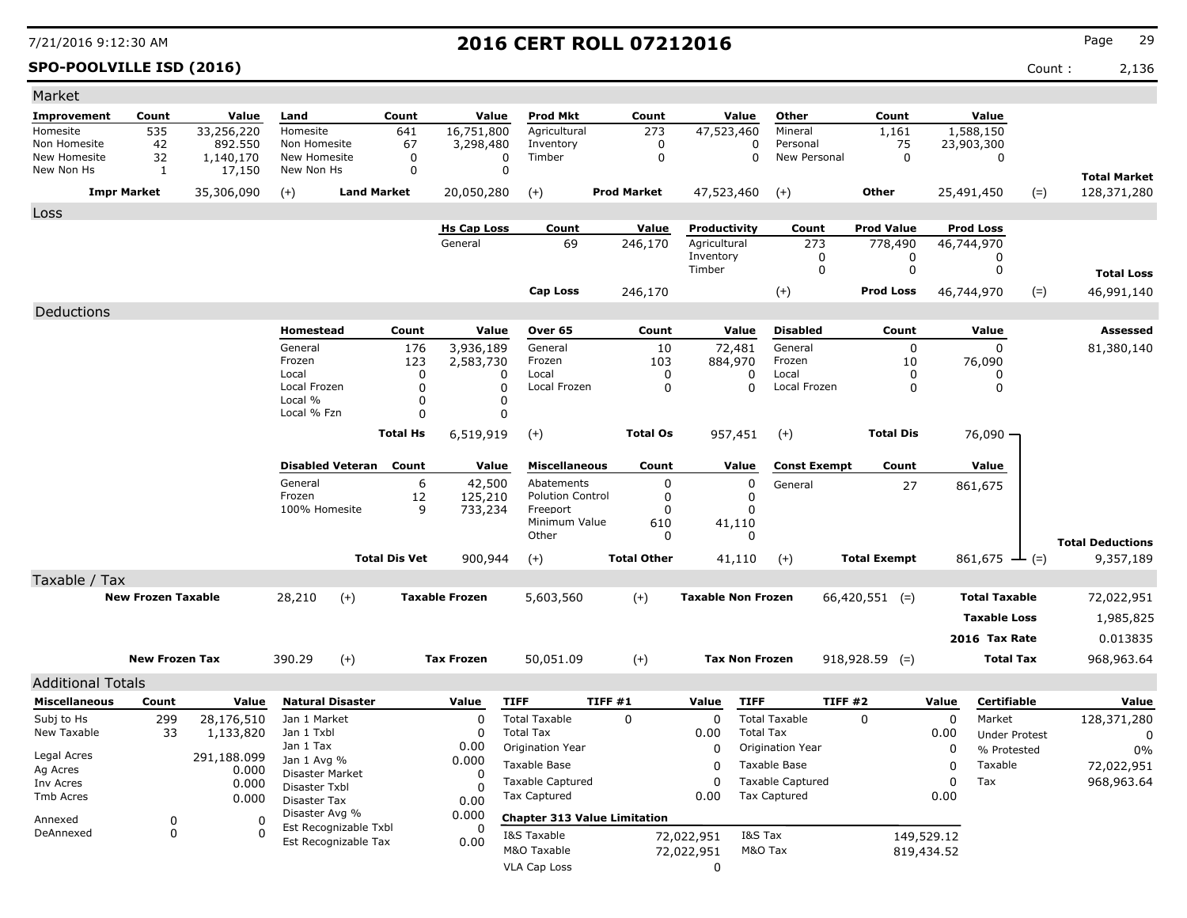# 2016 CERT ROLL 07212016

7/21/2016 9:12:30 AM

**SPO-POOLVILLE ISD (2016)** Count : 2,136

## Market

| Improvement | Count | Value | Land | Count | Value | Prod Mkt | Count | Value | Other | Count | Value | | |
|---|---|---|---|---|---|---|---|---|---|---|---|---|---|
| Homesite | 535 | 33,256,220 | Homesite | 641 | 16,751,800 | Agricultural | 273 | 47,523,460 | Mineral | 1,161 | 1,588,150 | | |
| Non Homesite | 42 | 892.550 | Non Homesite | 67 | 3,298,480 | Inventory | 0 | 0 | Personal | 75 | 23,903,300 | | |
| New Homesite | 32 | 1,140,170 | New Homesite | 0 | 0 | Timber | 0 | 0 | New Personal | 0 | 0 | | |
| New Non Hs | 1 | 17,150 | New Non Hs | 0 | 0 | | | | | | | | **Total Market** |
| **Impr Market** | | 35,306,090 | (+) **Land Market** | | 20,050,280 | (+) **Prod Market** | | 47,523,460 | (+) **Other** | | 25,491,450 | (=) | 128,371,280 |

## Loss

| Hs Cap Loss | Count | Value | Productivity | Count | Prod Value | Prod Loss | | |
|---|---|---|---|---|---|---|---|---|
| General | 69 | 246,170 | Agricultural | 273 | 778,490 | 46,744,970 | | |
| | | | Inventory | 0 | 0 | 0 | | |
| | | | Timber | 0 | 0 | 0 | | **Total Loss** |
| **Cap Loss** | | 246,170 | (+) | | **Prod Loss** | 46,744,970 | (=) | 46,991,140 |

## Deductions

| Homestead | Count | Value | Over 65 | Count | Value | Disabled | Count | Value | Assessed |
|---|---|---|---|---|---|---|---|---|---|
| General | 176 | 3,936,189 | General | 10 | 72,481 | General | 0 | 0 | 81,380,140 |
| Frozen | 123 | 2,583,730 | Frozen | 103 | 884,970 | Frozen | 10 | 76,090 | |
| Local | 0 | 0 | Local | 0 | 0 | Local | 0 | 0 | |
| Local Frozen | 0 | 0 | Local Frozen | 0 | 0 | Local Frozen | 0 | 0 | |
| Local % | 0 | 0 | | | | | | | |
| Local % Fzn | 0 | 0 | | | | | | | |
| **Total Hs** | | 6,519,919 | (+) **Total Os** | | 957,451 | (+) **Total Dis** | | 76,090 | |

| Disabled Veteran | Count | Value | Miscellaneous | Count | Value | Const Exempt | Count | Value | | |
|---|---|---|---|---|---|---|---|---|---|---|
| General | 6 | 42,500 | Abatements | 0 | 0 | General | 27 | 861,675 | | |
| Frozen | 12 | 125,210 | Polution Control | 0 | 0 | | | | | |
| 100% Homesite | 9 | 733,234 | Freeport | 0 | 0 | | | | | |
| | | | Minimum Value | 610 | 41,110 | | | | | |
| | | | Other | 0 | 0 | | | | | **Total Deductions** |
| **Total Dis Vet** | | 900,944 | (+) **Total Other** | | 41,110 | (+) **Total Exempt** | | 861,675 | (=) | 9,357,189 |

## Taxable / Tax

| New Frozen Taxable | | Taxable Frozen | | Taxable Non Frozen | | | |
|---|---|---|---|---|---|---|---|
| 28,210 | (+) | 5,603,560 | (+) | 66,420,551 | (=) | **Total Taxable** | 72,022,951 |
| | | | | | | **Taxable Loss** | 1,985,825 |
| | | | | | | **2016 Tax Rate** | 0.013835 |
| **New Frozen Tax** 390.29 | (+) | **Tax Frozen** 50,051.09 | (+) | **Tax Non Frozen** 918,928.59 | (=) | **Total Tax** | 968,963.64 |

## Additional Totals

| Miscellaneous | Count | Value |
|---|---|---|
| Subj to Hs | 299 | 28,176,510 |
| New Taxable | 33 | 1,133,820 |
| Legal Acres | | 291,188.099 |
| Ag Acres | | 0.000 |
| Inv Acres | | 0.000 |
| Tmb Acres | | 0.000 |
| Annexed | 0 | 0 |
| DeAnnexed | 0 | 0 |

| Natural Disaster | Value |
|---|---|
| Jan 1 Market | 0 |
| Jan 1 Txbl | 0 |
| Jan 1 Tax | 0.00 |
| Jan 1 Avg % | 0.000 |
| Disaster Market | 0 |
| Disaster Txbl | 0 |
| Disaster Tax | 0.00 |
| Disaster Avg % | 0.000 |
| Est Recognizable Txbl | 0 |
| Est Recognizable Tax | 0.00 |

| TIFF | TIFF #1 | Value | TIFF | TIFF #2 | Value |
|---|---|---|---|---|---|
| Total Taxable | 0 | 0 | Total Taxable | 0 | 0 |
| Total Tax | | 0.00 | Total Tax | | 0.00 |
| Origination Year | | 0 | Origination Year | | 0 |
| Taxable Base | | 0 | Taxable Base | | 0 |
| Taxable Captured | | 0 | Taxable Captured | | 0 |
| Tax Captured | | 0.00 | Tax Captured | | 0.00 |

**Chapter 313 Value Limitation**

| | | | |
|---|---|---|---|
| I&S Taxable | 72,022,951 | I&S Tax | 149,529.12 |
| M&O Taxable | 72,022,951 | M&O Tax | 819,434.52 |
| VLA Cap Loss | 0 | | |

| Certifiable | Value |
|---|---|
| Market | 128,371,280 |
| Under Protest | 0 |
| % Protested | 0% |
| Taxable | 72,022,951 |
| Tax | 968,963.64 |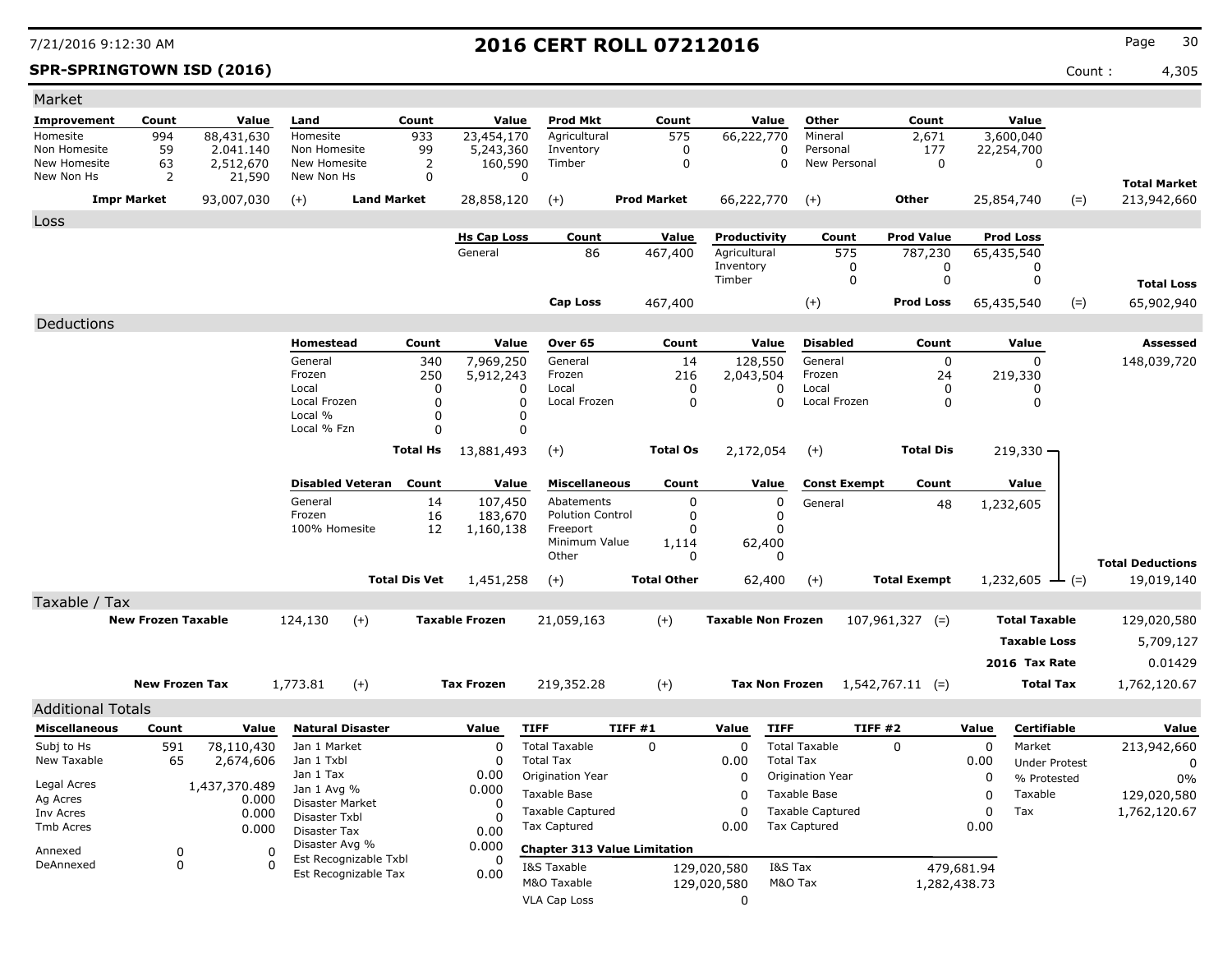7/21/2016 9:12:30 AM

# 2016 CERT ROLL 07212016

**SPR-SPRINGTOWN ISD (2016)** Count : 4,305

## Market

| Improvement | Count | Value | Land | Count | Value | Prod Mkt | Count | Value | Other | Count | Value | | |
|---|---|---|---|---|---|---|---|---|---|---|---|---|---|
| Homesite | 994 | 88,431,630 | Homesite | 933 | 23,454,170 | Agricultural | 575 | 66,222,770 | Mineral | 2,671 | 3,600,040 | | |
| Non Homesite | 59 | 2.041.140 | Non Homesite | 99 | 5,243,360 | Inventory | 0 | 0 | Personal | 177 | 22,254,700 | | |
| New Homesite | 63 | 2,512,670 | New Homesite | 2 | 160,590 | Timber | 0 | 0 | New Personal | 0 | 0 | | |
| New Non Hs | 2 | 21,590 | New Non Hs | 0 | 0 | | | | | | | | **Total Market** |
| **Impr Market** | | 93,007,030 | (+) **Land Market** | | 28,858,120 | (+) **Prod Market** | | 66,222,770 | (+) **Other** | | 25,854,740 | (=) | 213,942,660 |

## Loss

| Hs Cap Loss | Count | Value | Productivity | Count | Prod Value | Prod Loss | | |
|---|---|---|---|---|---|---|---|---|
| General | 86 | 467,400 | Agricultural | 575 | 787,230 | 65,435,540 | | |
| | | | Inventory | 0 | 0 | 0 | | |
| | | | Timber | 0 | 0 | 0 | | **Total Loss** |
| **Cap Loss** | | 467,400 | (+) | | **Prod Loss** | 65,435,540 | (=) | 65,902,940 |

## Deductions

| Homestead | Count | Value | Over 65 | Count | Value | Disabled | Count | Value | Assessed |
|---|---|---|---|---|---|---|---|---|---|
| General | 340 | 7,969,250 | General | 14 | 128,550 | General | 0 | 0 | 148,039,720 |
| Frozen | 250 | 5,912,243 | Frozen | 216 | 2,043,504 | Frozen | 24 | 219,330 | |
| Local | 0 | 0 | Local | 0 | 0 | Local | 0 | 0 | |
| Local Frozen | 0 | 0 | Local Frozen | 0 | 0 | Local Frozen | 0 | 0 | |
| Local % | 0 | 0 | | | | | | | |
| Local % Fzn | 0 | 0 | | | | | | | |
| **Total Hs** | | 13,881,493 | (+) **Total Os** | | 2,172,054 | (+) **Total Dis** | | 219,330 | |

| Disabled Veteran | Count | Value | Miscellaneous | Count | Value | Const Exempt | Count | Value | Total Deductions |
|---|---|---|---|---|---|---|---|---|---|
| General | 14 | 107,450 | Abatements | 0 | 0 | General | 48 | 1,232,605 | |
| Frozen | 16 | 183,670 | Polution Control | 0 | 0 | | | | |
| 100% Homesite | 12 | 1,160,138 | Freeport | 0 | 0 | | | | |
| | | | Minimum Value | 1,114 | 62,400 | | | | |
| | | | Other | 0 | 0 | | | | |
| **Total Dis Vet** | | 1,451,258 | (+) **Total Other** | | 62,400 | (+) **Total Exempt** | | 1,232,605 | (=) 19,019,140 |

## Taxable / Tax

| | | | | | | | |
|---|---|---|---|---|---|---|---|
| **New Frozen Taxable** | 124,130 | (+) **Taxable Frozen** | 21,059,163 | (+) **Taxable Non Frozen** | 107,961,327 (=) | **Total Taxable** | 129,020,580 |
| | | | | | | **Taxable Loss** | 5,709,127 |
| | | | | | | **2016 Tax Rate** | 0.01429 |
| **New Frozen Tax** | 1,773.81 | (+) **Tax Frozen** | 219,352.28 | (+) **Tax Non Frozen** | 1,542,767.11 (=) | **Total Tax** | 1,762,120.67 |

## Additional Totals

| Miscellaneous | Count | Value |
|---|---|---|
| Subj to Hs | 591 | 78,110,430 |
| New Taxable | 65 | 2,674,606 |
| Legal Acres | | 1,437,370.489 |
| Ag Acres | | 0.000 |
| Inv Acres | | 0.000 |
| Tmb Acres | | 0.000 |
| Annexed | 0 | 0 |
| DeAnnexed | 0 | 0 |

| Natural Disaster | Value |
|---|---|
| Jan 1 Market | 0 |
| Jan 1 Txbl | 0 |
| Jan 1 Tax | 0.00 |
| Jan 1 Avg % | 0.000 |
| Disaster Market | 0 |
| Disaster Txbl | 0 |
| Disaster Tax | 0.00 |
| Disaster Avg % | 0.000 |
| Est Recognizable Txbl | 0 |
| Est Recognizable Tax | 0.00 |

| TIFF | TIFF #1 | Value | TIFF | TIFF #2 | Value |
|---|---|---|---|---|---|
| Total Taxable | 0 | 0 | Total Taxable | 0 | 0 |
| Total Tax | | 0.00 | Total Tax | | 0.00 |
| Origination Year | | 0 | Origination Year | | 0 |
| Taxable Base | | 0 | Taxable Base | | 0 |
| Taxable Captured | | 0 | Taxable Captured | | 0 |
| Tax Captured | | 0.00 | Tax Captured | | 0.00 |

**Chapter 313 Value Limitation**

| | | | |
|---|---|---|---|
| I&S Taxable | 129,020,580 | I&S Tax | 479,681.94 |
| M&O Taxable | 129,020,580 | M&O Tax | 1,282,438.73 |
| VLA Cap Loss | 0 | | |

| Certifiable | Value |
|---|---|
| Market | 213,942,660 |
| Under Protest | 0 |
| % Protested | 0% |
| Taxable | 129,020,580 |
| Tax | 1,762,120.67 |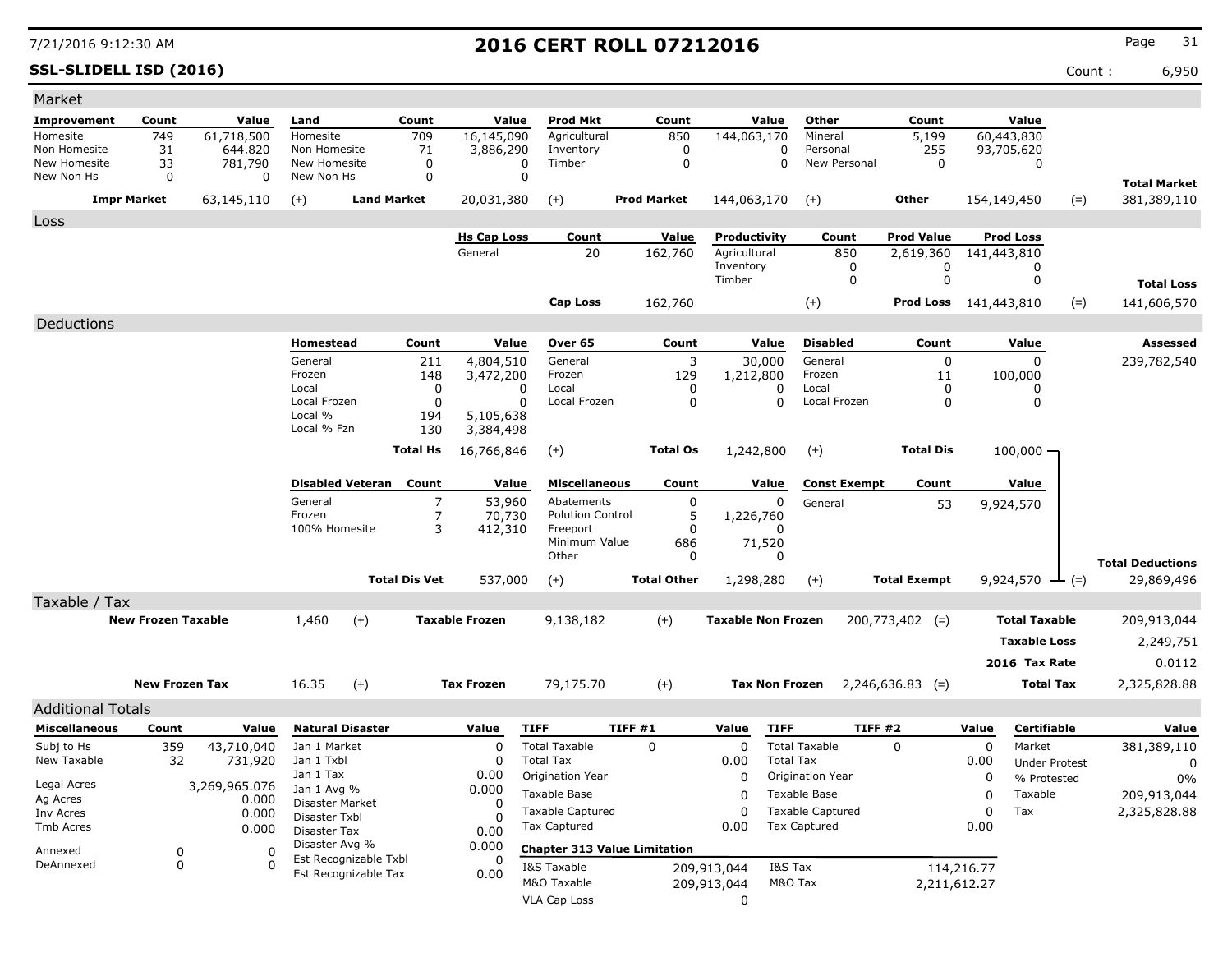# 2016 CERT ROLL 07212016

**SSL-SLIDELL ISD (2016)** Count : 6,950

## Market

| Improvement | Count | Value | Land | Count | Value | Prod Mkt | Count | Value | Other | Count | Value |
|---|---|---|---|---|---|---|---|---|---|---|---|
| Homesite | 749 | 61,718,500 | Homesite | 709 | 16,145,090 | Agricultural | 850 | 144,063,170 | Mineral | 5,199 | 60,443,830 |
| Non Homesite | 31 | 644.820 | Non Homesite | 71 | 3,886,290 | Inventory | 0 | 0 | Personal | 255 | 93,705,620 |
| New Homesite | 33 | 781,790 | New Homesite | 0 | 0 | Timber | 0 | 0 | New Personal | 0 | 0 |
| New Non Hs | 0 | 0 | New Non Hs | 0 | 0 | | | | | | |

**Impr Market** 63,145,110 (+) **Land Market** 20,031,380 (+) **Prod Market** 144,063,170 (+) **Other** 154,149,450 (=) **Total Market** 381,389,110

## Loss

| Hs Cap Loss | Count | Value |
|---|---|---|
| General | 20 | 162,760 |
| **Cap Loss** | | 162,760 |

| Productivity | Count | Prod Value | Prod Loss |
|---|---|---|---|
| Agricultural | 850 | 2,619,360 | 141,443,810 |
| Inventory | 0 | 0 | 0 |
| Timber | 0 | 0 | 0 |

(+) **Prod Loss** 141,443,810 (=) **Total Loss** 141,606,570

## Deductions

**Assessed** 239,782,540

| Homestead | Count | Value | Over 65 | Count | Value | Disabled | Count | Value |
|---|---|---|---|---|---|---|---|---|
| General | 211 | 4,804,510 | General | 3 | 30,000 | General | 0 | 0 |
| Frozen | 148 | 3,472,200 | Frozen | 129 | 1,212,800 | Frozen | 11 | 100,000 |
| Local | 0 | 0 | Local | 0 | 0 | Local | 0 | 0 |
| Local Frozen | 0 | 0 | Local Frozen | 0 | 0 | Local Frozen | 0 | 0 |
| Local % | 194 | 5,105,638 | | | | | | |
| Local % Fzn | 130 | 3,384,498 | | | | | | |
| **Total Hs** | | 16,766,846 | (+) **Total Os** | | 1,242,800 | (+) **Total Dis** | | 100,000 |

| Disabled Veteran | Count | Value | Miscellaneous | Count | Value | Const Exempt | Count | Value |
|---|---|---|---|---|---|---|---|---|
| General | 7 | 53,960 | Abatements | 0 | 0 | General | 53 | 9,924,570 |
| Frozen | 7 | 70,730 | Polution Control | 5 | 1,226,760 | | | |
| 100% Homesite | 3 | 412,310 | Freeport | 0 | 0 | | | |
| | | | Minimum Value | 686 | 71,520 | | | |
| | | | Other | 0 | 0 | | | |
| **Total Dis Vet** | | 537,000 | (+) **Total Other** | | 1,298,280 | (+) **Total Exempt** | | 9,924,570 |

(=) **Total Deductions** 29,869,496

## Taxable / Tax

**New Frozen Taxable** 1,460 (+) **Taxable Frozen** 9,138,182 (+) **Taxable Non Frozen** 200,773,402 (=) **Total Taxable** 209,913,044

**Taxable Loss** 2,249,751

**2016 Tax Rate** 0.0112

**New Frozen Tax** 16.35 (+) **Tax Frozen** 79,175.70 (+) **Tax Non Frozen** 2,246,636.83 (=) **Total Tax** 2,325,828.88

## Additional Totals

| Miscellaneous | Count | Value |
|---|---|---|
| Subj to Hs | 359 | 43,710,040 |
| New Taxable | 32 | 731,920 |
| Legal Acres | | 3,269,965.076 |
| Ag Acres | | 0.000 |
| Inv Acres | | 0.000 |
| Tmb Acres | | 0.000 |
| Annexed | 0 | 0 |
| DeAnnexed | 0 | 0 |

| Natural Disaster | Value |
|---|---|
| Jan 1 Market | 0 |
| Jan 1 Txbl | 0 |
| Jan 1 Tax | 0.00 |
| Jan 1 Avg % | 0.000 |
| Disaster Market | 0 |
| Disaster Txbl | 0 |
| Disaster Tax | 0.00 |
| Disaster Avg % | 0.000 |
| Est Recognizable Txbl | 0 |
| Est Recognizable Tax | 0.00 |

| TIFF | TIFF #1 | Value | TIFF | TIFF #2 | Value |
|---|---|---|---|---|---|
| Total Taxable | 0 | 0 | Total Taxable | 0 | 0 |
| Total Tax | | 0.00 | Total Tax | | 0.00 |
| Origination Year | | 0 | Origination Year | | 0 |
| Taxable Base | | 0 | Taxable Base | | 0 |
| Taxable Captured | | 0 | Taxable Captured | | 0 |
| Tax Captured | | 0.00 | Tax Captured | | 0.00 |

**Chapter 313 Value Limitation**

| | | | |
|---|---|---|---|
| I&S Taxable | 209,913,044 | I&S Tax | 114,216.77 |
| M&O Taxable | 209,913,044 | M&O Tax | 2,211,612.27 |
| VLA Cap Loss | 0 | | |

| Certifiable | Value |
|---|---|
| Market | 381,389,110 |
| Under Protest | 0 |
| % Protested | 0% |
| Taxable | 209,913,044 |
| Tax | 2,325,828.88 |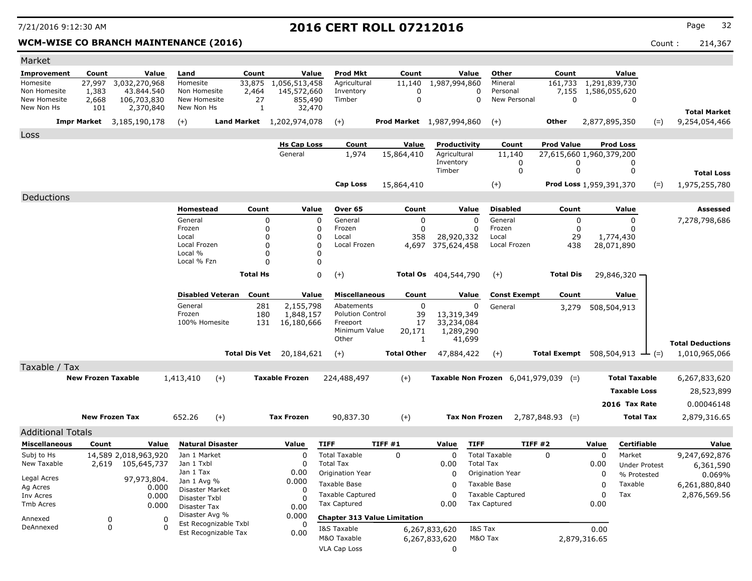7/21/2016 9:12:30 AM

# 2016 CERT ROLL 07212016

**WCM-WISE CO BRANCH MAINTENANCE (2016)**

Count : 214,367

## Market

| Improvement | Count | Value | Land | Count | Value | Prod Mkt | Count | Value | Other | Count | Value | | |
|---|---|---|---|---|---|---|---|---|---|---|---|---|---|
| Homesite | 27,997 | 3,032,270,968 | Homesite | 33,875 | 1,056,513,458 | Agricultural | 11,140 | 1,987,994,860 | Mineral | 161,733 | 1,291,839,730 | | |
| Non Homesite | 1,383 | 43.844.540 | Non Homesite | 2,464 | 145,572,660 | Inventory | 0 | 0 | Personal | 7,155 | 1,586,055,620 | | |
| New Homesite | 2,668 | 106,703,830 | New Homesite | 27 | 855,490 | Timber | 0 | 0 | New Personal | 0 | 0 | | |
| New Non Hs | 101 | 2,370,840 | New Non Hs | 1 | 32,470 | | | | | | | | **Total Market** |
| **Impr Market** | | 3,185,190,178 | (+) **Land Market** | | 1,202,974,078 | (+) **Prod Market** | | 1,987,994,860 | (+) **Other** | | 2,877,895,350 | (=) | 9,254,054,466 |

## Loss

| Hs Cap Loss | Count | Value | Productivity | Count | Prod Value | Prod Loss | | |
|---|---|---|---|---|---|---|---|---|
| General | 1,974 | 15,864,410 | Agricultural | 11,140 | 27,615,660 | 1,960,379,200 | | |
| | | | Inventory | 0 | 0 | 0 | | |
| | | | Timber | 0 | 0 | 0 | | **Total Loss** |
| **Cap Loss** | | 15,864,410 | (+) | | **Prod Loss** | 1,959,391,370 | (=) | 1,975,255,780 |

## Deductions

| Homestead | Count | Value | Over 65 | Count | Value | Disabled | Count | Value | Assessed |
|---|---|---|---|---|---|---|---|---|---|
| General | 0 | 0 | General | 0 | 0 | General | 0 | 0 | 7,278,798,686 |
| Frozen | 0 | 0 | Frozen | 0 | 0 | Frozen | 0 | 0 | |
| Local | 0 | 0 | Local | 358 | 28,920,332 | Local | 29 | 1,774,430 | |
| Local Frozen | 0 | 0 | Local Frozen | 4,697 | 375,624,458 | Local Frozen | 438 | 28,071,890 | |
| Local % | 0 | 0 | | | | | | | |
| Local % Fzn | 0 | 0 | | | | | | | |
| **Total Hs** | | 0 | (+) **Total Os** | | 404,544,790 | (+) **Total Dis** | | 29,846,320 | |

| Disabled Veteran | Count | Value | Miscellaneous | Count | Value | Const Exempt | Count | Value | | |
|---|---|---|---|---|---|---|---|---|---|---|
| General | 281 | 2,155,798 | Abatements | 0 | 0 | General | 3,279 | 508,504,913 | | |
| Frozen | 180 | 1,848,157 | Polution Control | 39 | 13,319,349 | | | | | |
| 100% Homesite | 131 | 16,180,666 | Freeport | 17 | 33,234,084 | | | | | |
| | | | Minimum Value | 20,171 | 1,289,290 | | | | | |
| | | | Other | 1 | 41,699 | | | | | **Total Deductions** |
| **Total Dis Vet** | | 20,184,621 | (+) **Total Other** | | 47,884,422 | (+) **Total Exempt** | | 508,504,913 | (=) | 1,010,965,066 |

## Taxable / Tax

| | | | | | | | | |
|---|---|---|---|---|---|---|---|---|
| **New Frozen Taxable** | 1,413,410 | (+) | **Taxable Frozen** | 224,488,497 | (+) | **Taxable Non Frozen** 6,041,979,039 (=) | **Total Taxable** | 6,267,833,620 |
| | | | | | | | **Taxable Loss** | 28,523,899 |
| | | | | | | | **2016 Tax Rate** | 0.00046148 |
| **New Frozen Tax** | 652.26 | (+) | **Tax Frozen** | 90,837.30 | (+) | **Tax Non Frozen** 2,787,848.93 (=) | **Total Tax** | 2,879,316.65 |

## Additional Totals

| Miscellaneous | Count | Value |
|---|---|---|
| Subj to Hs | 14,589 | 2,018,963,920 |
| New Taxable | 2,619 | 105,645,737 |
| Legal Acres | | 97,973,804. |
| Ag Acres | | 0.000 |
| Inv Acres | | 0.000 |
| Tmb Acres | | 0.000 |
| Annexed | 0 | 0 |
| DeAnnexed | 0 | 0 |

| Natural Disaster | Value |
|---|---|
| Jan 1 Market | 0 |
| Jan 1 Txbl | 0 |
| Jan 1 Tax | 0.00 |
| Jan 1 Avg % | 0.000 |
| Disaster Market | 0 |
| Disaster Txbl | 0 |
| Disaster Tax | 0.00 |
| Disaster Avg % | 0.000 |
| Est Recognizable Txbl | 0 |
| Est Recognizable Tax | 0.00 |

| TIFF | TIFF #1 | Value |
|---|---|---|
| Total Taxable | 0 | 0 |
| Total Tax | | 0.00 |
| Origination Year | | 0 |
| Taxable Base | | 0 |
| Taxable Captured | | 0 |
| Tax Captured | | 0.00 |

| TIFF | TIFF #2 | Value |
|---|---|---|
| Total Taxable | 0 | 0 |
| Total Tax | | 0.00 |
| Origination Year | | 0 |
| Taxable Base | | 0 |
| Taxable Captured | | 0 |
| Tax Captured | | 0.00 |

**Chapter 313 Value Limitation**

| | | | |
|---|---|---|---|
| I&S Taxable | 6,267,833,620 | I&S Tax | 0.00 |
| M&O Taxable | 6,267,833,620 | M&O Tax | 2,879,316.65 |
| VLA Cap Loss | 0 | | |

| Certifiable | Value |
|---|---|
| Market | 9,247,692,876 |
| Under Protest | 6,361,590 |
| % Protested | 0.069% |
| Taxable | 6,261,880,840 |
| Tax | 2,876,569.56 |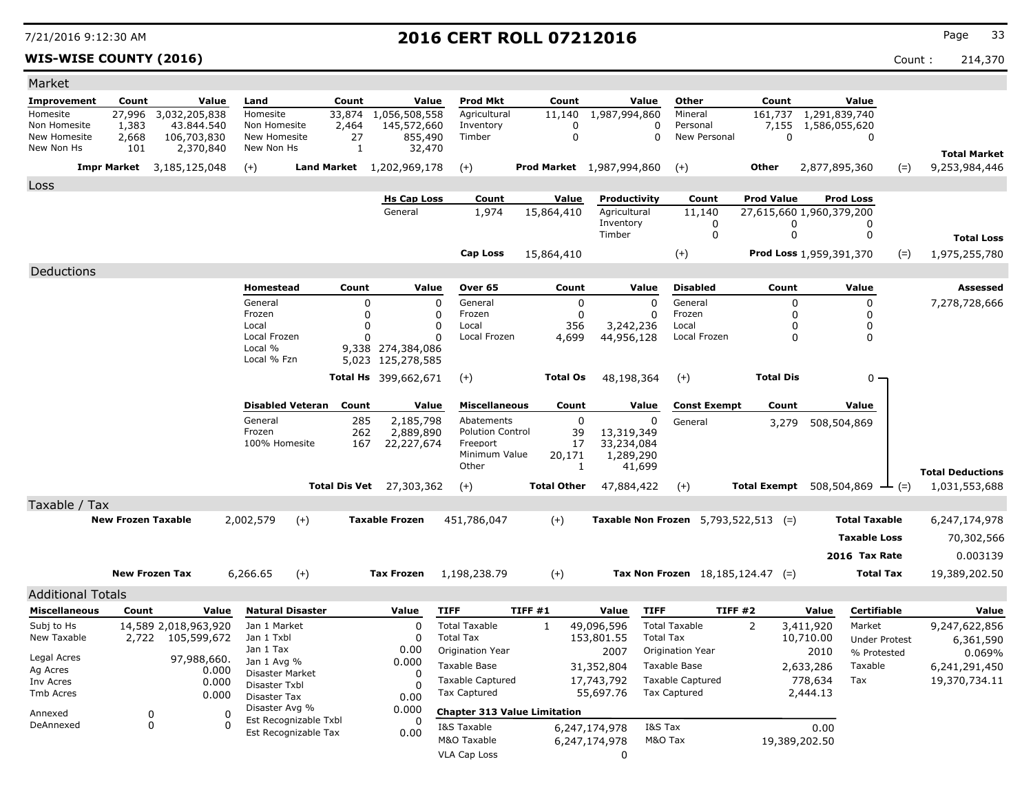# 2016 CERT ROLL 07212016

**WIS-WISE COUNTY (2016)**

Count : 214,370

## Market

| Improvement | Count | Value | Land | Count | Value | Prod Mkt | Count | Value | Other | Count | Value | | |
|---|---|---|---|---|---|---|---|---|---|---|---|---|---|
| Homesite | 27,996 | 3,032,205,838 | Homesite | 33,874 | 1,056,508,558 | Agricultural | 11,140 | 1,987,994,860 | Mineral | 161,737 | 1,291,839,740 | | |
| Non Homesite | 1,383 | 43.844.540 | Non Homesite | 2,464 | 145,572,660 | Inventory | 0 | 0 | Personal | 7,155 | 1,586,055,620 | | |
| New Homesite | 2,668 | 106,703,830 | New Homesite | 27 | 855,490 | Timber | 0 | 0 | New Personal | 0 | 0 | | |
| New Non Hs | 101 | 2,370,840 | New Non Hs | 1 | 32,470 | | | | | | | | **Total Market** |
| **Impr Market** | | 3,185,125,048 | (+) **Land Market** | | 1,202,969,178 | (+) **Prod Market** | | 1,987,994,860 | (+) **Other** | | 2,877,895,360 | (=) | 9,253,984,446 |

## Loss

| Hs Cap Loss | Count | Value | Productivity | Count | Prod Value | Prod Loss | | |
|---|---|---|---|---|---|---|---|---|
| General | 1,974 | 15,864,410 | Agricultural | 11,140 | 27,615,660 | 1,960,379,200 | | |
| | | | Inventory | 0 | 0 | 0 | | |
| | | | Timber | 0 | 0 | 0 | | **Total Loss** |
| **Cap Loss** | | 15,864,410 | (+) | | **Prod Loss** | 1,959,391,370 | (=) | 1,975,255,780 |

## Deductions

| Homestead | Count | Value | Over 65 | Count | Value | Disabled | Count | Value | Assessed |
|---|---|---|---|---|---|---|---|---|---|
| General | 0 | 0 | General | 0 | 0 | General | 0 | 0 | 7,278,728,666 |
| Frozen | 0 | 0 | Frozen | 0 | 0 | Frozen | 0 | 0 | |
| Local | 0 | 0 | Local | 356 | 3,242,236 | Local | 0 | 0 | |
| Local Frozen | 0 | 0 | Local Frozen | 4,699 | 44,956,128 | Local Frozen | 0 | 0 | |
| Local % | 9,338 | 274,384,086 | | | | | | | |
| Local % Fzn | 5,023 | 125,278,585 | | | | | | | |
| **Total Hs** | | 399,662,671 | (+) **Total Os** | | 48,198,364 | (+) **Total Dis** | | 0 | |

| Disabled Veteran | Count | Value | Miscellaneous | Count | Value | Const Exempt | Count | Value | Total Deductions |
|---|---|---|---|---|---|---|---|---|---|
| General | 285 | 2,185,798 | Abatements | 0 | 0 | General | 3,279 | 508,504,869 | |
| Frozen | 262 | 2,889,890 | Polution Control | 39 | 13,319,349 | | | | |
| 100% Homesite | 167 | 22,227,674 | Freeport | 17 | 33,234,084 | | | | |
| | | | Minimum Value | 20,171 | 1,289,290 | | | | |
| | | | Other | 1 | 41,699 | | | | |
| **Total Dis Vet** | | 27,303,362 | (+) **Total Other** | | 47,884,422 | (+) **Total Exempt** | | 508,504,869 | (=) 1,031,553,688 |

## Taxable / Tax

| | | | | | | | |
|---|---|---|---|---|---|---|---|
| **New Frozen Taxable** | 2,002,579 | (+) **Taxable Frozen** | 451,786,047 | (+) **Taxable Non Frozen** | 5,793,522,513 | (=) **Total Taxable** | 6,247,174,978 |
| | | | | | | **Taxable Loss** | 70,302,566 |
| | | | | | | **2016 Tax Rate** | 0.003139 |
| **New Frozen Tax** | 6,266.65 | (+) **Tax Frozen** | 1,198,238.79 | (+) **Tax Non Frozen** | 18,185,124.47 | (=) **Total Tax** | 19,389,202.50 |

## Additional Totals

| Miscellaneous | Count | Value |
|---|---|---|
| Subj to Hs | 14,589 | 2,018,963,920 |
| New Taxable | 2,722 | 105,599,672 |
| Legal Acres | | 97,988,660. |
| Ag Acres | | 0.000 |
| Inv Acres | | 0.000 |
| Tmb Acres | | 0.000 |
| Annexed | 0 | 0 |
| DeAnnexed | 0 | 0 |

| Natural Disaster | Value |
|---|---|
| Jan 1 Market | 0 |
| Jan 1 Txbl | 0 |
| Jan 1 Tax | 0.00 |
| Jan 1 Avg % | 0.000 |
| Disaster Market | 0 |
| Disaster Txbl | 0 |
| Disaster Tax | 0.00 |
| Disaster Avg % | 0.000 |
| Est Recognizable Txbl | 0 |
| Est Recognizable Tax | 0.00 |

| TIFF | TIFF #1 | Value | TIFF | TIFF #2 | Value |
|---|---|---|---|---|---|
| Total Taxable | 1 | 49,096,596 | Total Taxable | 2 | 3,411,920 |
| Total Tax | | 153,801.55 | Total Tax | | 10,710.00 |
| Origination Year | | 2007 | Origination Year | | 2010 |
| Taxable Base | | 31,352,804 | Taxable Base | | 2,633,286 |
| Taxable Captured | | 17,743,792 | Taxable Captured | | 778,634 |
| Tax Captured | | 55,697.76 | Tax Captured | | 2,444.13 |

**Chapter 313 Value Limitation**

| | | | |
|---|---|---|---|
| I&S Taxable | 6,247,174,978 | I&S Tax | 0.00 |
| M&O Taxable | 6,247,174,978 | M&O Tax | 19,389,202.50 |
| VLA Cap Loss | 0 | | |

| Certifiable | Value |
|---|---|
| Market | 9,247,622,856 |
| Under Protest | 6,361,590 |
| % Protested | 0.069% |
| Taxable | 6,241,291,450 |
| Tax | 19,370,734.11 |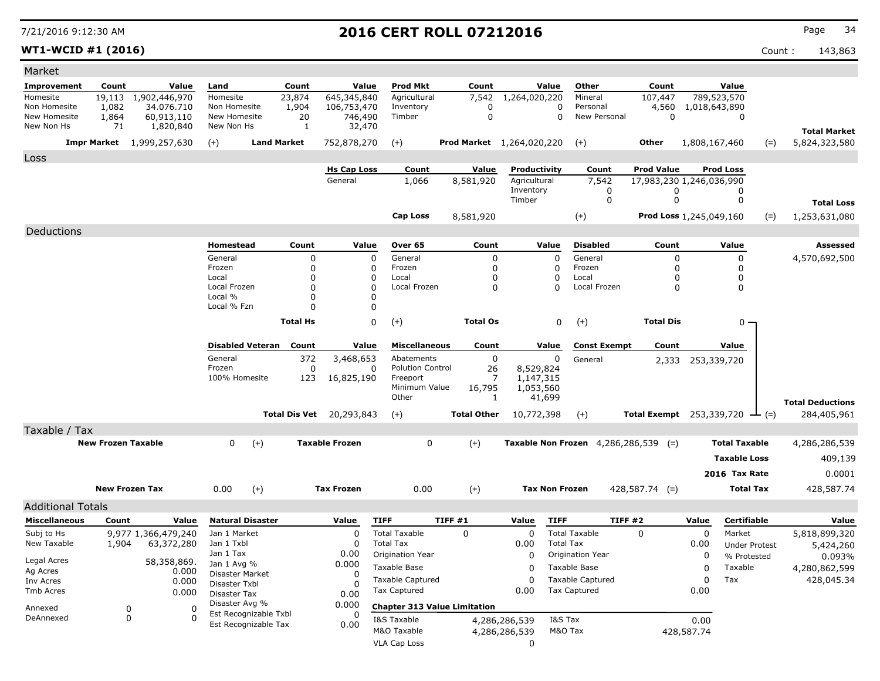# 2016 CERT ROLL 07212016

**WT1-WCID #1 (2016)**

7/21/2016 9:12:30 AM

Count : 143,863

## Market

| Improvement | Count | Value | Land | Count | Value | Prod Mkt | Count | Value | Other | Count | Value | | |
|---|---|---|---|---|---|---|---|---|---|---|---|---|---|
| Homesite | 19,113 | 1,902,446,970 | Homesite | 23,874 | 645,345,840 | Agricultural | 7,542 | 1,264,020,220 | Mineral | 107,447 | 789,523,570 | | |
| Non Homesite | 1,082 | 34.076.710 | Non Homesite | 1,904 | 106,753,470 | Inventory | 0 | 0 | Personal | 4,560 | 1,018,643,890 | | |
| New Homesite | 1,864 | 60,913,110 | New Homesite | 20 | 746,490 | Timber | 0 | 0 | New Personal | 0 | 0 | | |
| New Non Hs | 71 | 1,820,840 | New Non Hs | 1 | 32,470 | | | | | | | | **Total Market** |
| **Impr Market** | | 1,999,257,630 | (+) **Land Market** | | 752,878,270 | (+) **Prod Market** | | 1,264,020,220 | (+) **Other** | | 1,808,167,460 | (=) | 5,824,323,580 |

## Loss

| Hs Cap Loss | Count | Value | Productivity | Count | Prod Value | Prod Loss | | |
|---|---|---|---|---|---|---|---|---|
| General | 1,066 | 8,581,920 | Agricultural | 7,542 | 17,983,230 | 1,246,036,990 | | |
| | | | Inventory | 0 | 0 | 0 | | |
| | | | Timber | 0 | 0 | 0 | | **Total Loss** |
| **Cap Loss** | | 8,581,920 | (+) | | **Prod Loss** | 1,245,049,160 | (=) | 1,253,631,080 |

## Deductions

| Homestead | Count | Value | Over 65 | Count | Value | Disabled | Count | Value | **Assessed** |
|---|---|---|---|---|---|---|---|---|---|
| General | 0 | 0 | General | 0 | 0 | General | 0 | 0 | 4,570,692,500 |
| Frozen | 0 | 0 | Frozen | 0 | 0 | Frozen | 0 | 0 | |
| Local | 0 | 0 | Local | 0 | 0 | Local | 0 | 0 | |
| Local Frozen | 0 | 0 | Local Frozen | 0 | 0 | Local Frozen | 0 | 0 | |
| Local % | 0 | 0 | | | | | | | |
| Local % Fzn | 0 | 0 | | | | | | | |
| **Total Hs** | | 0 | (+) **Total Os** | | 0 | (+) **Total Dis** | | 0 | |

| Disabled Veteran | Count | Value | Miscellaneous | Count | Value | Const Exempt | Count | Value | | |
|---|---|---|---|---|---|---|---|---|---|---|
| General | 372 | 3,468,653 | Abatements | 0 | 0 | General | 2,333 | 253,339,720 | | |
| Frozen | 0 | 0 | Polution Control | 26 | 8,529,824 | | | | | |
| 100% Homesite | 123 | 16,825,190 | Freeport | 7 | 1,147,315 | | | | | |
| | | | Minimum Value | 16,795 | 1,053,560 | | | | | |
| | | | Other | 1 | 41,699 | | | | | **Total Deductions** |
| **Total Dis Vet** | | 20,293,843 | (+) **Total Other** | | 10,772,398 | (+) **Total Exempt** | | 253,339,720 | (=) | 284,405,961 |

## Taxable / Tax

| | | | | | | | | |
|---|---|---|---|---|---|---|---|---|
| **New Frozen Taxable** | 0 | (+) | **Taxable Frozen** | 0 | (+) | **Taxable Non Frozen** | 4,286,286,539 (=) | **Total Taxable** 4,286,286,539 |
| | | | | | | | | **Taxable Loss** 409,139 |
| | | | | | | | | **2016 Tax Rate** 0.0001 |
| **New Frozen Tax** | 0.00 | (+) | **Tax Frozen** | 0.00 | (+) | **Tax Non Frozen** | 428,587.74 (=) | **Total Tax** 428,587.74 |

## Additional Totals

| Miscellaneous | Count | Value | Natural Disaster | Value | TIFF | TIFF #1 | Value | TIFF | TIFF #2 | Value | Certifiable | Value |
|---|---|---|---|---|---|---|---|---|---|---|---|---|
| Subj to Hs | 9,977 | 1,366,479,240 | Jan 1 Market | 0 | Total Taxable | 0 | 0 | Total Taxable | 0 | 0 | Market | 5,818,899,320 |
| New Taxable | 1,904 | 63,372,280 | Jan 1 Txbl | 0 | Total Tax | | 0.00 | Total Tax | | 0.00 | Under Protest | 5,424,260 |
| | | | Jan 1 Tax | 0.00 | Origination Year | | 0 | Origination Year | | 0 | % Protested | 0.093% |
| Legal Acres | | 58,358,869. | Jan 1 Avg % | 0.000 | Taxable Base | | 0 | Taxable Base | | 0 | Taxable | 4,280,862,599 |
| Ag Acres | | 0.000 | Disaster Market | 0 | Taxable Captured | | 0 | Taxable Captured | | 0 | Tax | 428,045.34 |
| Inv Acres | | 0.000 | Disaster Txbl | 0 | Tax Captured | | 0.00 | Tax Captured | | 0.00 | | |
| Tmb Acres | | 0.000 | Disaster Tax | 0.00 | | | | | | | | |
| Annexed | 0 | 0 | Disaster Avg % | 0.000 | | | | | | | | |
| DeAnnexed | 0 | 0 | Est Recognizable Txbl | 0 | | | | | | | | |
| | | | Est Recognizable Tax | 0.00 | | | | | | | | |

**Chapter 313 Value Limitation**

| | | | |
|---|---|---|---|
| I&S Taxable | 4,286,286,539 | I&S Tax | 0.00 |
| M&O Taxable | 4,286,286,539 | M&O Tax | 428,587.74 |
| VLA Cap Loss | 0 | | |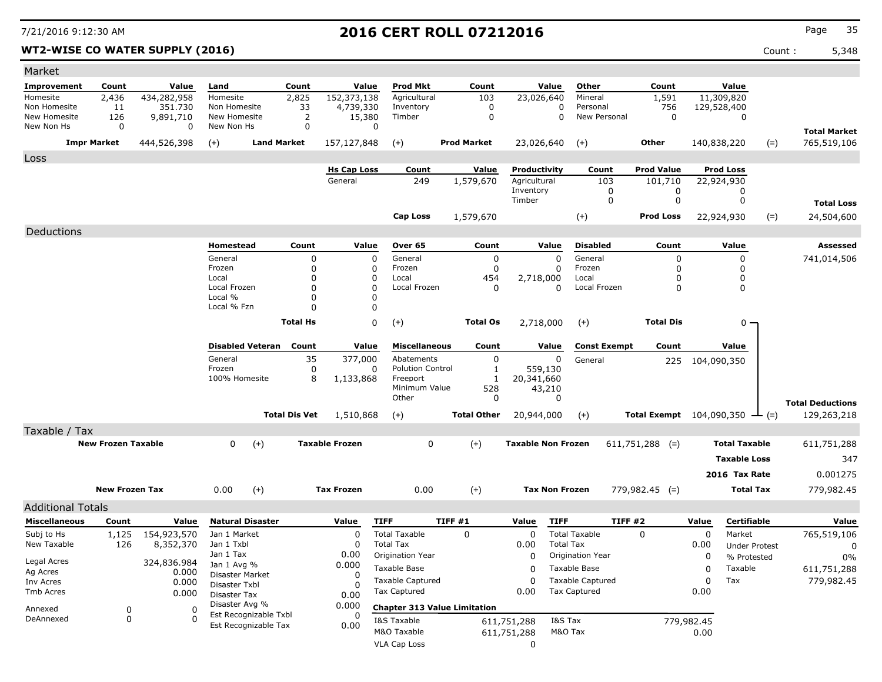# 2016 CERT ROLL 07212016

**WT2-WISE CO WATER SUPPLY (2016)**

Count : 5,348

## Market

| Improvement | Count | Value | Land | Count | Value | Prod Mkt | Count | Value | Other | Count | Value | | |
|---|---|---|---|---|---|---|---|---|---|---|---|---|---|
| Homesite | 2,436 | 434,282,958 | Homesite | 2,825 | 152,373,138 | Agricultural | 103 | 23,026,640 | Mineral | 1,591 | 11,309,820 | | |
| Non Homesite | 11 | 351.730 | Non Homesite | 33 | 4,739,330 | Inventory | 0 | 0 | Personal | 756 | 129,528,400 | | |
| New Homesite | 126 | 9,891,710 | New Homesite | 2 | 15,380 | Timber | 0 | 0 | New Personal | 0 | 0 | | |
| New Non Hs | 0 | 0 | New Non Hs | 0 | 0 | | | | | | | | **Total Market** |
| **Impr Market** | | 444,526,398 | (+) | **Land Market** | 157,127,848 | (+) | **Prod Market** | 23,026,640 | (+) | **Other** | 140,838,220 | (=) | 765,519,106 |

## Loss

| Hs Cap Loss | Count | Value | Productivity | Count | Prod Value | Prod Loss | | |
|---|---|---|---|---|---|---|---|---|
| General | 249 | 1,579,670 | Agricultural | 103 | 101,710 | 22,924,930 | | |
| | | | Inventory | 0 | 0 | 0 | | |
| | | | Timber | 0 | 0 | 0 | | **Total Loss** |
| **Cap Loss** | | 1,579,670 | (+) | | **Prod Loss** | 22,924,930 | (=) | 24,504,600 |

## Deductions

| Homestead | Count | Value | Over 65 | Count | Value | Disabled | Count | Value | | Assessed |
|---|---|---|---|---|---|---|---|---|---|---|
| General | 0 | 0 | General | 0 | 0 | General | 0 | 0 | | 741,014,506 |
| Frozen | 0 | 0 | Frozen | 0 | 0 | Frozen | 0 | 0 | | |
| Local | 0 | 0 | Local | 454 | 2,718,000 | Local | 0 | 0 | | |
| Local Frozen | 0 | 0 | Local Frozen | 0 | 0 | Local Frozen | 0 | 0 | | |
| Local % | 0 | 0 | | | | | | | | |
| Local % Fzn | 0 | 0 | | | | | | | | |
| | **Total Hs** | 0 | (+) | **Total Os** | 2,718,000 | (+) | **Total Dis** | 0 | | |

| Disabled Veteran | Count | Value | Miscellaneous | Count | Value | Const Exempt | Count | Value | | |
|---|---|---|---|---|---|---|---|---|---|---|
| General | 35 | 377,000 | Abatements | 0 | 0 | General | 225 | 104,090,350 | | |
| Frozen | 0 | 0 | Polution Control | 1 | 559,130 | | | | | |
| 100% Homesite | 8 | 1,133,868 | Freeport | 1 | 20,341,660 | | | | | |
| | | | Minimum Value | 528 | 43,210 | | | | | |
| | | | Other | 0 | 0 | | | | | **Total Deductions** |
| | **Total Dis Vet** | 1,510,868 | (+) | **Total Other** | 20,944,000 | (+) | **Total Exempt** | 104,090,350 | (=) | 129,263,218 |

## Taxable / Tax

| New Frozen Taxable | | | Taxable Frozen | | | Taxable Non Frozen | | | Total Taxable | |
|---|---|---|---|---|---|---|---|---|---|---|
| | 0 | (+) | | 0 | (+) | | 611,751,288 | (=) | **Total Taxable** | 611,751,288 |
| | | | | | | | | | **Taxable Loss** | 347 |
| | | | | | | | | | **2016 Tax Rate** | 0.001275 |
| **New Frozen Tax** | 0.00 | (+) | **Tax Frozen** | 0.00 | (+) | **Tax Non Frozen** | 779,982.45 | (=) | **Total Tax** | 779,982.45 |

## Additional Totals

| Miscellaneous | Count | Value |
|---|---|---|
| Subj to Hs | 1,125 | 154,923,570 |
| New Taxable | 126 | 8,352,370 |
| Legal Acres | | 324,836.984 |
| Ag Acres | | 0.000 |
| Inv Acres | | 0.000 |
| Tmb Acres | | 0.000 |
| Annexed | 0 | 0 |
| DeAnnexed | 0 | 0 |

| Natural Disaster | Value |
|---|---|
| Jan 1 Market | 0 |
| Jan 1 Txbl | 0 |
| Jan 1 Tax | 0.00 |
| Jan 1 Avg % | 0.000 |
| Disaster Market | 0 |
| Disaster Txbl | 0 |
| Disaster Tax | 0.00 |
| Disaster Avg % | 0.000 |
| Est Recognizable Txbl | 0 |
| Est Recognizable Tax | 0.00 |

| TIFF | TIFF #1 | Value | TIFF | TIFF #2 | Value |
|---|---|---|---|---|---|
| Total Taxable | 0 | 0 | Total Taxable | 0 | 0 |
| Total Tax | | 0.00 | Total Tax | | 0.00 |
| Origination Year | | 0 | Origination Year | | 0 |
| Taxable Base | | 0 | Taxable Base | | 0 |
| Taxable Captured | | 0 | Taxable Captured | | 0 |
| Tax Captured | | 0.00 | Tax Captured | | 0.00 |

**Chapter 313 Value Limitation**

| | | | |
|---|---|---|---|
| I&S Taxable | 611,751,288 | I&S Tax | 779,982.45 |
| M&O Taxable | 611,751,288 | M&O Tax | 0.00 |
| VLA Cap Loss | 0 | | |

| Certifiable | Value |
|---|---|
| Market | 765,519,106 |
| Under Protest | 0 |
| % Protested | 0% |
| Taxable | 611,751,288 |
| Tax | 779,982.45 |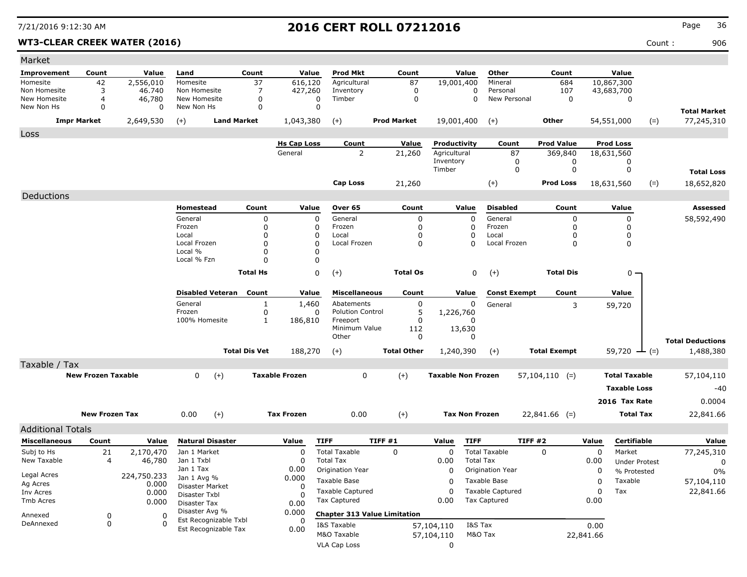# 2016 CERT ROLL 07212016

7/21/2016 9:12:30 AM

**WT3-CLEAR CREEK WATER (2016)**

Count : 906

## Market

| Improvement | Count | Value | Land | Count | Value | Prod Mkt | Count | Value | Other | Count | Value | | |
|---|---|---|---|---|---|---|---|---|---|---|---|---|---|
| Homesite | 42 | 2,556,010 | Homesite | 37 | 616,120 | Agricultural | 87 | 19,001,400 | Mineral | 684 | 10,867,300 | | |
| Non Homesite | 3 | 46.740 | Non Homesite | 7 | 427,260 | Inventory | 0 | 0 | Personal | 107 | 43,683,700 | | |
| New Homesite | 4 | 46,780 | New Homesite | 0 | 0 | Timber | 0 | 0 | New Personal | 0 | 0 | | |
| New Non Hs | 0 | 0 | New Non Hs | 0 | 0 | | | | | | | | **Total Market** |
| **Impr Market** | | 2,649,530 | (+) **Land Market** | | 1,043,380 | (+) **Prod Market** | | 19,001,400 | (+) **Other** | | 54,551,000 | (=) | 77,245,310 |

## Loss

| Hs Cap Loss | Count | Value | Productivity | Count | Prod Value | Prod Loss | | |
|---|---|---|---|---|---|---|---|---|
| General | 2 | 21,260 | Agricultural | 87 | 369,840 | 18,631,560 | | |
| | | | Inventory | 0 | 0 | 0 | | |
| | | | Timber | 0 | 0 | 0 | | **Total Loss** |
| **Cap Loss** | | 21,260 | (+) | | **Prod Loss** | 18,631,560 | (=) | 18,652,820 |

## Deductions

| Homestead | Count | Value | Over 65 | Count | Value | Disabled | Count | Value | Assessed |
|---|---|---|---|---|---|---|---|---|---|
| General | 0 | 0 | General | 0 | 0 | General | 0 | 0 | 58,592,490 |
| Frozen | 0 | 0 | Frozen | 0 | 0 | Frozen | 0 | 0 | |
| Local | 0 | 0 | Local | 0 | 0 | Local | 0 | 0 | |
| Local Frozen | 0 | 0 | Local Frozen | 0 | 0 | Local Frozen | 0 | 0 | |
| Local % | 0 | 0 | | | | | | | |
| Local % Fzn | 0 | 0 | | | | | | | |
| **Total Hs** | | 0 | (+) **Total Os** | | 0 | (+) **Total Dis** | | 0 | |

| Disabled Veteran | Count | Value | Miscellaneous | Count | Value | Const Exempt | Count | Value | | |
|---|---|---|---|---|---|---|---|---|---|---|
| General | 1 | 1,460 | Abatements | 0 | 0 | General | 3 | 59,720 | | |
| Frozen | 0 | 0 | Polution Control | 5 | 1,226,760 | | | | | |
| 100% Homesite | 1 | 186,810 | Freeport | 0 | 0 | | | | | |
| | | | Minimum Value | 112 | 13,630 | | | | | |
| | | | Other | 0 | 0 | | | | | **Total Deductions** |
| **Total Dis Vet** | | 188,270 | (+) **Total Other** | | 1,240,390 | (+) **Total Exempt** | | 59,720 | (=) | 1,488,380 |

## Taxable / Tax

| | | | | | | | |
|---|---|---|---|---|---|---|---|
| **New Frozen Taxable** | 0 | (+) **Taxable Frozen** | 0 | (+) **Taxable Non Frozen** | 57,104,110 (=) | **Total Taxable** | 57,104,110 |
| | | | | | | **Taxable Loss** | -40 |
| | | | | | | **2016 Tax Rate** | 0.0004 |
| **New Frozen Tax** | 0.00 | (+) **Tax Frozen** | 0.00 | (+) **Tax Non Frozen** | 22,841.66 (=) | **Total Tax** | 22,841.66 |

## Additional Totals

| Miscellaneous | Count | Value |
|---|---|---|
| Subj to Hs | 21 | 2,170,470 |
| New Taxable | 4 | 46,780 |
| Legal Acres | | 224,750.233 |
| Ag Acres | | 0.000 |
| Inv Acres | | 0.000 |
| Tmb Acres | | 0.000 |
| Annexed | 0 | 0 |
| DeAnnexed | 0 | 0 |

| Natural Disaster | Value |
|---|---|
| Jan 1 Market | 0 |
| Jan 1 Txbl | 0 |
| Jan 1 Tax | 0.00 |
| Jan 1 Avg % | 0.000 |
| Disaster Market | 0 |
| Disaster Txbl | 0 |
| Disaster Tax | 0.00 |
| Disaster Avg % | 0.000 |
| Est Recognizable Txbl | 0 |
| Est Recognizable Tax | 0.00 |

| TIFF | TIFF #1 | Value | TIFF | TIFF #2 | Value |
|---|---|---|---|---|---|
| Total Taxable | 0 | 0 | Total Taxable | 0 | 0 |
| Total Tax | | 0.00 | Total Tax | | 0.00 |
| Origination Year | | 0 | Origination Year | | 0 |
| Taxable Base | | 0 | Taxable Base | | 0 |
| Taxable Captured | | 0 | Taxable Captured | | 0 |
| Tax Captured | | 0.00 | Tax Captured | | 0.00 |

**Chapter 313 Value Limitation**

| | | | |
|---|---|---|---|
| I&S Taxable | 57,104,110 | I&S Tax | 0.00 |
| M&O Taxable | 57,104,110 | M&O Tax | 22,841.66 |
| VLA Cap Loss | 0 | | |

| Certifiable | Value |
|---|---|
| Market | 77,245,310 |
| Under Protest | 0 |
| % Protested | 0% |
| Taxable | 57,104,110 |
| Tax | 22,841.66 |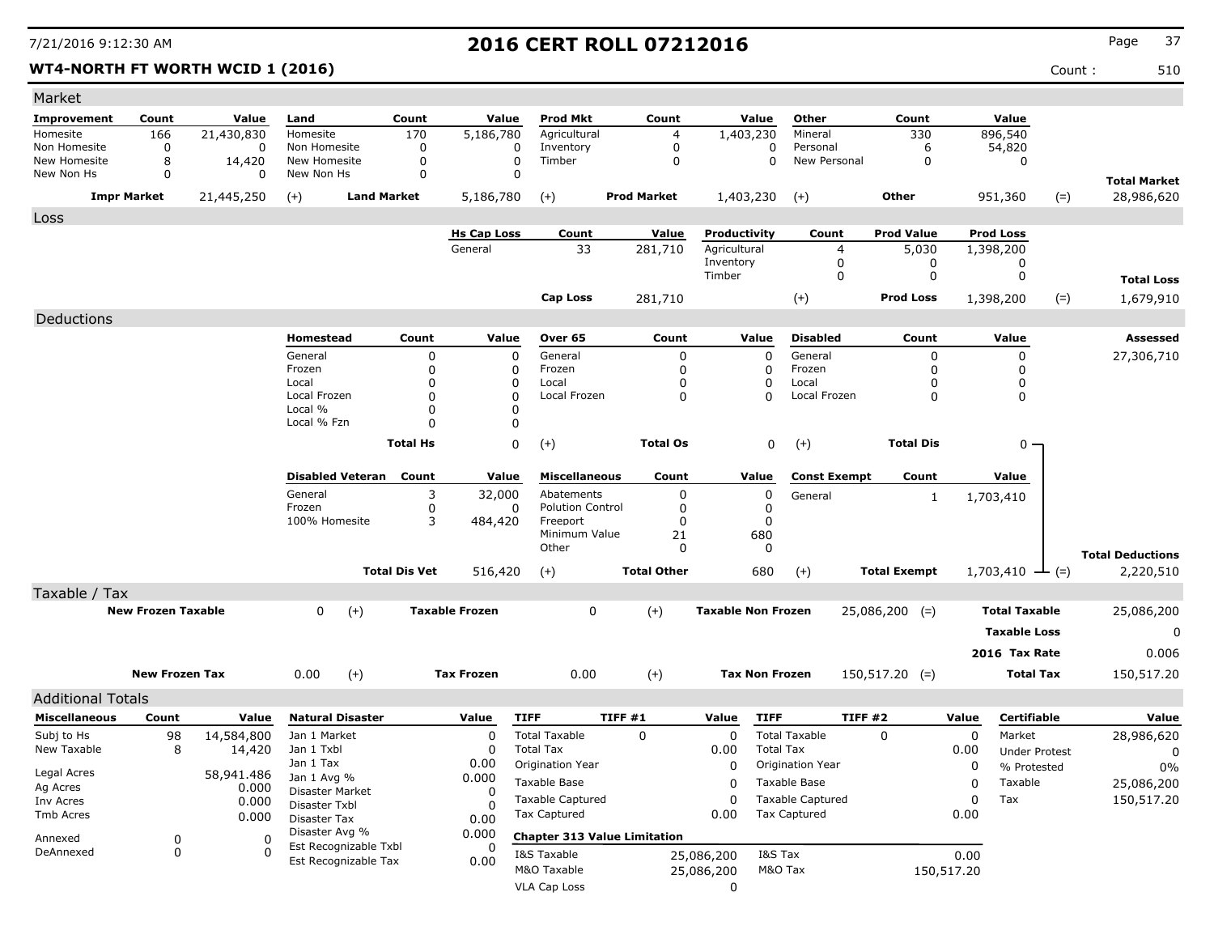# 2016 CERT ROLL 07212016

**WT4-NORTH FT WORTH WCID 1 (2016)**

Count : 510

## Market

| Improvement | Count | Value | Land | Count | Value | Prod Mkt | Count | Value | Other | Count | Value | | |
|---|---|---|---|---|---|---|---|---|---|---|---|---|---|
| Homesite | 166 | 21,430,830 | Homesite | 170 | 5,186,780 | Agricultural | 4 | 1,403,230 | Mineral | 330 | 896,540 | | |
| Non Homesite | 0 | 0 | Non Homesite | 0 | 0 | Inventory | 0 | 0 | Personal | 6 | 54,820 | | |
| New Homesite | 8 | 14,420 | New Homesite | 0 | 0 | Timber | 0 | 0 | New Personal | 0 | 0 | | |
| New Non Hs | 0 | 0 | New Non Hs | 0 | 0 | | | | | | | | **Total Market** |
| **Impr Market** | | 21,445,250 | (+) **Land Market** | | 5,186,780 | (+) **Prod Market** | | 1,403,230 | (+) **Other** | | 951,360 | (=) | 28,986,620 |

## Loss

| Hs Cap Loss | Count | Value | Productivity | Count | Prod Value | Prod Loss | | |
|---|---|---|---|---|---|---|---|---|
| General | 33 | 281,710 | Agricultural | 4 | 5,030 | 1,398,200 | | |
| | | | Inventory | 0 | 0 | 0 | | |
| | | | Timber | 0 | 0 | 0 | | **Total Loss** |
| **Cap Loss** | | 281,710 | (+) | | **Prod Loss** | 1,398,200 | (=) | 1,679,910 |

## Deductions

| Homestead | Count | Value | Over 65 | Count | Value | Disabled | Count | Value | Assessed |
|---|---|---|---|---|---|---|---|---|---|
| General | 0 | 0 | General | 0 | 0 | General | 0 | 0 | 27,306,710 |
| Frozen | 0 | 0 | Frozen | 0 | 0 | Frozen | 0 | 0 | |
| Local | 0 | 0 | Local | 0 | 0 | Local | 0 | 0 | |
| Local Frozen | 0 | 0 | Local Frozen | 0 | 0 | Local Frozen | 0 | 0 | |
| Local % | 0 | 0 | | | | | | | |
| Local % Fzn | 0 | 0 | | | | | | | |
| **Total Hs** | | 0 | (+) **Total Os** | | 0 | (+) **Total Dis** | | 0 | |

| Disabled Veteran | Count | Value | Miscellaneous | Count | Value | Const Exempt | Count | Value | | |
|---|---|---|---|---|---|---|---|---|---|---|
| General | 3 | 32,000 | Abatements | 0 | 0 | General | 1 | 1,703,410 | | |
| Frozen | 0 | 0 | Polution Control | 0 | 0 | | | | | |
| 100% Homesite | 3 | 484,420 | Freeport | 0 | 0 | | | | | |
| | | | Minimum Value | 21 | 680 | | | | | |
| | | | Other | 0 | 0 | | | | | **Total Deductions** |
| **Total Dis Vet** | | 516,420 | (+) **Total Other** | | 680 | (+) **Total Exempt** | | 1,703,410 | (=) | 2,220,510 |

## Taxable / Tax

| | | | | | | | |
|---|---|---|---|---|---|---|---|
| **New Frozen Taxable** | 0 | (+) **Taxable Frozen** | 0 | (+) **Taxable Non Frozen** | 25,086,200 | (=) **Total Taxable** | 25,086,200 |
| | | | | | | **Taxable Loss** | 0 |
| | | | | | | **2016 Tax Rate** | 0.006 |
| **New Frozen Tax** | 0.00 | (+) **Tax Frozen** | 0.00 | (+) **Tax Non Frozen** | 150,517.20 | (=) **Total Tax** | 150,517.20 |

## Additional Totals

| Miscellaneous | Count | Value |
|---|---|---|
| Subj to Hs | 98 | 14,584,800 |
| New Taxable | 8 | 14,420 |
| Legal Acres | | 58,941.486 |
| Ag Acres | | 0.000 |
| Inv Acres | | 0.000 |
| Tmb Acres | | 0.000 |
| Annexed | 0 | 0 |
| DeAnnexed | 0 | 0 |

| Natural Disaster | Value |
|---|---|
| Jan 1 Market | 0 |
| Jan 1 Txbl | 0 |
| Jan 1 Tax | 0.00 |
| Jan 1 Avg % | 0.000 |
| Disaster Market | 0 |
| Disaster Txbl | 0 |
| Disaster Tax | 0.00 |
| Disaster Avg % | 0.000 |
| Est Recognizable Txbl | 0 |
| Est Recognizable Tax | 0.00 |

| TIFF | TIFF #1 | Value | TIFF | TIFF #2 | Value |
|---|---|---|---|---|---|
| Total Taxable | 0 | 0 | Total Taxable | 0 | 0 |
| Total Tax | | 0.00 | Total Tax | | 0.00 |
| Origination Year | | 0 | Origination Year | | 0 |
| Taxable Base | | 0 | Taxable Base | | 0 |
| Taxable Captured | | 0 | Taxable Captured | | 0 |
| Tax Captured | | 0.00 | Tax Captured | | 0.00 |

**Chapter 313 Value Limitation**

| | | | |
|---|---|---|---|
| I&S Taxable | 25,086,200 | I&S Tax | 0.00 |
| M&O Taxable | 25,086,200 | M&O Tax | 150,517.20 |
| VLA Cap Loss | 0 | | |

| Certifiable | Value |
|---|---|
| Market | 28,986,620 |
| Under Protest | 0 |
| % Protested | 0% |
| Taxable | 25,086,200 |
| Tax | 150,517.20 |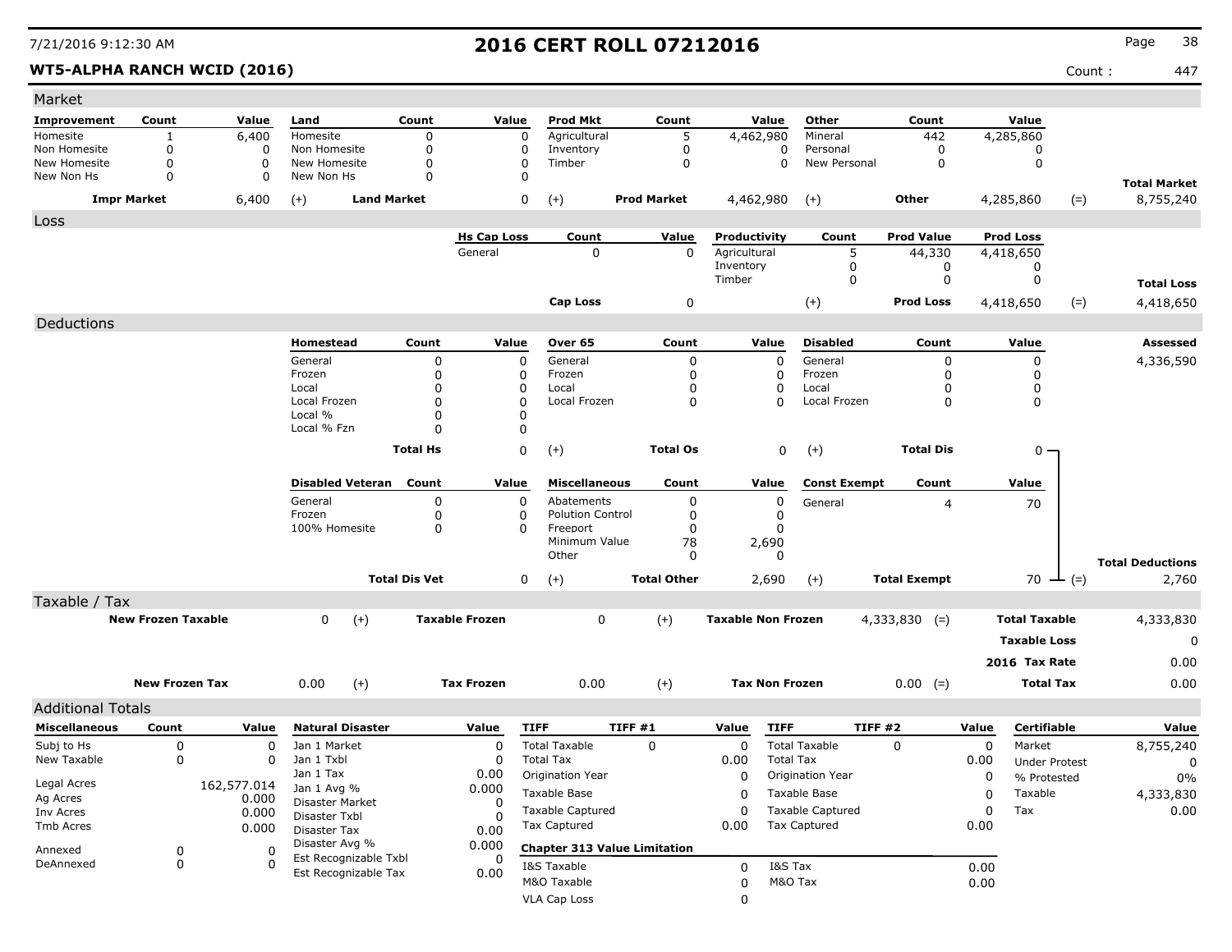# 2016 CERT ROLL 07212016

**WT5-ALPHA RANCH WCID (2016)** Count : 447

## Market

| Improvement | Count | Value | Land | Count | Value | Prod Mkt | Count | Value | Other | Count | Value | | |
|---|---|---|---|---|---|---|---|---|---|---|---|---|---|
| Homesite | 1 | 6,400 | Homesite | 0 | 0 | Agricultural | 5 | 4,462,980 | Mineral | 442 | 4,285,860 | | |
| Non Homesite | 0 | 0 | Non Homesite | 0 | 0 | Inventory | 0 | 0 | Personal | 0 | 0 | | |
| New Homesite | 0 | 0 | New Homesite | 0 | 0 | Timber | 0 | 0 | New Personal | 0 | 0 | | |
| New Non Hs | 0 | 0 | New Non Hs | 0 | 0 | | | | | | | | **Total Market** |
| **Impr Market** | | 6,400 | (+) **Land Market** | | 0 | (+) **Prod Market** | | 4,462,980 | (+) **Other** | | 4,285,860 | (=) | 8,755,240 |

## Loss

| Hs Cap Loss | Count | Value | Productivity | Count | Prod Value | Prod Loss | | |
|---|---|---|---|---|---|---|---|---|
| General | 0 | 0 | Agricultural | 5 | 44,330 | 4,418,650 | | |
| | | | Inventory | 0 | 0 | 0 | | |
| | | | Timber | 0 | 0 | 0 | | **Total Loss** |
| **Cap Loss** | | 0 | (+) | | **Prod Loss** | 4,418,650 | (=) | 4,418,650 |

## Deductions

| Homestead | Count | Value | Over 65 | Count | Value | Disabled | Count | Value | Assessed |
|---|---|---|---|---|---|---|---|---|---|
| General | 0 | 0 | General | 0 | 0 | General | 0 | 0 | 4,336,590 |
| Frozen | 0 | 0 | Frozen | 0 | 0 | Frozen | 0 | 0 | |
| Local | 0 | 0 | Local | 0 | 0 | Local | 0 | 0 | |
| Local Frozen | 0 | 0 | Local Frozen | 0 | 0 | Local Frozen | 0 | 0 | |
| Local % | 0 | 0 | | | | | | | |
| Local % Fzn | 0 | 0 | | | | | | | |
| **Total Hs** | | 0 | (+) **Total Os** | | 0 | (+) **Total Dis** | | 0 | |

| Disabled Veteran | Count | Value | Miscellaneous | Count | Value | Const Exempt | Count | Value | | |
|---|---|---|---|---|---|---|---|---|---|---|
| General | 0 | 0 | Abatements | 0 | 0 | General | 4 | 70 | | |
| Frozen | 0 | 0 | Polution Control | 0 | 0 | | | | | |
| 100% Homesite | 0 | 0 | Freeport | 0 | 0 | | | | | |
| | | | Minimum Value | 78 | 2,690 | | | | | |
| | | | Other | 0 | 0 | | | | | **Total Deductions** |
| **Total Dis Vet** | | 0 | (+) **Total Other** | | 2,690 | (+) **Total Exempt** | | 70 | (=) | 2,760 |

## Taxable / Tax

| New Frozen Taxable | | Taxable Frozen | | Taxable Non Frozen | | | |
|---|---|---|---|---|---|---|---|
| 0 | (+) | 0 | (+) | 4,333,830 | (=) | **Total Taxable** | 4,333,830 |
| | | | | | | **Taxable Loss** | 0 |
| | | | | | | **2016 Tax Rate** | 0.00 |
| **New Frozen Tax** 0.00 | (+) | **Tax Frozen** 0.00 | (+) | **Tax Non Frozen** 0.00 | (=) | **Total Tax** | 0.00 |

## Additional Totals

| Miscellaneous | Count | Value | Natural Disaster | Value | TIFF | TIFF #1 | Value | TIFF | TIFF #2 | Value | Certifiable | Value |
|---|---|---|---|---|---|---|---|---|---|---|---|---|
| Subj to Hs | 0 | 0 | Jan 1 Market | 0 | Total Taxable | 0 | 0 | Total Taxable | 0 | 0 | Market | 8,755,240 |
| New Taxable | 0 | 0 | Jan 1 Txbl | 0 | Total Tax | | 0.00 | Total Tax | | 0.00 | Under Protest | 0 |
| | | | Jan 1 Tax | 0.00 | Origination Year | | 0 | Origination Year | | 0 | % Protested | 0% |
| Legal Acres | | 162,577.014 | Jan 1 Avg % | 0.000 | Taxable Base | | 0 | Taxable Base | | 0 | Taxable | 4,333,830 |
| Ag Acres | | 0.000 | Disaster Market | 0 | Taxable Captured | | 0 | Taxable Captured | | 0 | Tax | 0.00 |
| Inv Acres | | 0.000 | Disaster Txbl | 0 | Tax Captured | | 0.00 | Tax Captured | | 0.00 | | |
| Tmb Acres | | 0.000 | Disaster Tax | 0.00 | | | | | | | | |
| Annexed | 0 | 0 | Disaster Avg % | 0.000 | **Chapter 313 Value Limitation** | | | | | | | |
| DeAnnexed | 0 | 0 | Est Recognizable Txbl | 0 | I&S Taxable | | 0 | I&S Tax | | 0.00 | | |
| | | | Est Recognizable Tax | 0.00 | M&O Taxable | | 0 | M&O Tax | | 0.00 | | |
| | | | | | VLA Cap Loss | | 0 | | | | | |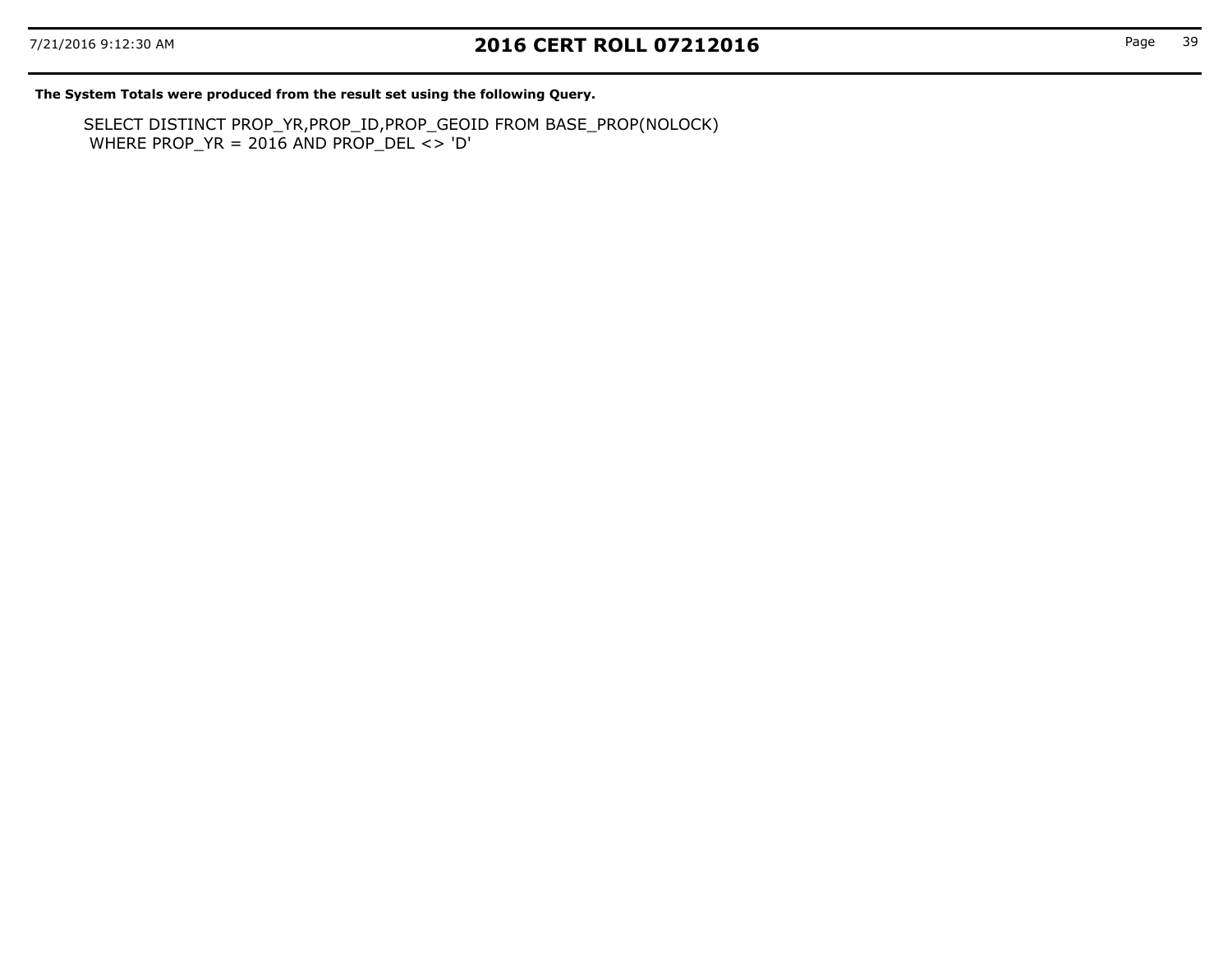**The System Totals were produced from the result set using the following Query.**

```
SELECT DISTINCT PROP_YR,PROP_ID,PROP_GEOID FROM BASE_PROP(NOLOCK)
 WHERE PROP_YR = 2016 AND PROP_DEL <> 'D'
```